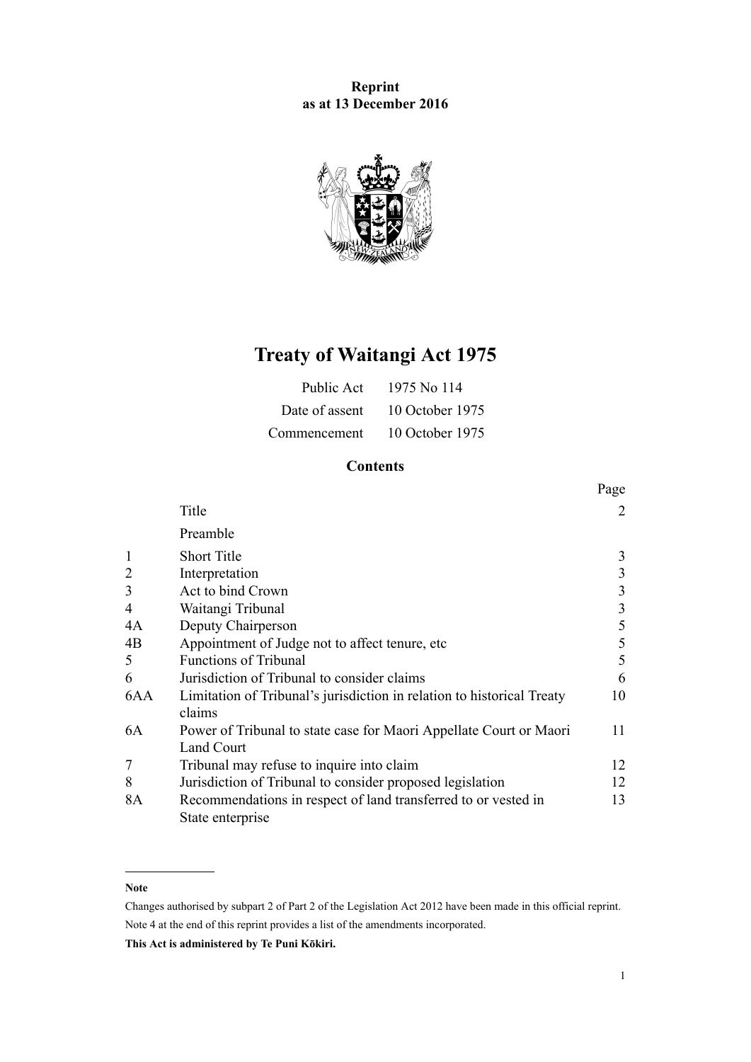**Reprint**
**as at 13 December 2016**

# Treaty of Waitangi Act 1975

| | |
|---|---|
| Public Act | 1975 No 114 |
| Date of assent | 10 October 1975 |
| Commencement | 10 October 1975 |

## Contents

| | | Page |
|---|---|---|
| | Title | 2 |
| | Preamble | |
| 1 | Short Title | 3 |
| 2 | Interpretation | 3 |
| 3 | Act to bind Crown | 3 |
| 4 | Waitangi Tribunal | 3 |
| 4A | Deputy Chairperson | 5 |
| 4B | Appointment of Judge not to affect tenure, etc | 5 |
| 5 | Functions of Tribunal | 5 |
| 6 | Jurisdiction of Tribunal to consider claims | 6 |
| 6AA | Limitation of Tribunal's jurisdiction in relation to historical Treaty claims | 10 |
| 6A | Power of Tribunal to state case for Maori Appellate Court or Maori Land Court | 11 |
| 7 | Tribunal may refuse to inquire into claim | 12 |
| 8 | Jurisdiction of Tribunal to consider proposed legislation | 12 |
| 8A | Recommendations in respect of land transferred to or vested in State enterprise | 13 |

**Note**

Changes authorised by subpart 2 of Part 2 of the Legislation Act 2012 have been made in this official reprint.

Note 4 at the end of this reprint provides a list of the amendments incorporated.

**This Act is administered by Te Puni Kōkiri.**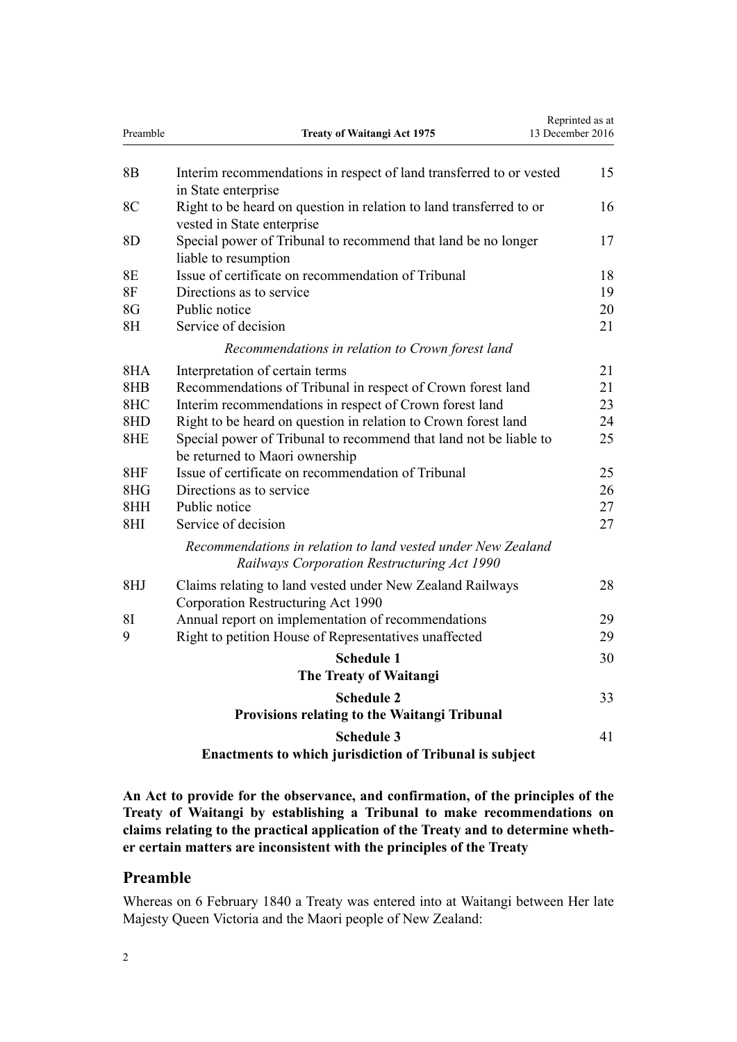| | | |
|---|---|---|
| 8B | Interim recommendations in respect of land transferred to or vested in State enterprise | 15 |
| 8C | Right to be heard on question in relation to land transferred to or vested in State enterprise | 16 |
| 8D | Special power of Tribunal to recommend that land be no longer liable to resumption | 17 |
| 8E | Issue of certificate on recommendation of Tribunal | 18 |
| 8F | Directions as to service | 19 |
| 8G | Public notice | 20 |
| 8H | Service of decision | 21 |
| | *Recommendations in relation to Crown forest land* | |
| 8HA | Interpretation of certain terms | 21 |
| 8HB | Recommendations of Tribunal in respect of Crown forest land | 21 |
| 8HC | Interim recommendations in respect of Crown forest land | 23 |
| 8HD | Right to be heard on question in relation to Crown forest land | 24 |
| 8HE | Special power of Tribunal to recommend that land not be liable to be returned to Maori ownership | 25 |
| 8HF | Issue of certificate on recommendation of Tribunal | 25 |
| 8HG | Directions as to service | 26 |
| 8HH | Public notice | 27 |
| 8HI | Service of decision | 27 |
| | *Recommendations in relation to land vested under New Zealand Railways Corporation Restructuring Act 1990* | |
| 8HJ | Claims relating to land vested under New Zealand Railways Corporation Restructuring Act 1990 | 28 |
| 8I | Annual report on implementation of recommendations | 29 |
| 9 | Right to petition House of Representatives unaffected | 29 |
| | **Schedule 1** **The Treaty of Waitangi** | 30 |
| | **Schedule 2** **Provisions relating to the Waitangi Tribunal** | 33 |
| | **Schedule 3** **Enactments to which jurisdiction of Tribunal is subject** | 41 |

**An Act to provide for the observance, and confirmation, of the principles of the Treaty of Waitangi by establishing a Tribunal to make recommendations on claims relating to the practical application of the Treaty and to determine whether certain matters are inconsistent with the principles of the Treaty**

## Preamble

Whereas on 6 February 1840 a Treaty was entered into at Waitangi between Her late Majesty Queen Victoria and the Maori people of New Zealand: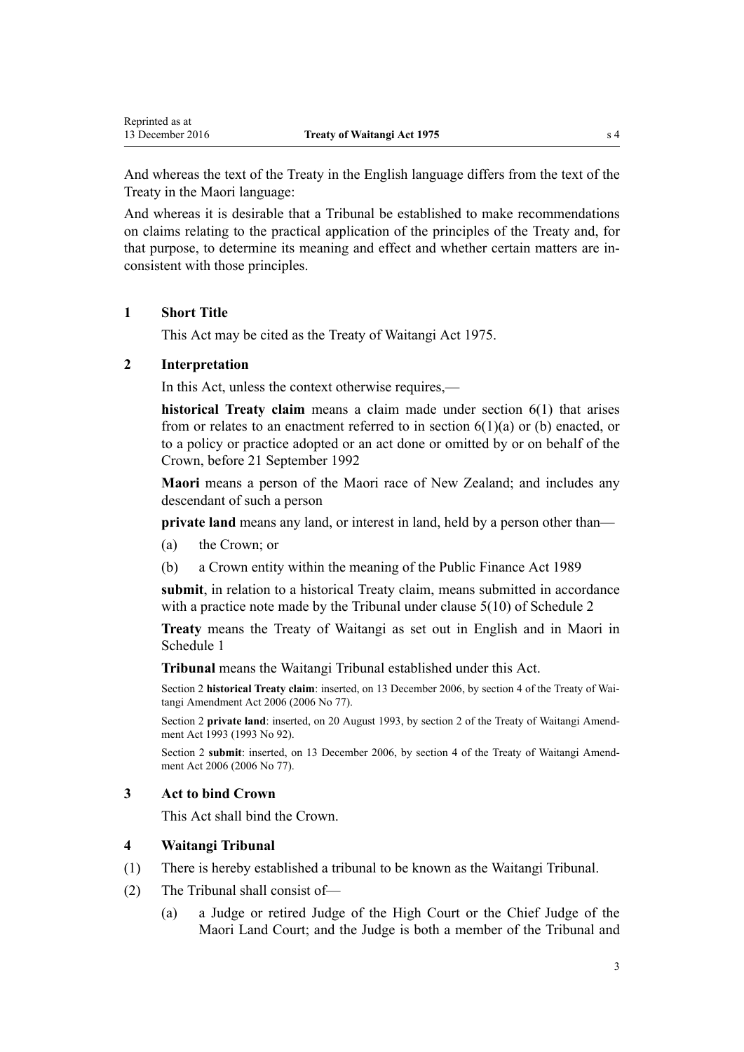And whereas the text of the Treaty in the English language differs from the text of the Treaty in the Maori language:

And whereas it is desirable that a Tribunal be established to make recommendations on claims relating to the practical application of the principles of the Treaty and, for that purpose, to determine its meaning and effect and whether certain matters are inconsistent with those principles.

### 1 Short Title

This Act may be cited as the Treaty of Waitangi Act 1975.

### 2 Interpretation

In this Act, unless the context otherwise requires,—

**historical Treaty claim** means a claim made under section 6(1) that arises from or relates to an enactment referred to in section 6(1)(a) or (b) enacted, or to a policy or practice adopted or an act done or omitted by or on behalf of the Crown, before 21 September 1992

**Maori** means a person of the Maori race of New Zealand; and includes any descendant of such a person

**private land** means any land, or interest in land, held by a person other than—

(a) the Crown; or

(b) a Crown entity within the meaning of the Public Finance Act 1989

**submit**, in relation to a historical Treaty claim, means submitted in accordance with a practice note made by the Tribunal under clause 5(10) of Schedule 2

**Treaty** means the Treaty of Waitangi as set out in English and in Maori in Schedule 1

**Tribunal** means the Waitangi Tribunal established under this Act.

Section 2 **historical Treaty claim**: inserted, on 13 December 2006, by section 4 of the Treaty of Waitangi Amendment Act 2006 (2006 No 77).

Section 2 **private land**: inserted, on 20 August 1993, by section 2 of the Treaty of Waitangi Amendment Act 1993 (1993 No 92).

Section 2 **submit**: inserted, on 13 December 2006, by section 4 of the Treaty of Waitangi Amendment Act 2006 (2006 No 77).

### 3 Act to bind Crown

This Act shall bind the Crown.

### 4 Waitangi Tribunal

(1) There is hereby established a tribunal to be known as the Waitangi Tribunal.

(2) The Tribunal shall consist of—

(a) a Judge or retired Judge of the High Court or the Chief Judge of the Maori Land Court; and the Judge is both a member of the Tribunal and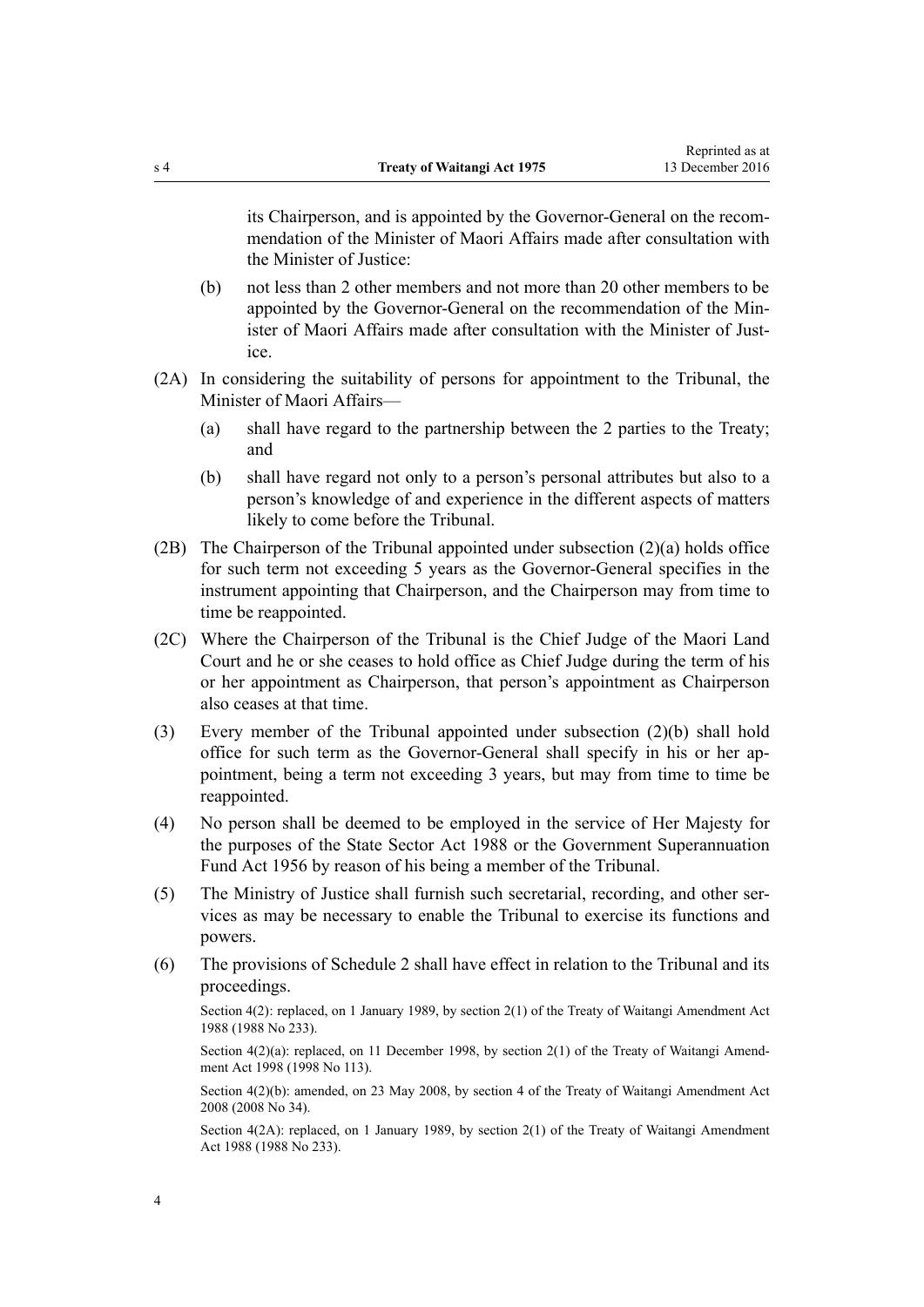its Chairperson, and is appointed by the Governor-General on the recommendation of the Minister of Maori Affairs made after consultation with the Minister of Justice:

(b) not less than 2 other members and not more than 20 other members to be appointed by the Governor-General on the recommendation of the Minister of Maori Affairs made after consultation with the Minister of Justice.

(2A) In considering the suitability of persons for appointment to the Tribunal, the Minister of Maori Affairs—

(a) shall have regard to the partnership between the 2 parties to the Treaty; and

(b) shall have regard not only to a person's personal attributes but also to a person's knowledge of and experience in the different aspects of matters likely to come before the Tribunal.

(2B) The Chairperson of the Tribunal appointed under subsection (2)(a) holds office for such term not exceeding 5 years as the Governor-General specifies in the instrument appointing that Chairperson, and the Chairperson may from time to time be reappointed.

(2C) Where the Chairperson of the Tribunal is the Chief Judge of the Maori Land Court and he or she ceases to hold office as Chief Judge during the term of his or her appointment as Chairperson, that person's appointment as Chairperson also ceases at that time.

(3) Every member of the Tribunal appointed under subsection (2)(b) shall hold office for such term as the Governor-General shall specify in his or her appointment, being a term not exceeding 3 years, but may from time to time be reappointed.

(4) No person shall be deemed to be employed in the service of Her Majesty for the purposes of the State Sector Act 1988 or the Government Superannuation Fund Act 1956 by reason of his being a member of the Tribunal.

(5) The Ministry of Justice shall furnish such secretarial, recording, and other services as may be necessary to enable the Tribunal to exercise its functions and powers.

(6) The provisions of Schedule 2 shall have effect in relation to the Tribunal and its proceedings.

Section 4(2): replaced, on 1 January 1989, by section 2(1) of the Treaty of Waitangi Amendment Act 1988 (1988 No 233).

Section 4(2)(a): replaced, on 11 December 1998, by section 2(1) of the Treaty of Waitangi Amendment Act 1998 (1998 No 113).

Section 4(2)(b): amended, on 23 May 2008, by section 4 of the Treaty of Waitangi Amendment Act 2008 (2008 No 34).

Section 4(2A): replaced, on 1 January 1989, by section 2(1) of the Treaty of Waitangi Amendment Act 1988 (1988 No 233).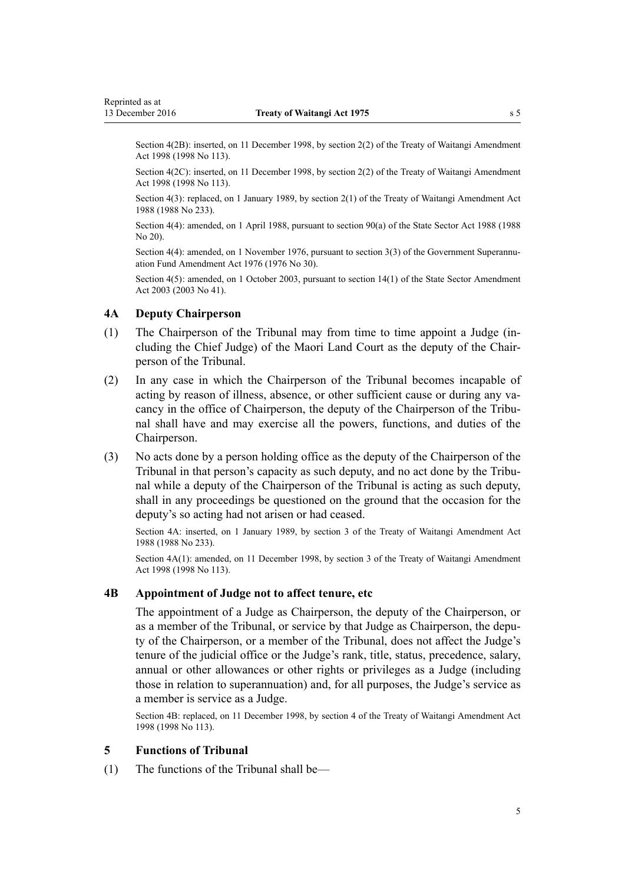Section 4(2B): inserted, on 11 December 1998, by section 2(2) of the Treaty of Waitangi Amendment Act 1998 (1998 No 113).

Section 4(2C): inserted, on 11 December 1998, by section 2(2) of the Treaty of Waitangi Amendment Act 1998 (1998 No 113).

Section 4(3): replaced, on 1 January 1989, by section 2(1) of the Treaty of Waitangi Amendment Act 1988 (1988 No 233).

Section 4(4): amended, on 1 April 1988, pursuant to section 90(a) of the State Sector Act 1988 (1988 No 20).

Section 4(4): amended, on 1 November 1976, pursuant to section 3(3) of the Government Superannuation Fund Amendment Act 1976 (1976 No 30).

Section 4(5): amended, on 1 October 2003, pursuant to section 14(1) of the State Sector Amendment Act 2003 (2003 No 41).

### 4A Deputy Chairperson

(1) The Chairperson of the Tribunal may from time to time appoint a Judge (including the Chief Judge) of the Maori Land Court as the deputy of the Chairperson of the Tribunal.

(2) In any case in which the Chairperson of the Tribunal becomes incapable of acting by reason of illness, absence, or other sufficient cause or during any vacancy in the office of Chairperson, the deputy of the Chairperson of the Tribunal shall have and may exercise all the powers, functions, and duties of the Chairperson.

(3) No acts done by a person holding office as the deputy of the Chairperson of the Tribunal in that person's capacity as such deputy, and no act done by the Tribunal while a deputy of the Chairperson of the Tribunal is acting as such deputy, shall in any proceedings be questioned on the ground that the occasion for the deputy's so acting had not arisen or had ceased.

Section 4A: inserted, on 1 January 1989, by section 3 of the Treaty of Waitangi Amendment Act 1988 (1988 No 233).

Section 4A(1): amended, on 11 December 1998, by section 3 of the Treaty of Waitangi Amendment Act 1998 (1998 No 113).

### 4B Appointment of Judge not to affect tenure, etc

The appointment of a Judge as Chairperson, the deputy of the Chairperson, or as a member of the Tribunal, or service by that Judge as Chairperson, the deputy of the Chairperson, or a member of the Tribunal, does not affect the Judge's tenure of the judicial office or the Judge's rank, title, status, precedence, salary, annual or other allowances or other rights or privileges as a Judge (including those in relation to superannuation) and, for all purposes, the Judge's service as a member is service as a Judge.

Section 4B: replaced, on 11 December 1998, by section 4 of the Treaty of Waitangi Amendment Act 1998 (1998 No 113).

### 5 Functions of Tribunal

(1) The functions of the Tribunal shall be—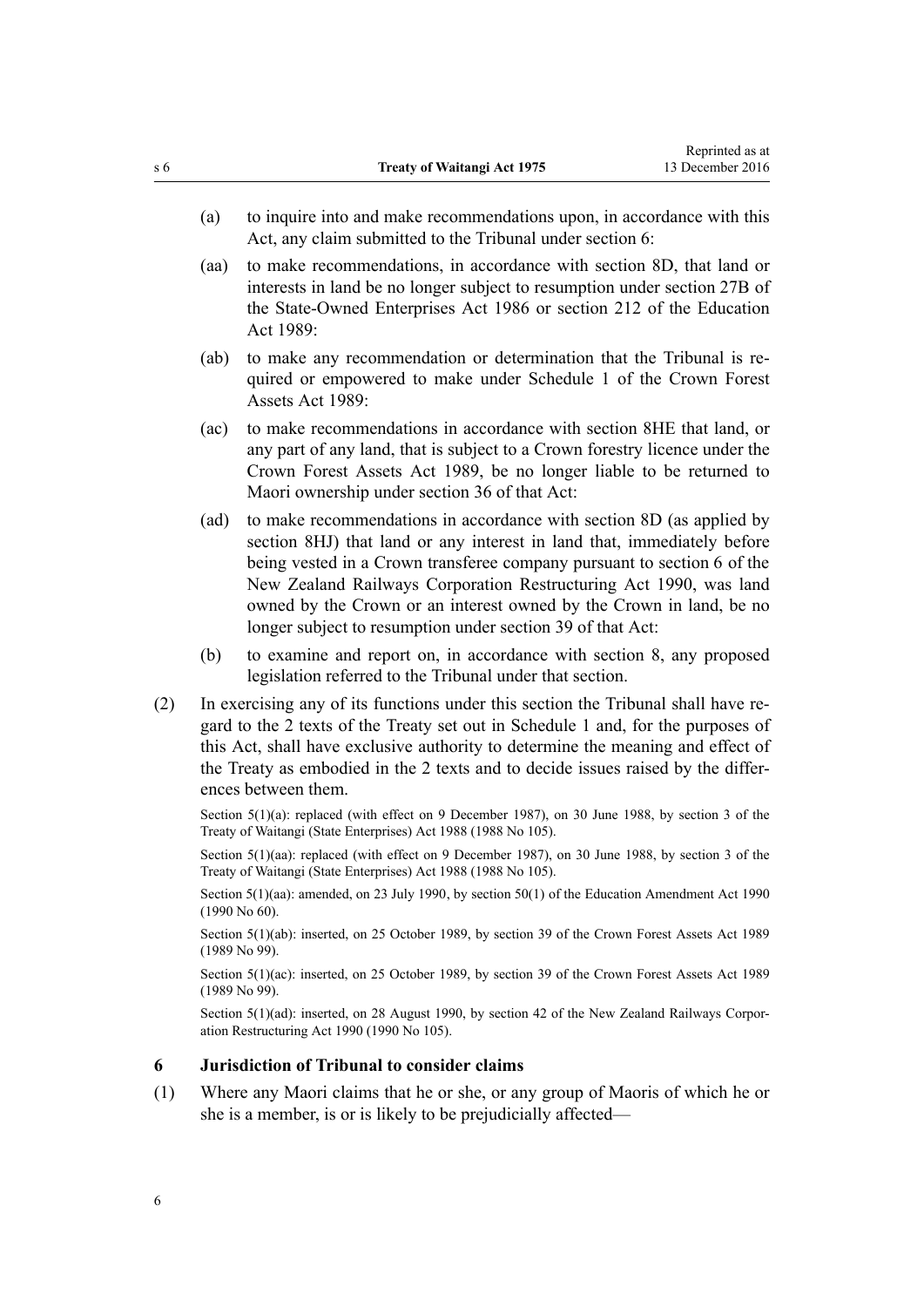(a) to inquire into and make recommendations upon, in accordance with this Act, any claim submitted to the Tribunal under section 6:

(aa) to make recommendations, in accordance with section 8D, that land or interests in land be no longer subject to resumption under section 27B of the State-Owned Enterprises Act 1986 or section 212 of the Education Act 1989:

(ab) to make any recommendation or determination that the Tribunal is required or empowered to make under Schedule 1 of the Crown Forest Assets Act 1989:

(ac) to make recommendations in accordance with section 8HE that land, or any part of any land, that is subject to a Crown forestry licence under the Crown Forest Assets Act 1989, be no longer liable to be returned to Maori ownership under section 36 of that Act:

(ad) to make recommendations in accordance with section 8D (as applied by section 8HJ) that land or any interest in land that, immediately before being vested in a Crown transferee company pursuant to section 6 of the New Zealand Railways Corporation Restructuring Act 1990, was land owned by the Crown or an interest owned by the Crown in land, be no longer subject to resumption under section 39 of that Act:

(b) to examine and report on, in accordance with section 8, any proposed legislation referred to the Tribunal under that section.

(2) In exercising any of its functions under this section the Tribunal shall have regard to the 2 texts of the Treaty set out in Schedule 1 and, for the purposes of this Act, shall have exclusive authority to determine the meaning and effect of the Treaty as embodied in the 2 texts and to decide issues raised by the differences between them.

Section 5(1)(a): replaced (with effect on 9 December 1987), on 30 June 1988, by section 3 of the Treaty of Waitangi (State Enterprises) Act 1988 (1988 No 105).

Section 5(1)(aa): replaced (with effect on 9 December 1987), on 30 June 1988, by section 3 of the Treaty of Waitangi (State Enterprises) Act 1988 (1988 No 105).

Section 5(1)(aa): amended, on 23 July 1990, by section 50(1) of the Education Amendment Act 1990 (1990 No 60).

Section 5(1)(ab): inserted, on 25 October 1989, by section 39 of the Crown Forest Assets Act 1989 (1989 No 99).

Section 5(1)(ac): inserted, on 25 October 1989, by section 39 of the Crown Forest Assets Act 1989 (1989 No 99).

Section 5(1)(ad): inserted, on 28 August 1990, by section 42 of the New Zealand Railways Corporation Restructuring Act 1990 (1990 No 105).

### 6 Jurisdiction of Tribunal to consider claims

(1) Where any Maori claims that he or she, or any group of Maoris of which he or she is a member, is or is likely to be prejudicially affected—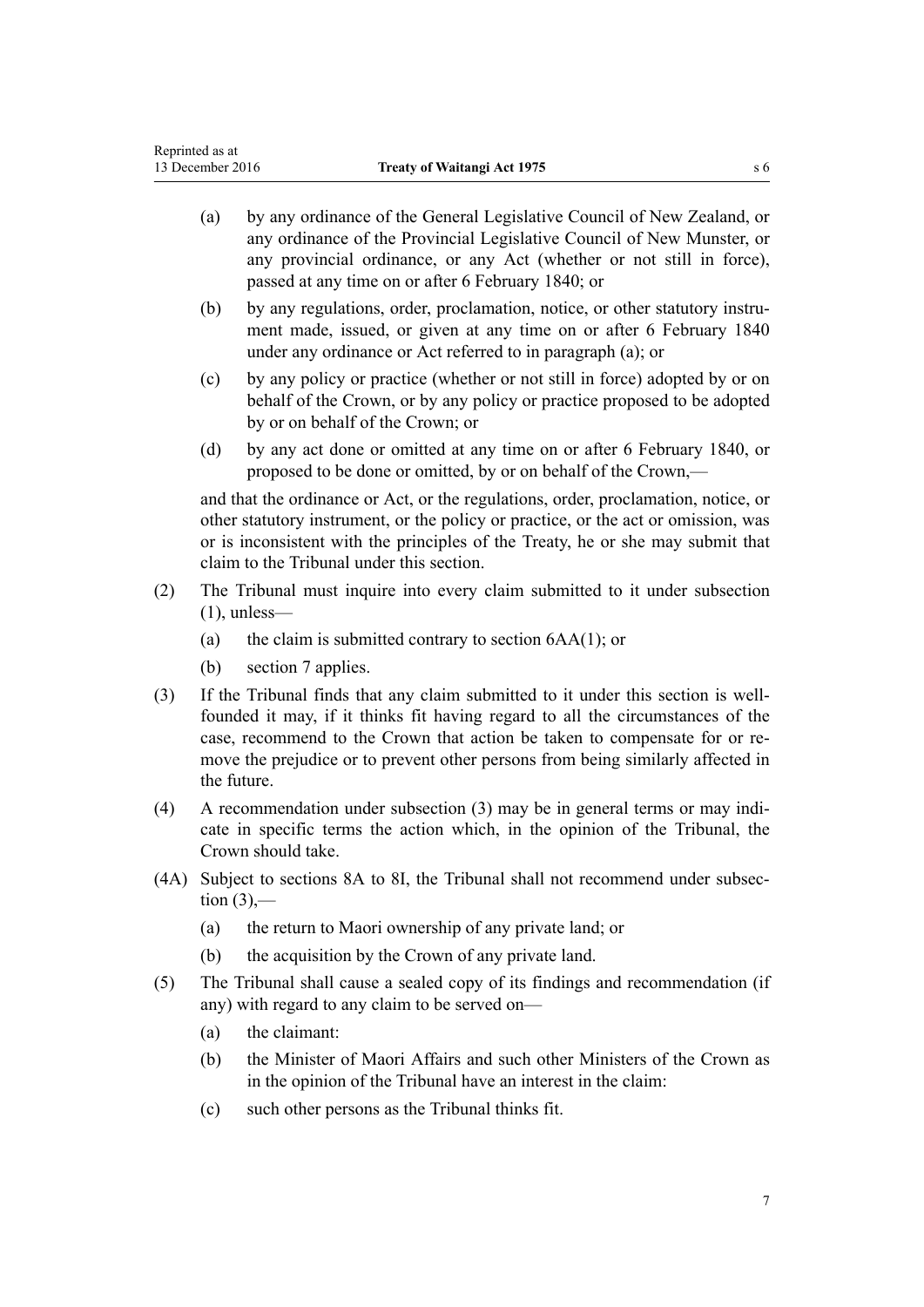- (a) by any ordinance of the General Legislative Council of New Zealand, or any ordinance of the Provincial Legislative Council of New Munster, or any provincial ordinance, or any Act (whether or not still in force), passed at any time on or after 6 February 1840; or
- (b) by any regulations, order, proclamation, notice, or other statutory instrument made, issued, or given at any time on or after 6 February 1840 under any ordinance or Act referred to in paragraph (a); or
- (c) by any policy or practice (whether or not still in force) adopted by or on behalf of the Crown, or by any policy or practice proposed to be adopted by or on behalf of the Crown; or
- (d) by any act done or omitted at any time on or after 6 February 1840, or proposed to be done or omitted, by or on behalf of the Crown,—

and that the ordinance or Act, or the regulations, order, proclamation, notice, or other statutory instrument, or the policy or practice, or the act or omission, was or is inconsistent with the principles of the Treaty, he or she may submit that claim to the Tribunal under this section.

(2) The Tribunal must inquire into every claim submitted to it under subsection (1), unless—

- (a) the claim is submitted contrary to section 6AA(1); or
- (b) section 7 applies.

(3) If the Tribunal finds that any claim submitted to it under this section is well-founded it may, if it thinks fit having regard to all the circumstances of the case, recommend to the Crown that action be taken to compensate for or remove the prejudice or to prevent other persons from being similarly affected in the future.

(4) A recommendation under subsection (3) may be in general terms or may indicate in specific terms the action which, in the opinion of the Tribunal, the Crown should take.

(4A) Subject to sections 8A to 8I, the Tribunal shall not recommend under subsection (3),—

- (a) the return to Maori ownership of any private land; or
- (b) the acquisition by the Crown of any private land.

(5) The Tribunal shall cause a sealed copy of its findings and recommendation (if any) with regard to any claim to be served on—

- (a) the claimant:
- (b) the Minister of Maori Affairs and such other Ministers of the Crown as in the opinion of the Tribunal have an interest in the claim:
- (c) such other persons as the Tribunal thinks fit.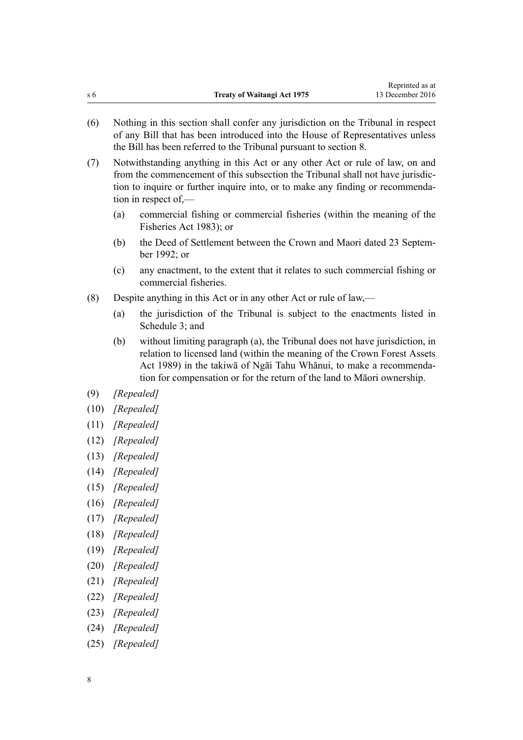(6) Nothing in this section shall confer any jurisdiction on the Tribunal in respect of any Bill that has been introduced into the House of Representatives unless the Bill has been referred to the Tribunal pursuant to section 8.

(7) Notwithstanding anything in this Act or any other Act or rule of law, on and from the commencement of this subsection the Tribunal shall not have jurisdiction to inquire or further inquire into, or to make any finding or recommendation in respect of,—

  (a) commercial fishing or commercial fisheries (within the meaning of the Fisheries Act 1983); or

  (b) the Deed of Settlement between the Crown and Maori dated 23 September 1992; or

  (c) any enactment, to the extent that it relates to such commercial fishing or commercial fisheries.

(8) Despite anything in this Act or in any other Act or rule of law,—

  (a) the jurisdiction of the Tribunal is subject to the enactments listed in Schedule 3; and

  (b) without limiting paragraph (a), the Tribunal does not have jurisdiction, in relation to licensed land (within the meaning of the Crown Forest Assets Act 1989) in the takiwā of Ngāi Tahu Whānui, to make a recommendation for compensation or for the return of the land to Māori ownership.

(9) *[Repealed]*

(10) *[Repealed]*

(11) *[Repealed]*

(12) *[Repealed]*

(13) *[Repealed]*

(14) *[Repealed]*

(15) *[Repealed]*

(16) *[Repealed]*

(17) *[Repealed]*

(18) *[Repealed]*

(19) *[Repealed]*

(20) *[Repealed]*

(21) *[Repealed]*

(22) *[Repealed]*

(23) *[Repealed]*

(24) *[Repealed]*

(25) *[Repealed]*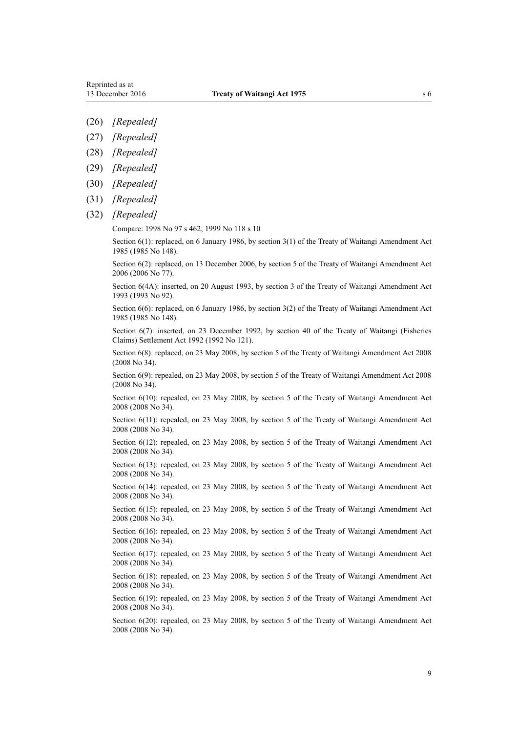(26) *[Repealed]*

(27) *[Repealed]*

(28) *[Repealed]*

(29) *[Repealed]*

(30) *[Repealed]*

(31) *[Repealed]*

(32) *[Repealed]*

Compare: 1998 No 97 s 462; 1999 No 118 s 10

Section 6(1): replaced, on 6 January 1986, by section 3(1) of the Treaty of Waitangi Amendment Act 1985 (1985 No 148).

Section 6(2): replaced, on 13 December 2006, by section 5 of the Treaty of Waitangi Amendment Act 2006 (2006 No 77).

Section 6(4A): inserted, on 20 August 1993, by section 3 of the Treaty of Waitangi Amendment Act 1993 (1993 No 92).

Section 6(6): replaced, on 6 January 1986, by section 3(2) of the Treaty of Waitangi Amendment Act 1985 (1985 No 148).

Section 6(7): inserted, on 23 December 1992, by section 40 of the Treaty of Waitangi (Fisheries Claims) Settlement Act 1992 (1992 No 121).

Section 6(8): replaced, on 23 May 2008, by section 5 of the Treaty of Waitangi Amendment Act 2008 (2008 No 34).

Section 6(9): repealed, on 23 May 2008, by section 5 of the Treaty of Waitangi Amendment Act 2008 (2008 No 34).

Section 6(10): repealed, on 23 May 2008, by section 5 of the Treaty of Waitangi Amendment Act 2008 (2008 No 34).

Section 6(11): repealed, on 23 May 2008, by section 5 of the Treaty of Waitangi Amendment Act 2008 (2008 No 34).

Section 6(12): repealed, on 23 May 2008, by section 5 of the Treaty of Waitangi Amendment Act 2008 (2008 No 34).

Section 6(13): repealed, on 23 May 2008, by section 5 of the Treaty of Waitangi Amendment Act 2008 (2008 No 34).

Section 6(14): repealed, on 23 May 2008, by section 5 of the Treaty of Waitangi Amendment Act 2008 (2008 No 34).

Section 6(15): repealed, on 23 May 2008, by section 5 of the Treaty of Waitangi Amendment Act 2008 (2008 No 34).

Section 6(16): repealed, on 23 May 2008, by section 5 of the Treaty of Waitangi Amendment Act 2008 (2008 No 34).

Section 6(17): repealed, on 23 May 2008, by section 5 of the Treaty of Waitangi Amendment Act 2008 (2008 No 34).

Section 6(18): repealed, on 23 May 2008, by section 5 of the Treaty of Waitangi Amendment Act 2008 (2008 No 34).

Section 6(19): repealed, on 23 May 2008, by section 5 of the Treaty of Waitangi Amendment Act 2008 (2008 No 34).

Section 6(20): repealed, on 23 May 2008, by section 5 of the Treaty of Waitangi Amendment Act 2008 (2008 No 34).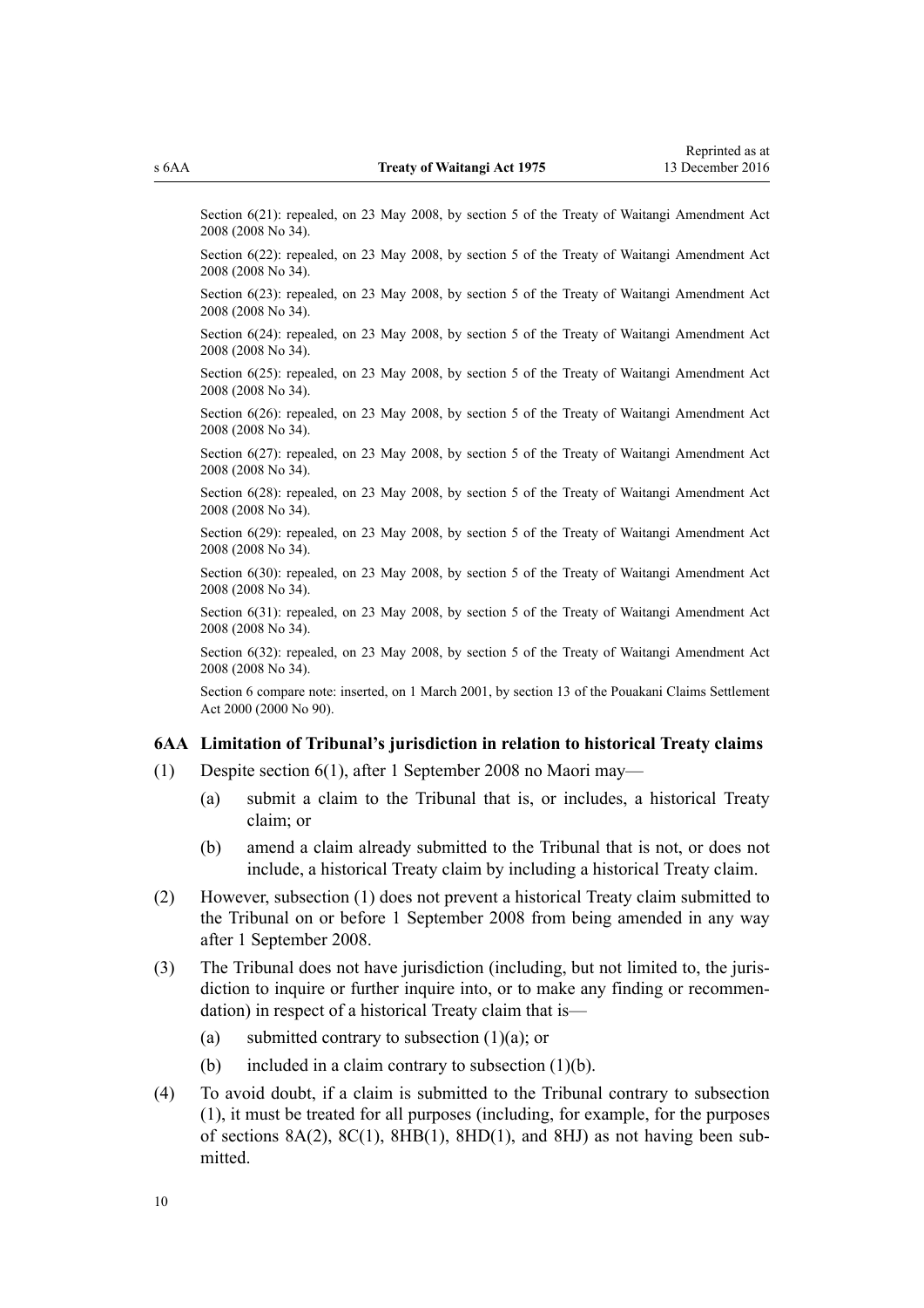Section 6(21): repealed, on 23 May 2008, by section 5 of the Treaty of Waitangi Amendment Act 2008 (2008 No 34).

Section 6(22): repealed, on 23 May 2008, by section 5 of the Treaty of Waitangi Amendment Act 2008 (2008 No 34).

Section 6(23): repealed, on 23 May 2008, by section 5 of the Treaty of Waitangi Amendment Act 2008 (2008 No 34).

Section 6(24): repealed, on 23 May 2008, by section 5 of the Treaty of Waitangi Amendment Act 2008 (2008 No 34).

Section 6(25): repealed, on 23 May 2008, by section 5 of the Treaty of Waitangi Amendment Act 2008 (2008 No 34).

Section 6(26): repealed, on 23 May 2008, by section 5 of the Treaty of Waitangi Amendment Act 2008 (2008 No 34).

Section 6(27): repealed, on 23 May 2008, by section 5 of the Treaty of Waitangi Amendment Act 2008 (2008 No 34).

Section 6(28): repealed, on 23 May 2008, by section 5 of the Treaty of Waitangi Amendment Act 2008 (2008 No 34).

Section 6(29): repealed, on 23 May 2008, by section 5 of the Treaty of Waitangi Amendment Act 2008 (2008 No 34).

Section 6(30): repealed, on 23 May 2008, by section 5 of the Treaty of Waitangi Amendment Act 2008 (2008 No 34).

Section 6(31): repealed, on 23 May 2008, by section 5 of the Treaty of Waitangi Amendment Act 2008 (2008 No 34).

Section 6(32): repealed, on 23 May 2008, by section 5 of the Treaty of Waitangi Amendment Act 2008 (2008 No 34).

Section 6 compare note: inserted, on 1 March 2001, by section 13 of the Pouakani Claims Settlement Act 2000 (2000 No 90).

### 6AA Limitation of Tribunal's jurisdiction in relation to historical Treaty claims

(1) Despite section 6(1), after 1 September 2008 no Maori may—

- (a) submit a claim to the Tribunal that is, or includes, a historical Treaty claim; or
- (b) amend a claim already submitted to the Tribunal that is not, or does not include, a historical Treaty claim by including a historical Treaty claim.

(2) However, subsection (1) does not prevent a historical Treaty claim submitted to the Tribunal on or before 1 September 2008 from being amended in any way after 1 September 2008.

(3) The Tribunal does not have jurisdiction (including, but not limited to, the jurisdiction to inquire or further inquire into, or to make any finding or recommendation) in respect of a historical Treaty claim that is—

- (a) submitted contrary to subsection (1)(a); or
- (b) included in a claim contrary to subsection (1)(b).

(4) To avoid doubt, if a claim is submitted to the Tribunal contrary to subsection (1), it must be treated for all purposes (including, for example, for the purposes of sections 8A(2), 8C(1), 8HB(1), 8HD(1), and 8HJ) as not having been submitted.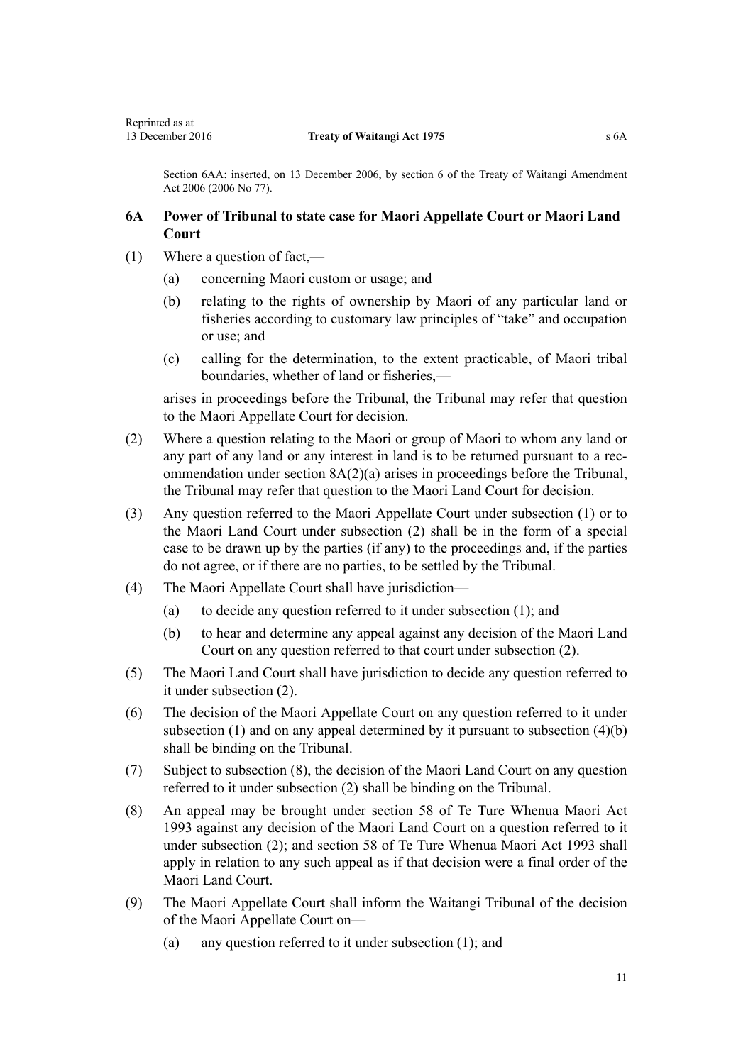Section 6AA: inserted, on 13 December 2006, by section 6 of the Treaty of Waitangi Amendment Act 2006 (2006 No 77).

### 6A Power of Tribunal to state case for Maori Appellate Court or Maori Land Court

(1) Where a question of fact,—

- (a) concerning Maori custom or usage; and
- (b) relating to the rights of ownership by Maori of any particular land or fisheries according to customary law principles of "take" and occupation or use; and
- (c) calling for the determination, to the extent practicable, of Maori tribal boundaries, whether of land or fisheries,—

arises in proceedings before the Tribunal, the Tribunal may refer that question to the Maori Appellate Court for decision.

(2) Where a question relating to the Maori or group of Maori to whom any land or any part of any land or any interest in land is to be returned pursuant to a recommendation under section 8A(2)(a) arises in proceedings before the Tribunal, the Tribunal may refer that question to the Maori Land Court for decision.

(3) Any question referred to the Maori Appellate Court under subsection (1) or to the Maori Land Court under subsection (2) shall be in the form of a special case to be drawn up by the parties (if any) to the proceedings and, if the parties do not agree, or if there are no parties, to be settled by the Tribunal.

(4) The Maori Appellate Court shall have jurisdiction—

- (a) to decide any question referred to it under subsection (1); and
- (b) to hear and determine any appeal against any decision of the Maori Land Court on any question referred to that court under subsection (2).

(5) The Maori Land Court shall have jurisdiction to decide any question referred to it under subsection (2).

(6) The decision of the Maori Appellate Court on any question referred to it under subsection (1) and on any appeal determined by it pursuant to subsection (4)(b) shall be binding on the Tribunal.

(7) Subject to subsection (8), the decision of the Maori Land Court on any question referred to it under subsection (2) shall be binding on the Tribunal.

(8) An appeal may be brought under section 58 of Te Ture Whenua Maori Act 1993 against any decision of the Maori Land Court on a question referred to it under subsection (2); and section 58 of Te Ture Whenua Maori Act 1993 shall apply in relation to any such appeal as if that decision were a final order of the Maori Land Court.

(9) The Maori Appellate Court shall inform the Waitangi Tribunal of the decision of the Maori Appellate Court on—

- (a) any question referred to it under subsection (1); and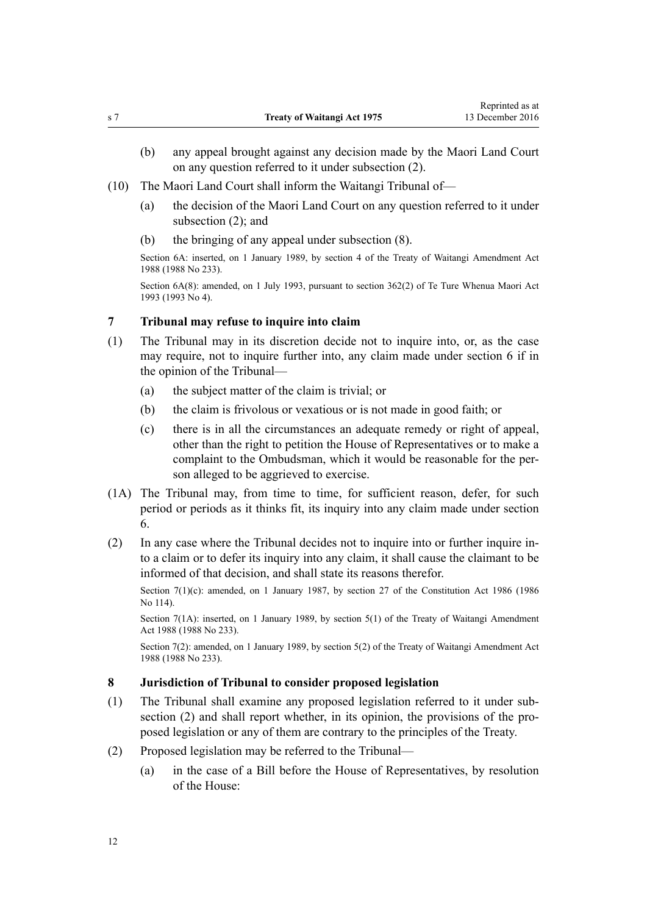(b) any appeal brought against any decision made by the Maori Land Court on any question referred to it under subsection (2).

(10) The Maori Land Court shall inform the Waitangi Tribunal of—

(a) the decision of the Maori Land Court on any question referred to it under subsection (2); and

(b) the bringing of any appeal under subsection (8).

Section 6A: inserted, on 1 January 1989, by section 4 of the Treaty of Waitangi Amendment Act 1988 (1988 No 233).

Section 6A(8): amended, on 1 July 1993, pursuant to section 362(2) of Te Ture Whenua Maori Act 1993 (1993 No 4).

### 7 Tribunal may refuse to inquire into claim

(1) The Tribunal may in its discretion decide not to inquire into, or, as the case may require, not to inquire further into, any claim made under section 6 if in the opinion of the Tribunal—

(a) the subject matter of the claim is trivial; or

(b) the claim is frivolous or vexatious or is not made in good faith; or

(c) there is in all the circumstances an adequate remedy or right of appeal, other than the right to petition the House of Representatives or to make a complaint to the Ombudsman, which it would be reasonable for the person alleged to be aggrieved to exercise.

(1A) The Tribunal may, from time to time, for sufficient reason, defer, for such period or periods as it thinks fit, its inquiry into any claim made under section 6.

(2) In any case where the Tribunal decides not to inquire into or further inquire into a claim or to defer its inquiry into any claim, it shall cause the claimant to be informed of that decision, and shall state its reasons therefor.

Section 7(1)(c): amended, on 1 January 1987, by section 27 of the Constitution Act 1986 (1986 No 114).

Section 7(1A): inserted, on 1 January 1989, by section 5(1) of the Treaty of Waitangi Amendment Act 1988 (1988 No 233).

Section 7(2): amended, on 1 January 1989, by section 5(2) of the Treaty of Waitangi Amendment Act 1988 (1988 No 233).

### 8 Jurisdiction of Tribunal to consider proposed legislation

(1) The Tribunal shall examine any proposed legislation referred to it under subsection (2) and shall report whether, in its opinion, the provisions of the proposed legislation or any of them are contrary to the principles of the Treaty.

(2) Proposed legislation may be referred to the Tribunal—

(a) in the case of a Bill before the House of Representatives, by resolution of the House: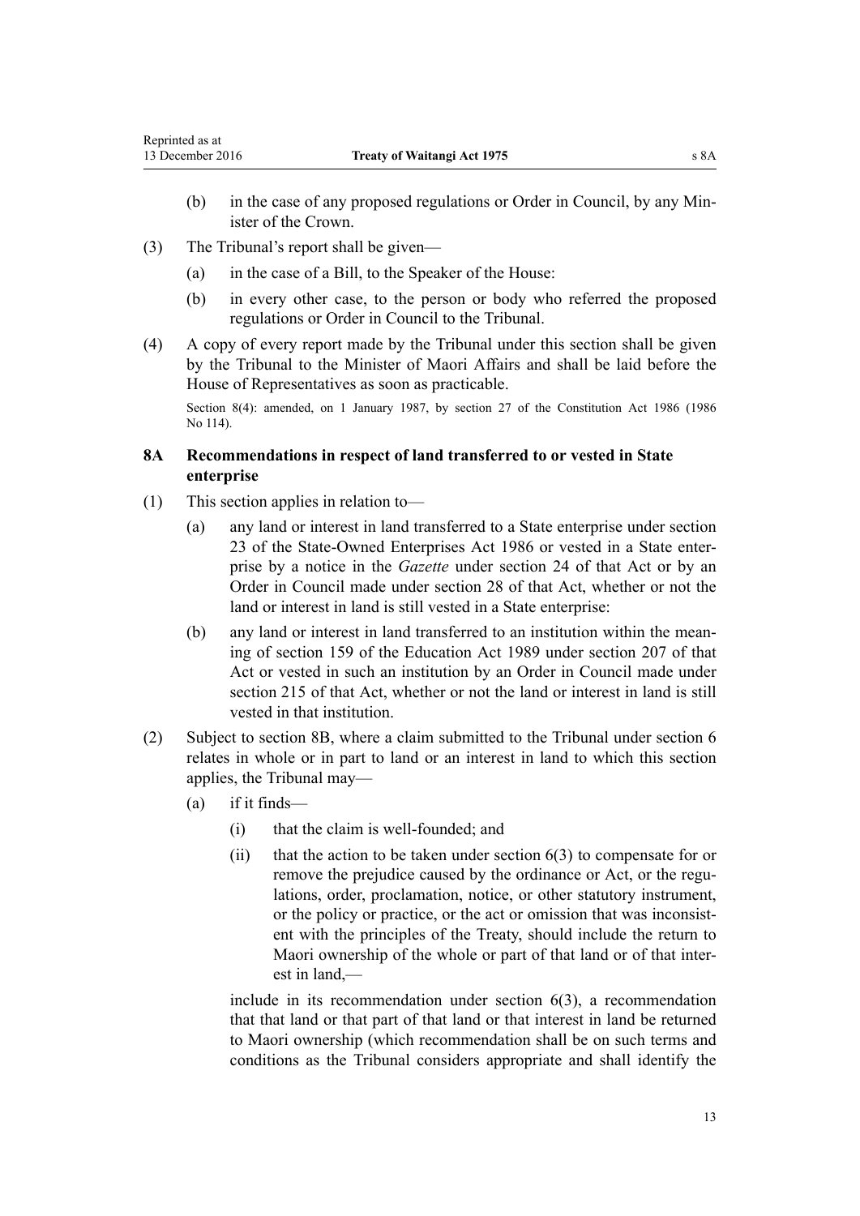(b) in the case of any proposed regulations or Order in Council, by any Minister of the Crown.

(3) The Tribunal's report shall be given—

(a) in the case of a Bill, to the Speaker of the House:

(b) in every other case, to the person or body who referred the proposed regulations or Order in Council to the Tribunal.

(4) A copy of every report made by the Tribunal under this section shall be given by the Tribunal to the Minister of Maori Affairs and shall be laid before the House of Representatives as soon as practicable.

Section 8(4): amended, on 1 January 1987, by section 27 of the Constitution Act 1986 (1986 No 114).

### 8A Recommendations in respect of land transferred to or vested in State enterprise

(1) This section applies in relation to—

(a) any land or interest in land transferred to a State enterprise under section 23 of the State-Owned Enterprises Act 1986 or vested in a State enterprise by a notice in the *Gazette* under section 24 of that Act or by an Order in Council made under section 28 of that Act, whether or not the land or interest in land is still vested in a State enterprise:

(b) any land or interest in land transferred to an institution within the meaning of section 159 of the Education Act 1989 under section 207 of that Act or vested in such an institution by an Order in Council made under section 215 of that Act, whether or not the land or interest in land is still vested in that institution.

(2) Subject to section 8B, where a claim submitted to the Tribunal under section 6 relates in whole or in part to land or an interest in land to which this section applies, the Tribunal may—

(a) if it finds—

(i) that the claim is well-founded; and

(ii) that the action to be taken under section 6(3) to compensate for or remove the prejudice caused by the ordinance or Act, or the regulations, order, proclamation, notice, or other statutory instrument, or the policy or practice, or the act or omission that was inconsistent with the principles of the Treaty, should include the return to Maori ownership of the whole or part of that land or of that interest in land,—

include in its recommendation under section 6(3), a recommendation that that land or that part of that land or that interest in land be returned to Maori ownership (which recommendation shall be on such terms and conditions as the Tribunal considers appropriate and shall identify the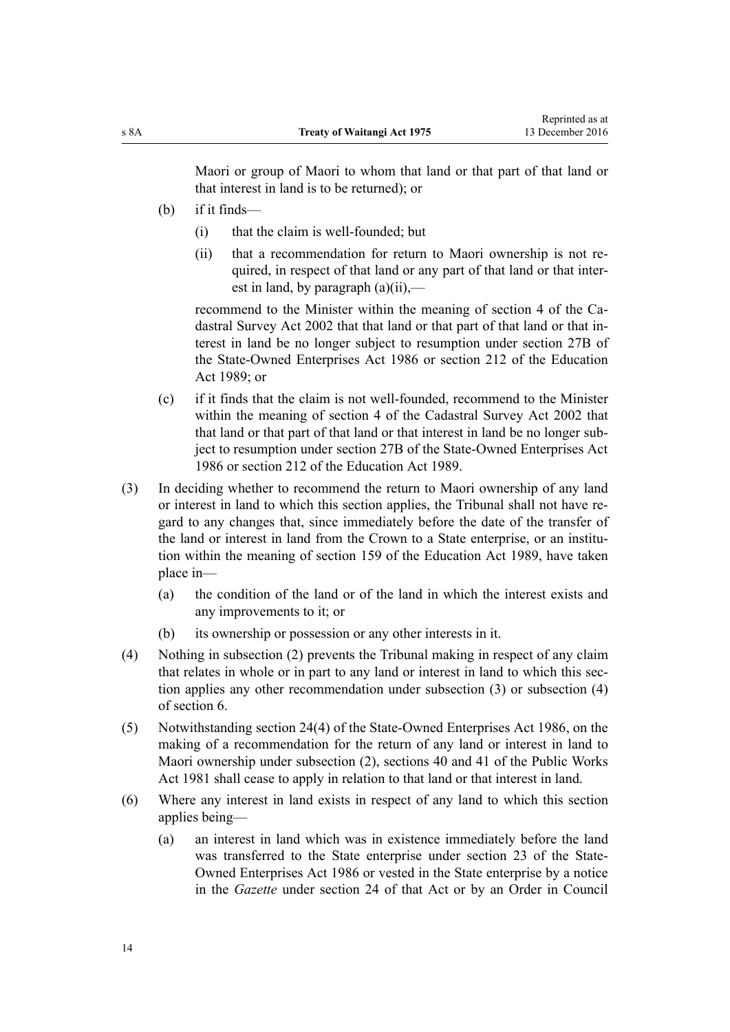Maori or group of Maori to whom that land or that part of that land or that interest in land is to be returned); or

(b) if it finds—

  (i) that the claim is well-founded; but

  (ii) that a recommendation for return to Maori ownership is not required, in respect of that land or any part of that land or that interest in land, by paragraph (a)(ii),—

  recommend to the Minister within the meaning of section 4 of the Cadastral Survey Act 2002 that that land or that part of that land or that interest in land be no longer subject to resumption under section 27B of the State-Owned Enterprises Act 1986 or section 212 of the Education Act 1989; or

(c) if it finds that the claim is not well-founded, recommend to the Minister within the meaning of section 4 of the Cadastral Survey Act 2002 that that land or that part of that land or that interest in land be no longer subject to resumption under section 27B of the State-Owned Enterprises Act 1986 or section 212 of the Education Act 1989.

(3) In deciding whether to recommend the return to Maori ownership of any land or interest in land to which this section applies, the Tribunal shall not have regard to any changes that, since immediately before the date of the transfer of the land or interest in land from the Crown to a State enterprise, or an institution within the meaning of section 159 of the Education Act 1989, have taken place in—

(a) the condition of the land or of the land in which the interest exists and any improvements to it; or

(b) its ownership or possession or any other interests in it.

(4) Nothing in subsection (2) prevents the Tribunal making in respect of any claim that relates in whole or in part to any land or interest in land to which this section applies any other recommendation under subsection (3) or subsection (4) of section 6.

(5) Notwithstanding section 24(4) of the State-Owned Enterprises Act 1986, on the making of a recommendation for the return of any land or interest in land to Maori ownership under subsection (2), sections 40 and 41 of the Public Works Act 1981 shall cease to apply in relation to that land or that interest in land.

(6) Where any interest in land exists in respect of any land to which this section applies being—

(a) an interest in land which was in existence immediately before the land was transferred to the State enterprise under section 23 of the State-Owned Enterprises Act 1986 or vested in the State enterprise by a notice in the *Gazette* under section 24 of that Act or by an Order in Council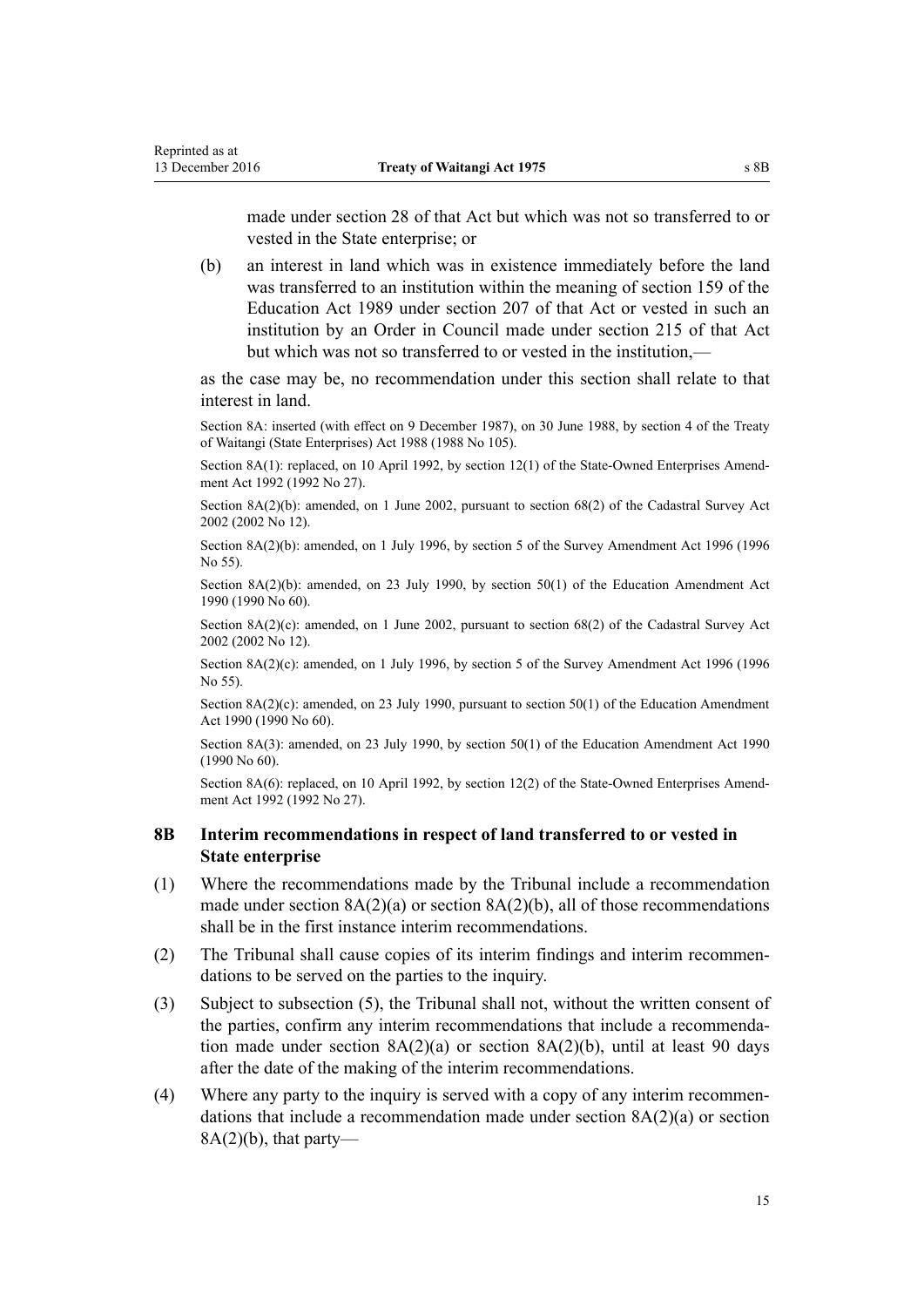made under section 28 of that Act but which was not so transferred to or vested in the State enterprise; or

(b) an interest in land which was in existence immediately before the land was transferred to an institution within the meaning of section 159 of the Education Act 1989 under section 207 of that Act or vested in such an institution by an Order in Council made under section 215 of that Act but which was not so transferred to or vested in the institution,—

as the case may be, no recommendation under this section shall relate to that interest in land.

Section 8A: inserted (with effect on 9 December 1987), on 30 June 1988, by section 4 of the Treaty of Waitangi (State Enterprises) Act 1988 (1988 No 105).

Section 8A(1): replaced, on 10 April 1992, by section 12(1) of the State-Owned Enterprises Amendment Act 1992 (1992 No 27).

Section 8A(2)(b): amended, on 1 June 2002, pursuant to section 68(2) of the Cadastral Survey Act 2002 (2002 No 12).

Section 8A(2)(b): amended, on 1 July 1996, by section 5 of the Survey Amendment Act 1996 (1996 No 55).

Section 8A(2)(b): amended, on 23 July 1990, by section 50(1) of the Education Amendment Act 1990 (1990 No 60).

Section 8A(2)(c): amended, on 1 June 2002, pursuant to section 68(2) of the Cadastral Survey Act 2002 (2002 No 12).

Section 8A(2)(c): amended, on 1 July 1996, by section 5 of the Survey Amendment Act 1996 (1996 No 55).

Section 8A(2)(c): amended, on 23 July 1990, pursuant to section 50(1) of the Education Amendment Act 1990 (1990 No 60).

Section 8A(3): amended, on 23 July 1990, by section 50(1) of the Education Amendment Act 1990 (1990 No 60).

Section 8A(6): replaced, on 10 April 1992, by section 12(2) of the State-Owned Enterprises Amendment Act 1992 (1992 No 27).

## 8B Interim recommendations in respect of land transferred to or vested in State enterprise

(1) Where the recommendations made by the Tribunal include a recommendation made under section 8A(2)(a) or section 8A(2)(b), all of those recommendations shall be in the first instance interim recommendations.

(2) The Tribunal shall cause copies of its interim findings and interim recommendations to be served on the parties to the inquiry.

(3) Subject to subsection (5), the Tribunal shall not, without the written consent of the parties, confirm any interim recommendations that include a recommendation made under section 8A(2)(a) or section 8A(2)(b), until at least 90 days after the date of the making of the interim recommendations.

(4) Where any party to the inquiry is served with a copy of any interim recommendations that include a recommendation made under section 8A(2)(a) or section 8A(2)(b), that party—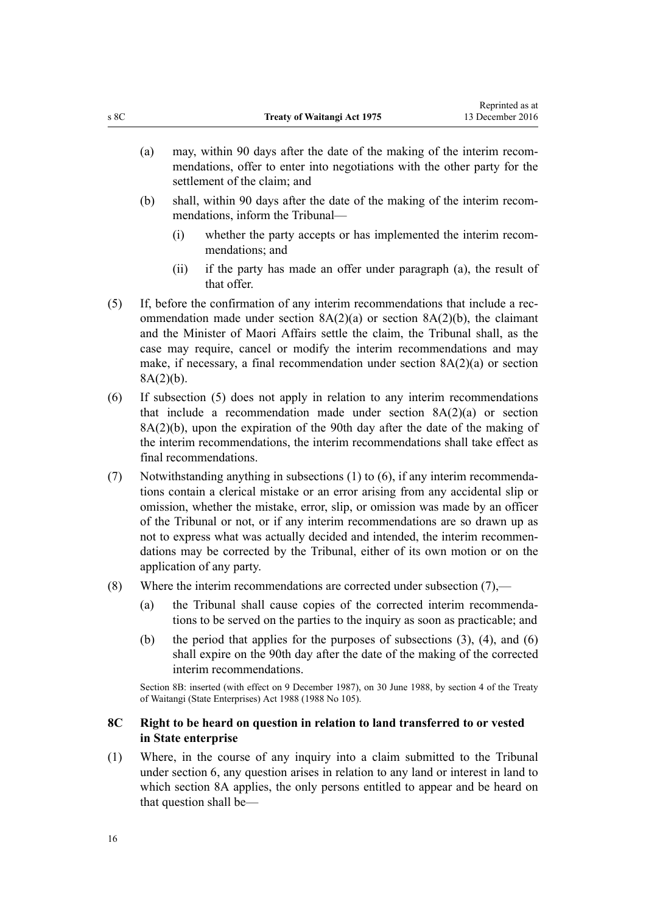(a) may, within 90 days after the date of the making of the interim recommendations, offer to enter into negotiations with the other party for the settlement of the claim; and

(b) shall, within 90 days after the date of the making of the interim recommendations, inform the Tribunal—

  (i) whether the party accepts or has implemented the interim recommendations; and

  (ii) if the party has made an offer under paragraph (a), the result of that offer.

(5) If, before the confirmation of any interim recommendations that include a recommendation made under section 8A(2)(a) or section 8A(2)(b), the claimant and the Minister of Maori Affairs settle the claim, the Tribunal shall, as the case may require, cancel or modify the interim recommendations and may make, if necessary, a final recommendation under section 8A(2)(a) or section 8A(2)(b).

(6) If subsection (5) does not apply in relation to any interim recommendations that include a recommendation made under section 8A(2)(a) or section 8A(2)(b), upon the expiration of the 90th day after the date of the making of the interim recommendations, the interim recommendations shall take effect as final recommendations.

(7) Notwithstanding anything in subsections (1) to (6), if any interim recommendations contain a clerical mistake or an error arising from any accidental slip or omission, whether the mistake, error, slip, or omission was made by an officer of the Tribunal or not, or if any interim recommendations are so drawn up as not to express what was actually decided and intended, the interim recommendations may be corrected by the Tribunal, either of its own motion or on the application of any party.

(8) Where the interim recommendations are corrected under subsection (7),—

(a) the Tribunal shall cause copies of the corrected interim recommendations to be served on the parties to the inquiry as soon as practicable; and

(b) the period that applies for the purposes of subsections (3), (4), and (6) shall expire on the 90th day after the date of the making of the corrected interim recommendations.

Section 8B: inserted (with effect on 9 December 1987), on 30 June 1988, by section 4 of the Treaty of Waitangi (State Enterprises) Act 1988 (1988 No 105).

### 8C Right to be heard on question in relation to land transferred to or vested in State enterprise

(1) Where, in the course of any inquiry into a claim submitted to the Tribunal under section 6, any question arises in relation to any land or interest in land to which section 8A applies, the only persons entitled to appear and be heard on that question shall be—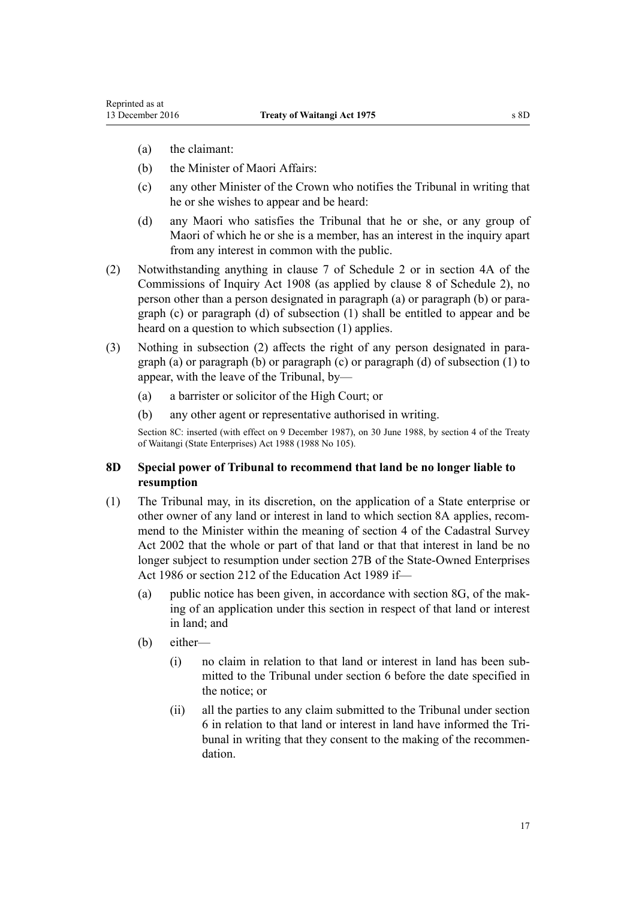- (a) the claimant:
- (b) the Minister of Maori Affairs:
- (c) any other Minister of the Crown who notifies the Tribunal in writing that he or she wishes to appear and be heard:
- (d) any Maori who satisfies the Tribunal that he or she, or any group of Maori of which he or she is a member, has an interest in the inquiry apart from any interest in common with the public.

(2) Notwithstanding anything in clause 7 of Schedule 2 or in section 4A of the Commissions of Inquiry Act 1908 (as applied by clause 8 of Schedule 2), no person other than a person designated in paragraph (a) or paragraph (b) or paragraph (c) or paragraph (d) of subsection (1) shall be entitled to appear and be heard on a question to which subsection (1) applies.

(3) Nothing in subsection (2) affects the right of any person designated in paragraph (a) or paragraph (b) or paragraph (c) or paragraph (d) of subsection (1) to appear, with the leave of the Tribunal, by—

- (a) a barrister or solicitor of the High Court; or
- (b) any other agent or representative authorised in writing.

Section 8C: inserted (with effect on 9 December 1987), on 30 June 1988, by section 4 of the Treaty of Waitangi (State Enterprises) Act 1988 (1988 No 105).

### 8D Special power of Tribunal to recommend that land be no longer liable to resumption

(1) The Tribunal may, in its discretion, on the application of a State enterprise or other owner of any land or interest in land to which section 8A applies, recommend to the Minister within the meaning of section 4 of the Cadastral Survey Act 2002 that the whole or part of that land or that that interest in land be no longer subject to resumption under section 27B of the State-Owned Enterprises Act 1986 or section 212 of the Education Act 1989 if—

- (a) public notice has been given, in accordance with section 8G, of the making of an application under this section in respect of that land or interest in land; and
- (b) either—
  - (i) no claim in relation to that land or interest in land has been submitted to the Tribunal under section 6 before the date specified in the notice; or
  - (ii) all the parties to any claim submitted to the Tribunal under section 6 in relation to that land or interest in land have informed the Tribunal in writing that they consent to the making of the recommendation.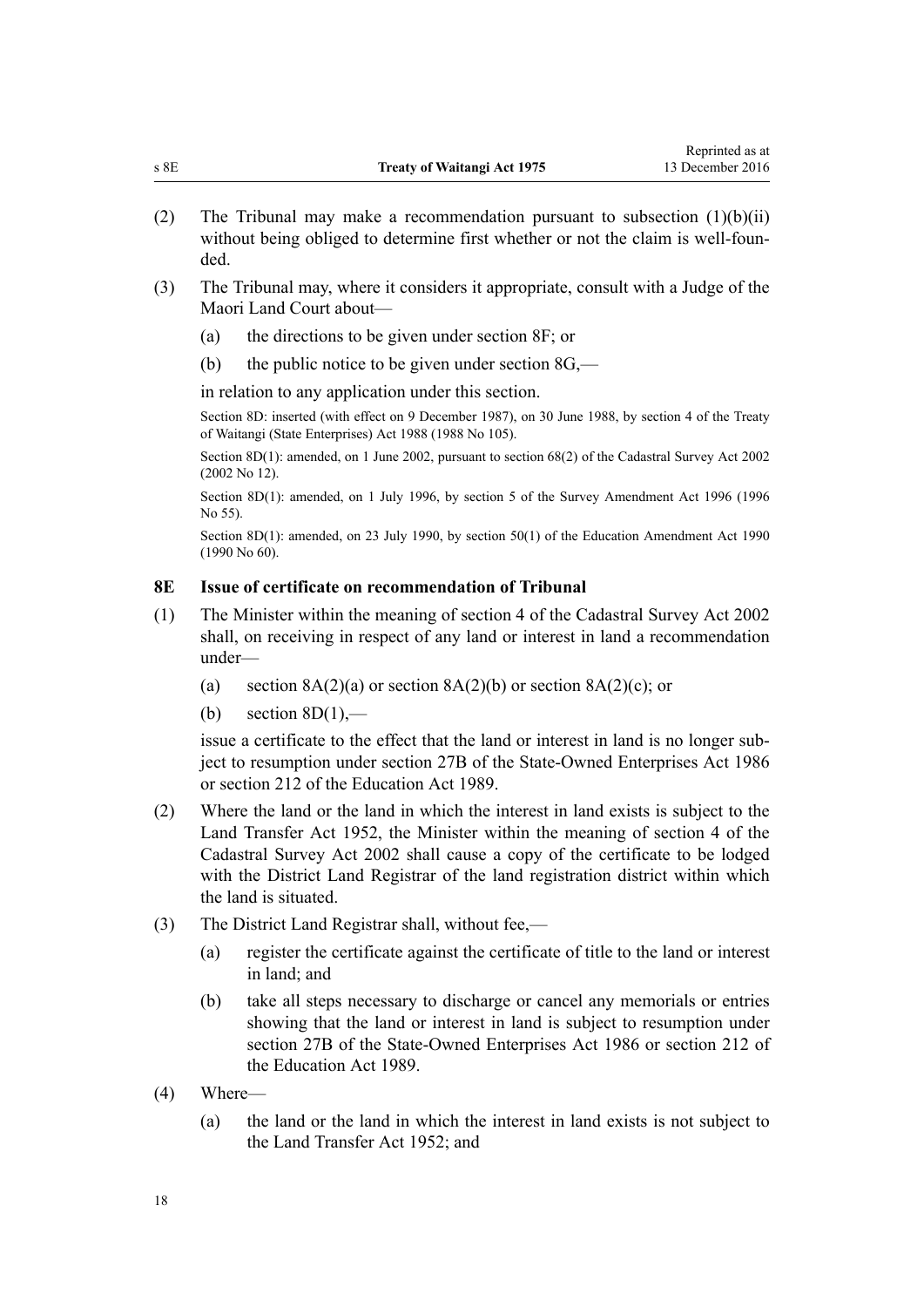(2) The Tribunal may make a recommendation pursuant to subsection (1)(b)(ii) without being obliged to determine first whether or not the claim is well-founded.

(3) The Tribunal may, where it considers it appropriate, consult with a Judge of the Maori Land Court about—

- (a) the directions to be given under section 8F; or
- (b) the public notice to be given under section 8G,—

in relation to any application under this section.

Section 8D: inserted (with effect on 9 December 1987), on 30 June 1988, by section 4 of the Treaty of Waitangi (State Enterprises) Act 1988 (1988 No 105).

Section 8D(1): amended, on 1 June 2002, pursuant to section 68(2) of the Cadastral Survey Act 2002 (2002 No 12).

Section 8D(1): amended, on 1 July 1996, by section 5 of the Survey Amendment Act 1996 (1996 No 55).

Section 8D(1): amended, on 23 July 1990, by section 50(1) of the Education Amendment Act 1990 (1990 No 60).

### 8E Issue of certificate on recommendation of Tribunal

(1) The Minister within the meaning of section 4 of the Cadastral Survey Act 2002 shall, on receiving in respect of any land or interest in land a recommendation under—

- (a) section 8A(2)(a) or section 8A(2)(b) or section 8A(2)(c); or
- (b) section 8D(1),—

issue a certificate to the effect that the land or interest in land is no longer subject to resumption under section 27B of the State-Owned Enterprises Act 1986 or section 212 of the Education Act 1989.

(2) Where the land or the land in which the interest in land exists is subject to the Land Transfer Act 1952, the Minister within the meaning of section 4 of the Cadastral Survey Act 2002 shall cause a copy of the certificate to be lodged with the District Land Registrar of the land registration district within which the land is situated.

(3) The District Land Registrar shall, without fee,—

- (a) register the certificate against the certificate of title to the land or interest in land; and
- (b) take all steps necessary to discharge or cancel any memorials or entries showing that the land or interest in land is subject to resumption under section 27B of the State-Owned Enterprises Act 1986 or section 212 of the Education Act 1989.

(4) Where—

- (a) the land or the land in which the interest in land exists is not subject to the Land Transfer Act 1952; and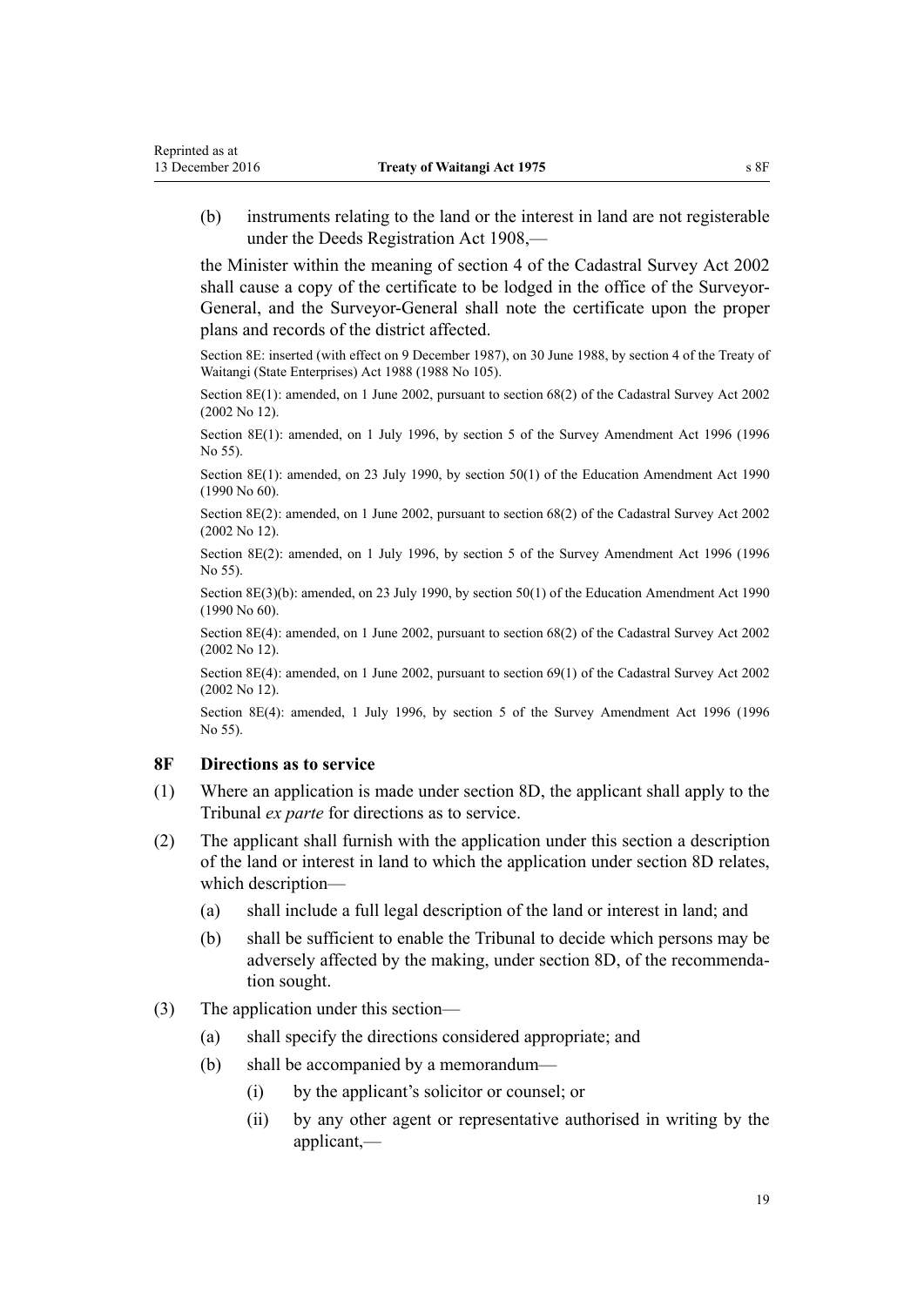(b) instruments relating to the land or the interest in land are not registerable under the Deeds Registration Act 1908,—

the Minister within the meaning of section 4 of the Cadastral Survey Act 2002 shall cause a copy of the certificate to be lodged in the office of the Surveyor-General, and the Surveyor-General shall note the certificate upon the proper plans and records of the district affected.

Section 8E: inserted (with effect on 9 December 1987), on 30 June 1988, by section 4 of the Treaty of Waitangi (State Enterprises) Act 1988 (1988 No 105).

Section 8E(1): amended, on 1 June 2002, pursuant to section 68(2) of the Cadastral Survey Act 2002 (2002 No 12).

Section 8E(1): amended, on 1 July 1996, by section 5 of the Survey Amendment Act 1996 (1996 No 55).

Section 8E(1): amended, on 23 July 1990, by section 50(1) of the Education Amendment Act 1990 (1990 No 60).

Section 8E(2): amended, on 1 June 2002, pursuant to section 68(2) of the Cadastral Survey Act 2002 (2002 No 12).

Section 8E(2): amended, on 1 July 1996, by section 5 of the Survey Amendment Act 1996 (1996 No 55).

Section 8E(3)(b): amended, on 23 July 1990, by section 50(1) of the Education Amendment Act 1990 (1990 No 60).

Section 8E(4): amended, on 1 June 2002, pursuant to section 68(2) of the Cadastral Survey Act 2002 (2002 No 12).

Section 8E(4): amended, on 1 June 2002, pursuant to section 69(1) of the Cadastral Survey Act 2002 (2002 No 12).

Section 8E(4): amended, 1 July 1996, by section 5 of the Survey Amendment Act 1996 (1996 No 55).

### 8F Directions as to service

(1) Where an application is made under section 8D, the applicant shall apply to the Tribunal *ex parte* for directions as to service.

(2) The applicant shall furnish with the application under this section a description of the land or interest in land to which the application under section 8D relates, which description—

  (a) shall include a full legal description of the land or interest in land; and

  (b) shall be sufficient to enable the Tribunal to decide which persons may be adversely affected by the making, under section 8D, of the recommendation sought.

(3) The application under this section—

  (a) shall specify the directions considered appropriate; and

  (b) shall be accompanied by a memorandum—

    (i) by the applicant's solicitor or counsel; or

    (ii) by any other agent or representative authorised in writing by the applicant,—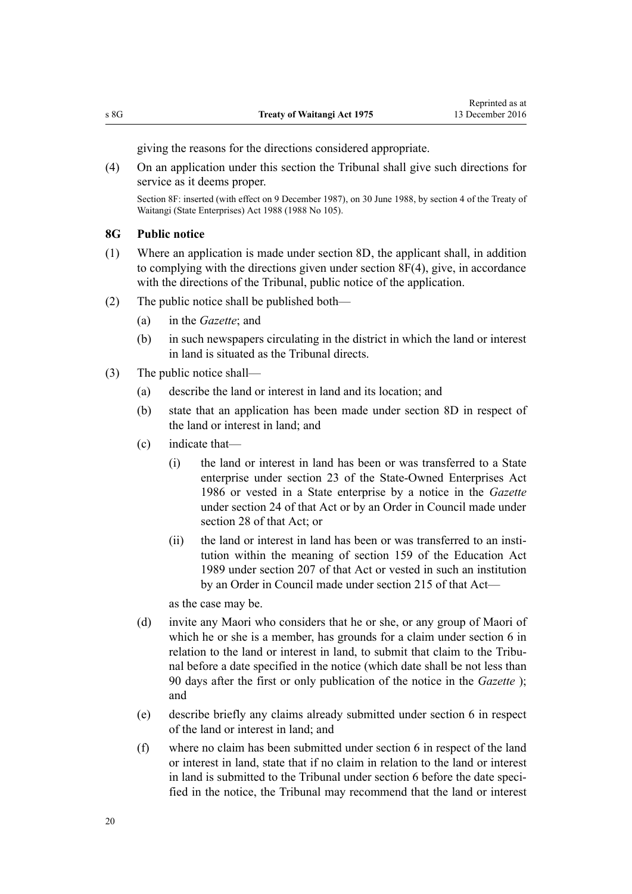giving the reasons for the directions considered appropriate.

(4) On an application under this section the Tribunal shall give such directions for service as it deems proper.

Section 8F: inserted (with effect on 9 December 1987), on 30 June 1988, by section 4 of the Treaty of Waitangi (State Enterprises) Act 1988 (1988 No 105).

### 8G Public notice

(1) Where an application is made under section 8D, the applicant shall, in addition to complying with the directions given under section 8F(4), give, in accordance with the directions of the Tribunal, public notice of the application.

(2) The public notice shall be published both—

  (a) in the *Gazette*; and

  (b) in such newspapers circulating in the district in which the land or interest in land is situated as the Tribunal directs.

(3) The public notice shall—

  (a) describe the land or interest in land and its location; and

  (b) state that an application has been made under section 8D in respect of the land or interest in land; and

  (c) indicate that—

    (i) the land or interest in land has been or was transferred to a State enterprise under section 23 of the State-Owned Enterprises Act 1986 or vested in a State enterprise by a notice in the *Gazette* under section 24 of that Act or by an Order in Council made under section 28 of that Act; or

    (ii) the land or interest in land has been or was transferred to an institution within the meaning of section 159 of the Education Act 1989 under section 207 of that Act or vested in such an institution by an Order in Council made under section 215 of that Act—

  as the case may be.

  (d) invite any Maori who considers that he or she, or any group of Maori of which he or she is a member, has grounds for a claim under section 6 in relation to the land or interest in land, to submit that claim to the Tribunal before a date specified in the notice (which date shall be not less than 90 days after the first or only publication of the notice in the *Gazette* ); and

  (e) describe briefly any claims already submitted under section 6 in respect of the land or interest in land; and

  (f) where no claim has been submitted under section 6 in respect of the land or interest in land, state that if no claim in relation to the land or interest in land is submitted to the Tribunal under section 6 before the date specified in the notice, the Tribunal may recommend that the land or interest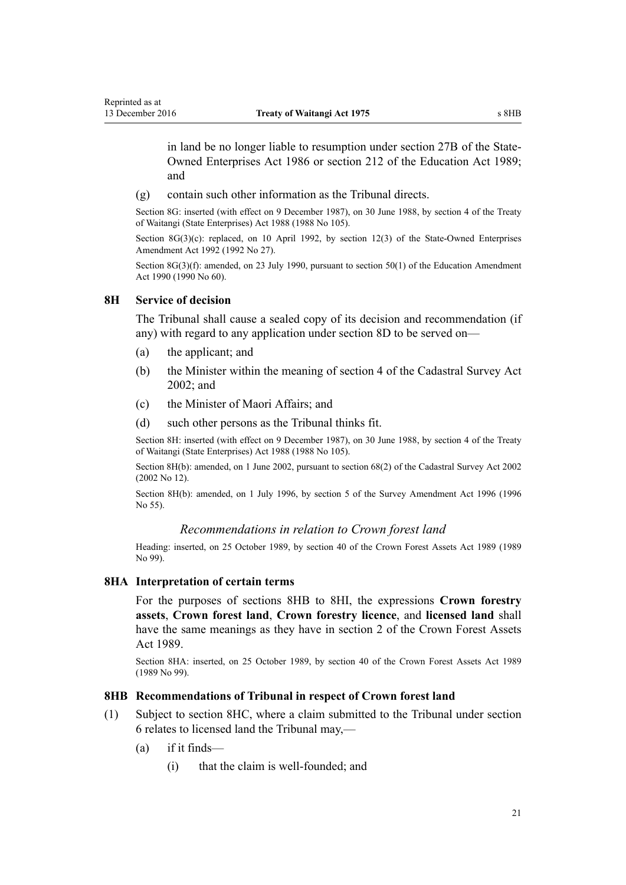in land be no longer liable to resumption under section 27B of the State-Owned Enterprises Act 1986 or section 212 of the Education Act 1989; and

(g) contain such other information as the Tribunal directs.

Section 8G: inserted (with effect on 9 December 1987), on 30 June 1988, by section 4 of the Treaty of Waitangi (State Enterprises) Act 1988 (1988 No 105).

Section 8G(3)(c): replaced, on 10 April 1992, by section 12(3) of the State-Owned Enterprises Amendment Act 1992 (1992 No 27).

Section 8G(3)(f): amended, on 23 July 1990, pursuant to section 50(1) of the Education Amendment Act 1990 (1990 No 60).

### 8H Service of decision

The Tribunal shall cause a sealed copy of its decision and recommendation (if any) with regard to any application under section 8D to be served on—

(a) the applicant; and

(b) the Minister within the meaning of section 4 of the Cadastral Survey Act 2002; and

(c) the Minister of Maori Affairs; and

(d) such other persons as the Tribunal thinks fit.

Section 8H: inserted (with effect on 9 December 1987), on 30 June 1988, by section 4 of the Treaty of Waitangi (State Enterprises) Act 1988 (1988 No 105).

Section 8H(b): amended, on 1 June 2002, pursuant to section 68(2) of the Cadastral Survey Act 2002 (2002 No 12).

Section 8H(b): amended, on 1 July 1996, by section 5 of the Survey Amendment Act 1996 (1996 No 55).

*Recommendations in relation to Crown forest land*

Heading: inserted, on 25 October 1989, by section 40 of the Crown Forest Assets Act 1989 (1989 No 99).

### 8HA Interpretation of certain terms

For the purposes of sections 8HB to 8HI, the expressions **Crown forestry assets**, **Crown forest land**, **Crown forestry licence**, and **licensed land** shall have the same meanings as they have in section 2 of the Crown Forest Assets Act 1989.

Section 8HA: inserted, on 25 October 1989, by section 40 of the Crown Forest Assets Act 1989 (1989 No 99).

### 8HB Recommendations of Tribunal in respect of Crown forest land

(1) Subject to section 8HC, where a claim submitted to the Tribunal under section 6 relates to licensed land the Tribunal may,—

(a) if it finds—

(i) that the claim is well-founded; and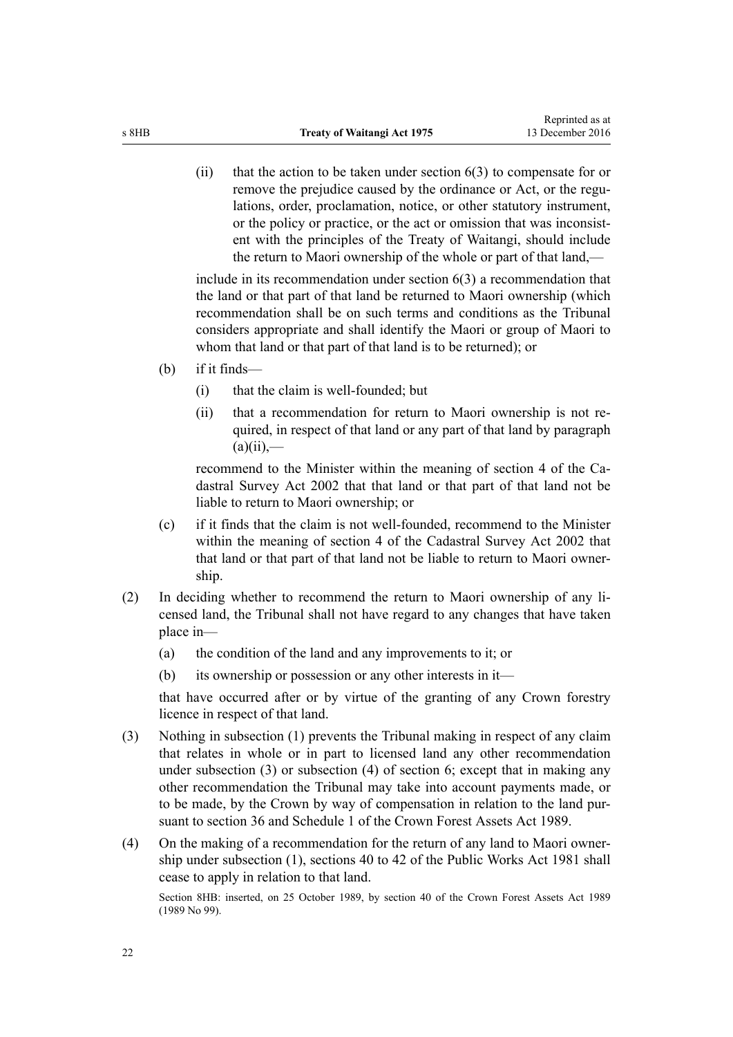(ii) that the action to be taken under section 6(3) to compensate for or remove the prejudice caused by the ordinance or Act, or the regulations, order, proclamation, notice, or other statutory instrument, or the policy or practice, or the act or omission that was inconsistent with the principles of the Treaty of Waitangi, should include the return to Maori ownership of the whole or part of that land,—

include in its recommendation under section 6(3) a recommendation that the land or that part of that land be returned to Maori ownership (which recommendation shall be on such terms and conditions as the Tribunal considers appropriate and shall identify the Maori or group of Maori to whom that land or that part of that land is to be returned); or

(b) if it finds—

(i) that the claim is well-founded; but

(ii) that a recommendation for return to Maori ownership is not required, in respect of that land or any part of that land by paragraph (a)(ii),—

recommend to the Minister within the meaning of section 4 of the Cadastral Survey Act 2002 that that land or that part of that land not be liable to return to Maori ownership; or

(c) if it finds that the claim is not well-founded, recommend to the Minister within the meaning of section 4 of the Cadastral Survey Act 2002 that that land or that part of that land not be liable to return to Maori ownership.

(2) In deciding whether to recommend the return to Maori ownership of any licensed land, the Tribunal shall not have regard to any changes that have taken place in—

(a) the condition of the land and any improvements to it; or

(b) its ownership or possession or any other interests in it—

that have occurred after or by virtue of the granting of any Crown forestry licence in respect of that land.

(3) Nothing in subsection (1) prevents the Tribunal making in respect of any claim that relates in whole or in part to licensed land any other recommendation under subsection (3) or subsection (4) of section 6; except that in making any other recommendation the Tribunal may take into account payments made, or to be made, by the Crown by way of compensation in relation to the land pursuant to section 36 and Schedule 1 of the Crown Forest Assets Act 1989.

(4) On the making of a recommendation for the return of any land to Maori ownership under subsection (1), sections 40 to 42 of the Public Works Act 1981 shall cease to apply in relation to that land.

Section 8HB: inserted, on 25 October 1989, by section 40 of the Crown Forest Assets Act 1989 (1989 No 99).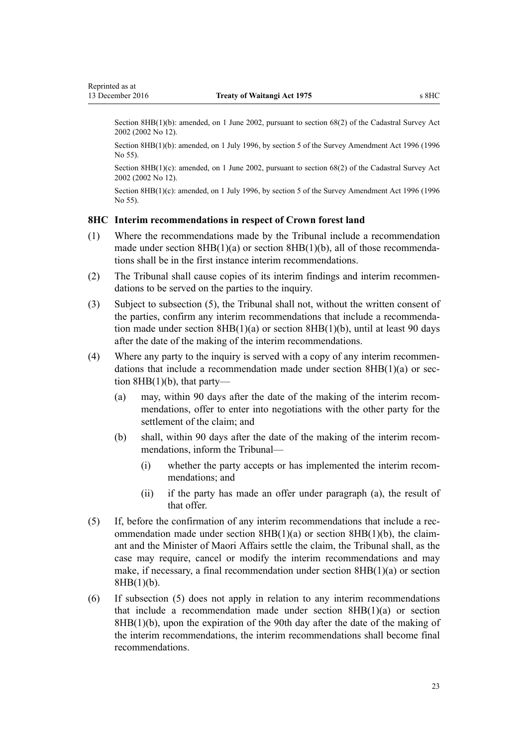Section 8HB(1)(b): amended, on 1 June 2002, pursuant to section 68(2) of the Cadastral Survey Act 2002 (2002 No 12).

Section 8HB(1)(b): amended, on 1 July 1996, by section 5 of the Survey Amendment Act 1996 (1996 No 55).

Section 8HB(1)(c): amended, on 1 June 2002, pursuant to section 68(2) of the Cadastral Survey Act 2002 (2002 No 12).

Section 8HB(1)(c): amended, on 1 July 1996, by section 5 of the Survey Amendment Act 1996 (1996 No 55).

### 8HC Interim recommendations in respect of Crown forest land

(1) Where the recommendations made by the Tribunal include a recommendation made under section 8HB(1)(a) or section 8HB(1)(b), all of those recommendations shall be in the first instance interim recommendations.

(2) The Tribunal shall cause copies of its interim findings and interim recommendations to be served on the parties to the inquiry.

(3) Subject to subsection (5), the Tribunal shall not, without the written consent of the parties, confirm any interim recommendations that include a recommendation made under section 8HB(1)(a) or section 8HB(1)(b), until at least 90 days after the date of the making of the interim recommendations.

(4) Where any party to the inquiry is served with a copy of any interim recommendations that include a recommendation made under section 8HB(1)(a) or section 8HB(1)(b), that party—

   (a) may, within 90 days after the date of the making of the interim recommendations, offer to enter into negotiations with the other party for the settlement of the claim; and

   (b) shall, within 90 days after the date of the making of the interim recommendations, inform the Tribunal—

      (i) whether the party accepts or has implemented the interim recommendations; and

      (ii) if the party has made an offer under paragraph (a), the result of that offer.

(5) If, before the confirmation of any interim recommendations that include a recommendation made under section 8HB(1)(a) or section 8HB(1)(b), the claimant and the Minister of Maori Affairs settle the claim, the Tribunal shall, as the case may require, cancel or modify the interim recommendations and may make, if necessary, a final recommendation under section 8HB(1)(a) or section 8HB(1)(b).

(6) If subsection (5) does not apply in relation to any interim recommendations that include a recommendation made under section 8HB(1)(a) or section 8HB(1)(b), upon the expiration of the 90th day after the date of the making of the interim recommendations, the interim recommendations shall become final recommendations.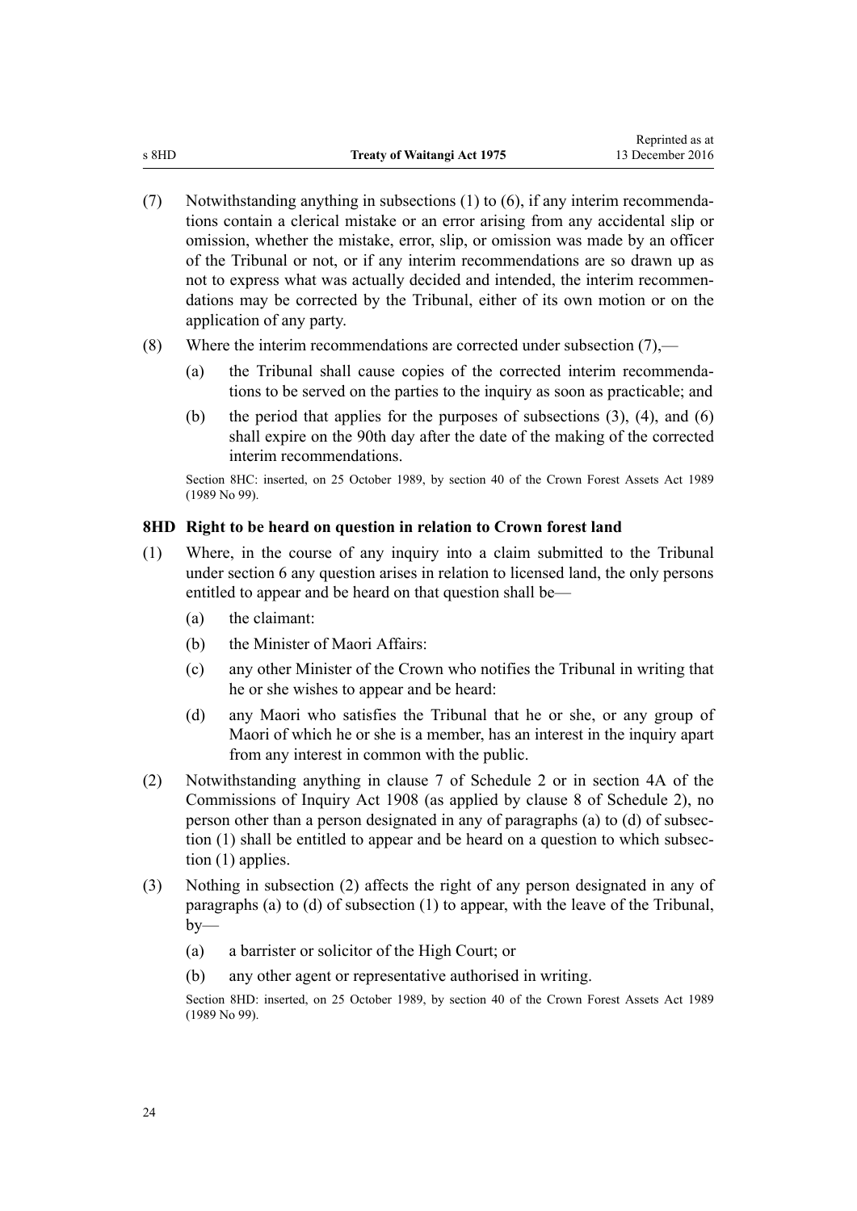(7) Notwithstanding anything in subsections (1) to (6), if any interim recommendations contain a clerical mistake or an error arising from any accidental slip or omission, whether the mistake, error, slip, or omission was made by an officer of the Tribunal or not, or if any interim recommendations are so drawn up as not to express what was actually decided and intended, the interim recommendations may be corrected by the Tribunal, either of its own motion or on the application of any party.

(8) Where the interim recommendations are corrected under subsection (7),—

   (a) the Tribunal shall cause copies of the corrected interim recommendations to be served on the parties to the inquiry as soon as practicable; and

   (b) the period that applies for the purposes of subsections (3), (4), and (6) shall expire on the 90th day after the date of the making of the corrected interim recommendations.

Section 8HC: inserted, on 25 October 1989, by section 40 of the Crown Forest Assets Act 1989 (1989 No 99).

### 8HD Right to be heard on question in relation to Crown forest land

(1) Where, in the course of any inquiry into a claim submitted to the Tribunal under section 6 any question arises in relation to licensed land, the only persons entitled to appear and be heard on that question shall be—

   (a) the claimant:

   (b) the Minister of Maori Affairs:

   (c) any other Minister of the Crown who notifies the Tribunal in writing that he or she wishes to appear and be heard:

   (d) any Maori who satisfies the Tribunal that he or she, or any group of Maori of which he or she is a member, has an interest in the inquiry apart from any interest in common with the public.

(2) Notwithstanding anything in clause 7 of Schedule 2 or in section 4A of the Commissions of Inquiry Act 1908 (as applied by clause 8 of Schedule 2), no person other than a person designated in any of paragraphs (a) to (d) of subsection (1) shall be entitled to appear and be heard on a question to which subsection (1) applies.

(3) Nothing in subsection (2) affects the right of any person designated in any of paragraphs (a) to (d) of subsection (1) to appear, with the leave of the Tribunal, by—

   (a) a barrister or solicitor of the High Court; or

   (b) any other agent or representative authorised in writing.

Section 8HD: inserted, on 25 October 1989, by section 40 of the Crown Forest Assets Act 1989 (1989 No 99).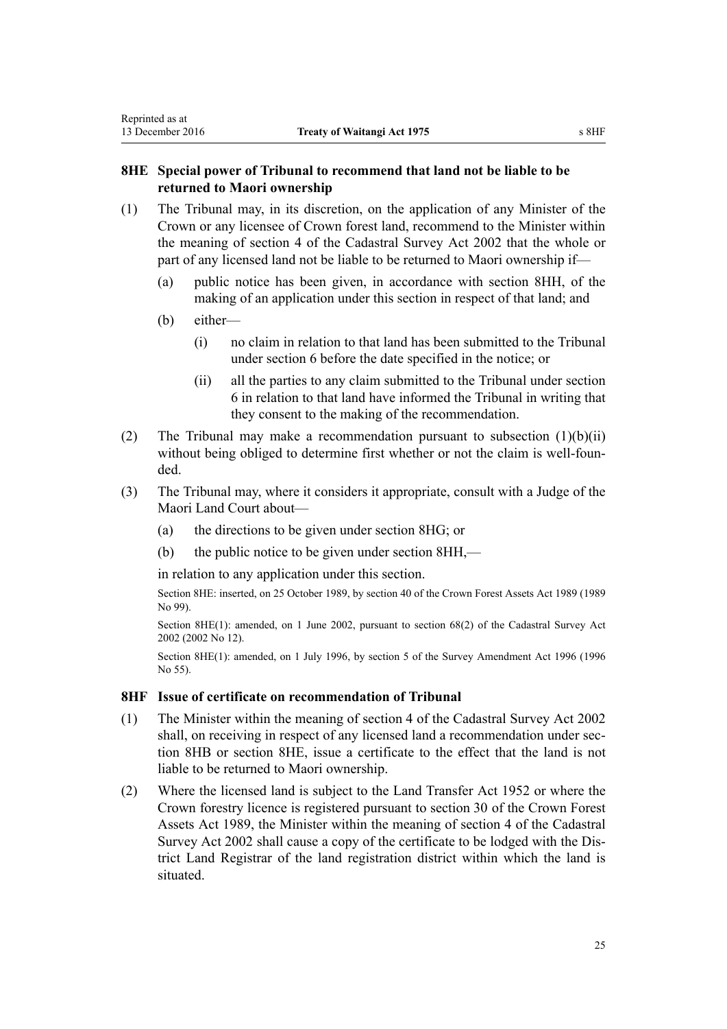### 8HE Special power of Tribunal to recommend that land not be liable to be returned to Maori ownership

(1) The Tribunal may, in its discretion, on the application of any Minister of the Crown or any licensee of Crown forest land, recommend to the Minister within the meaning of section 4 of the Cadastral Survey Act 2002 that the whole or part of any licensed land not be liable to be returned to Maori ownership if—

  (a) public notice has been given, in accordance with section 8HH, of the making of an application under this section in respect of that land; and

  (b) either—

    (i) no claim in relation to that land has been submitted to the Tribunal under section 6 before the date specified in the notice; or

    (ii) all the parties to any claim submitted to the Tribunal under section 6 in relation to that land have informed the Tribunal in writing that they consent to the making of the recommendation.

(2) The Tribunal may make a recommendation pursuant to subsection (1)(b)(ii) without being obliged to determine first whether or not the claim is well-founded.

(3) The Tribunal may, where it considers it appropriate, consult with a Judge of the Maori Land Court about—

  (a) the directions to be given under section 8HG; or

  (b) the public notice to be given under section 8HH,—

  in relation to any application under this section.

Section 8HE: inserted, on 25 October 1989, by section 40 of the Crown Forest Assets Act 1989 (1989 No 99).

Section 8HE(1): amended, on 1 June 2002, pursuant to section 68(2) of the Cadastral Survey Act 2002 (2002 No 12).

Section 8HE(1): amended, on 1 July 1996, by section 5 of the Survey Amendment Act 1996 (1996 No 55).

### 8HF Issue of certificate on recommendation of Tribunal

(1) The Minister within the meaning of section 4 of the Cadastral Survey Act 2002 shall, on receiving in respect of any licensed land a recommendation under section 8HB or section 8HE, issue a certificate to the effect that the land is not liable to be returned to Maori ownership.

(2) Where the licensed land is subject to the Land Transfer Act 1952 or where the Crown forestry licence is registered pursuant to section 30 of the Crown Forest Assets Act 1989, the Minister within the meaning of section 4 of the Cadastral Survey Act 2002 shall cause a copy of the certificate to be lodged with the District Land Registrar of the land registration district within which the land is situated.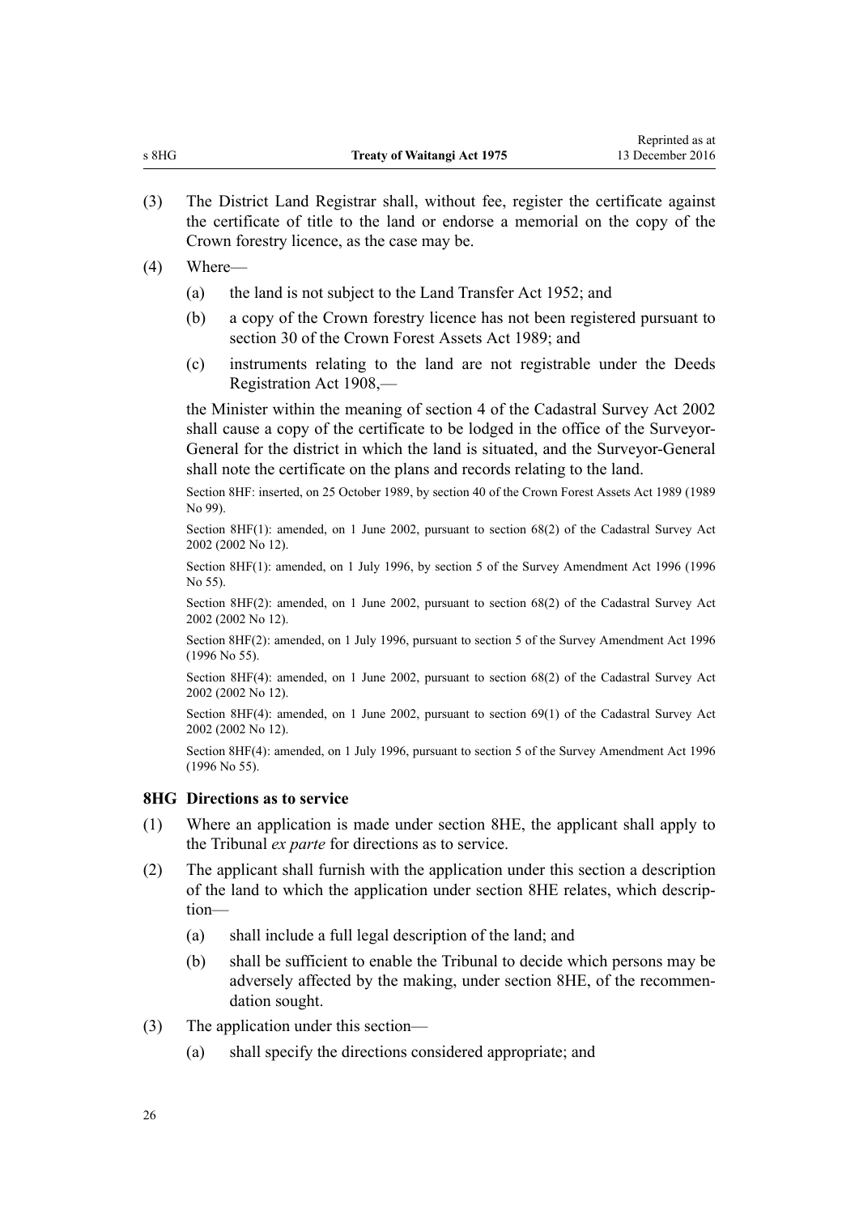(3) The District Land Registrar shall, without fee, register the certificate against the certificate of title to the land or endorse a memorial on the copy of the Crown forestry licence, as the case may be.

(4) Where—

(a) the land is not subject to the Land Transfer Act 1952; and

(b) a copy of the Crown forestry licence has not been registered pursuant to section 30 of the Crown Forest Assets Act 1989; and

(c) instruments relating to the land are not registrable under the Deeds Registration Act 1908,—

the Minister within the meaning of section 4 of the Cadastral Survey Act 2002 shall cause a copy of the certificate to be lodged in the office of the Surveyor-General for the district in which the land is situated, and the Surveyor-General shall note the certificate on the plans and records relating to the land.

Section 8HF: inserted, on 25 October 1989, by section 40 of the Crown Forest Assets Act 1989 (1989 No 99).

Section 8HF(1): amended, on 1 June 2002, pursuant to section 68(2) of the Cadastral Survey Act 2002 (2002 No 12).

Section 8HF(1): amended, on 1 July 1996, by section 5 of the Survey Amendment Act 1996 (1996 No 55).

Section 8HF(2): amended, on 1 June 2002, pursuant to section 68(2) of the Cadastral Survey Act 2002 (2002 No 12).

Section 8HF(2): amended, on 1 July 1996, pursuant to section 5 of the Survey Amendment Act 1996 (1996 No 55).

Section 8HF(4): amended, on 1 June 2002, pursuant to section 68(2) of the Cadastral Survey Act 2002 (2002 No 12).

Section 8HF(4): amended, on 1 June 2002, pursuant to section 69(1) of the Cadastral Survey Act 2002 (2002 No 12).

Section 8HF(4): amended, on 1 July 1996, pursuant to section 5 of the Survey Amendment Act 1996 (1996 No 55).

### 8HG Directions as to service

(1) Where an application is made under section 8HE, the applicant shall apply to the Tribunal *ex parte* for directions as to service.

(2) The applicant shall furnish with the application under this section a description of the land to which the application under section 8HE relates, which description—

(a) shall include a full legal description of the land; and

(b) shall be sufficient to enable the Tribunal to decide which persons may be adversely affected by the making, under section 8HE, of the recommendation sought.

(3) The application under this section—

(a) shall specify the directions considered appropriate; and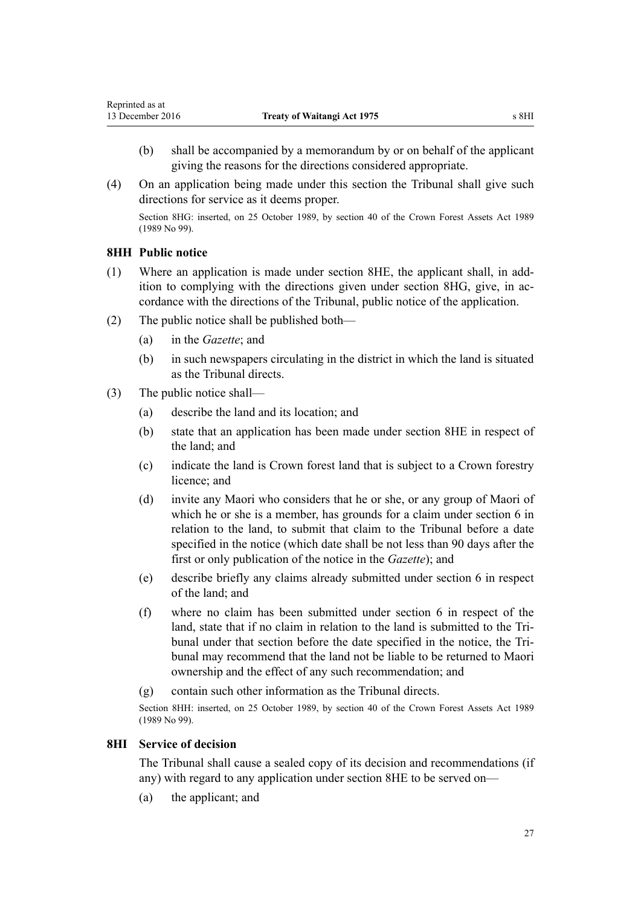(b) shall be accompanied by a memorandum by or on behalf of the applicant giving the reasons for the directions considered appropriate.

(4) On an application being made under this section the Tribunal shall give such directions for service as it deems proper.

Section 8HG: inserted, on 25 October 1989, by section 40 of the Crown Forest Assets Act 1989 (1989 No 99).

### 8HH Public notice

(1) Where an application is made under section 8HE, the applicant shall, in addition to complying with the directions given under section 8HG, give, in accordance with the directions of the Tribunal, public notice of the application.

(2) The public notice shall be published both—

(a) in the *Gazette*; and

(b) in such newspapers circulating in the district in which the land is situated as the Tribunal directs.

(3) The public notice shall—

(a) describe the land and its location; and

(b) state that an application has been made under section 8HE in respect of the land; and

(c) indicate the land is Crown forest land that is subject to a Crown forestry licence; and

(d) invite any Maori who considers that he or she, or any group of Maori of which he or she is a member, has grounds for a claim under section 6 in relation to the land, to submit that claim to the Tribunal before a date specified in the notice (which date shall be not less than 90 days after the first or only publication of the notice in the *Gazette*); and

(e) describe briefly any claims already submitted under section 6 in respect of the land; and

(f) where no claim has been submitted under section 6 in respect of the land, state that if no claim in relation to the land is submitted to the Tribunal under that section before the date specified in the notice, the Tribunal may recommend that the land not be liable to be returned to Maori ownership and the effect of any such recommendation; and

(g) contain such other information as the Tribunal directs.

Section 8HH: inserted, on 25 October 1989, by section 40 of the Crown Forest Assets Act 1989 (1989 No 99).

### 8HI Service of decision

The Tribunal shall cause a sealed copy of its decision and recommendations (if any) with regard to any application under section 8HE to be served on—

(a) the applicant; and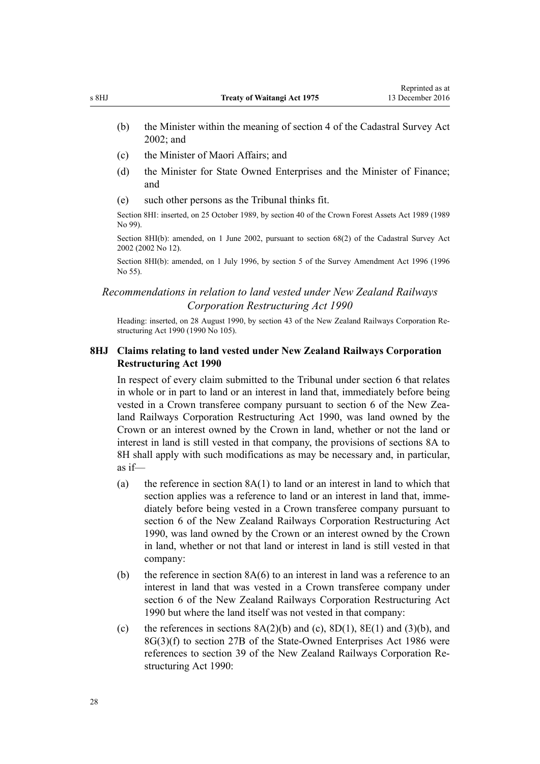- (b) the Minister within the meaning of section 4 of the Cadastral Survey Act 2002; and
- (c) the Minister of Maori Affairs; and
- (d) the Minister for State Owned Enterprises and the Minister of Finance; and
- (e) such other persons as the Tribunal thinks fit.

Section 8HI: inserted, on 25 October 1989, by section 40 of the Crown Forest Assets Act 1989 (1989 No 99).

Section 8HI(b): amended, on 1 June 2002, pursuant to section 68(2) of the Cadastral Survey Act 2002 (2002 No 12).

Section 8HI(b): amended, on 1 July 1996, by section 5 of the Survey Amendment Act 1996 (1996 No 55).

*Recommendations in relation to land vested under New Zealand Railways Corporation Restructuring Act 1990*

Heading: inserted, on 28 August 1990, by section 43 of the New Zealand Railways Corporation Restructuring Act 1990 (1990 No 105).

### 8HJ Claims relating to land vested under New Zealand Railways Corporation Restructuring Act 1990

In respect of every claim submitted to the Tribunal under section 6 that relates in whole or in part to land or an interest in land that, immediately before being vested in a Crown transferee company pursuant to section 6 of the New Zealand Railways Corporation Restructuring Act 1990, was land owned by the Crown or an interest owned by the Crown in land, whether or not the land or interest in land is still vested in that company, the provisions of sections 8A to 8H shall apply with such modifications as may be necessary and, in particular, as if—

- (a) the reference in section 8A(1) to land or an interest in land to which that section applies was a reference to land or an interest in land that, immediately before being vested in a Crown transferee company pursuant to section 6 of the New Zealand Railways Corporation Restructuring Act 1990, was land owned by the Crown or an interest owned by the Crown in land, whether or not that land or interest in land is still vested in that company:
- (b) the reference in section 8A(6) to an interest in land was a reference to an interest in land that was vested in a Crown transferee company under section 6 of the New Zealand Railways Corporation Restructuring Act 1990 but where the land itself was not vested in that company:
- (c) the references in sections 8A(2)(b) and (c), 8D(1), 8E(1) and (3)(b), and 8G(3)(f) to section 27B of the State-Owned Enterprises Act 1986 were references to section 39 of the New Zealand Railways Corporation Restructuring Act 1990: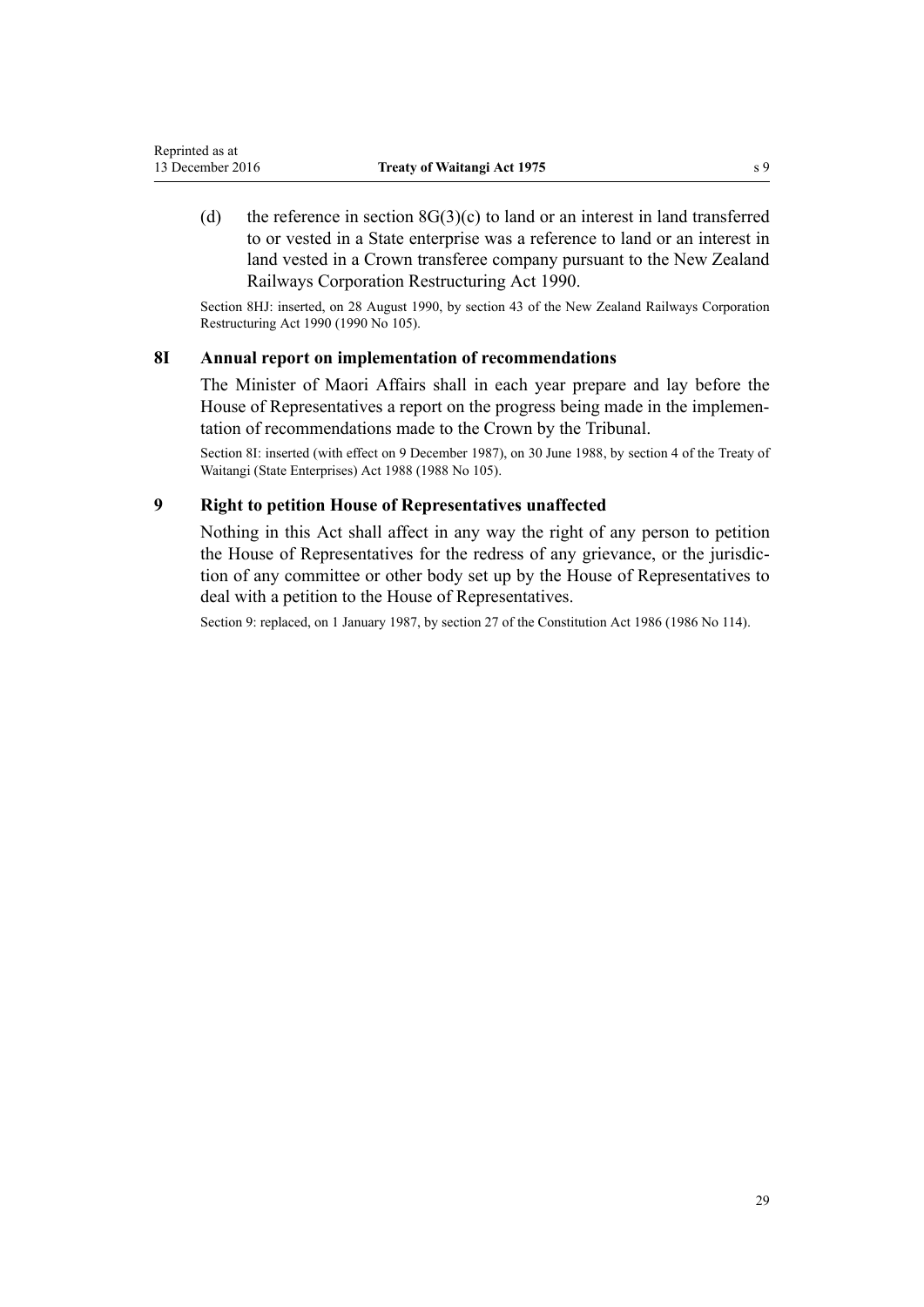(d) the reference in section 8G(3)(c) to land or an interest in land transferred to or vested in a State enterprise was a reference to land or an interest in land vested in a Crown transferee company pursuant to the New Zealand Railways Corporation Restructuring Act 1990.

Section 8HJ: inserted, on 28 August 1990, by section 43 of the New Zealand Railways Corporation Restructuring Act 1990 (1990 No 105).

### 8I Annual report on implementation of recommendations

The Minister of Maori Affairs shall in each year prepare and lay before the House of Representatives a report on the progress being made in the implementation of recommendations made to the Crown by the Tribunal.

Section 8I: inserted (with effect on 9 December 1987), on 30 June 1988, by section 4 of the Treaty of Waitangi (State Enterprises) Act 1988 (1988 No 105).

### 9 Right to petition House of Representatives unaffected

Nothing in this Act shall affect in any way the right of any person to petition the House of Representatives for the redress of any grievance, or the jurisdiction of any committee or other body set up by the House of Representatives to deal with a petition to the House of Representatives.

Section 9: replaced, on 1 January 1987, by section 27 of the Constitution Act 1986 (1986 No 114).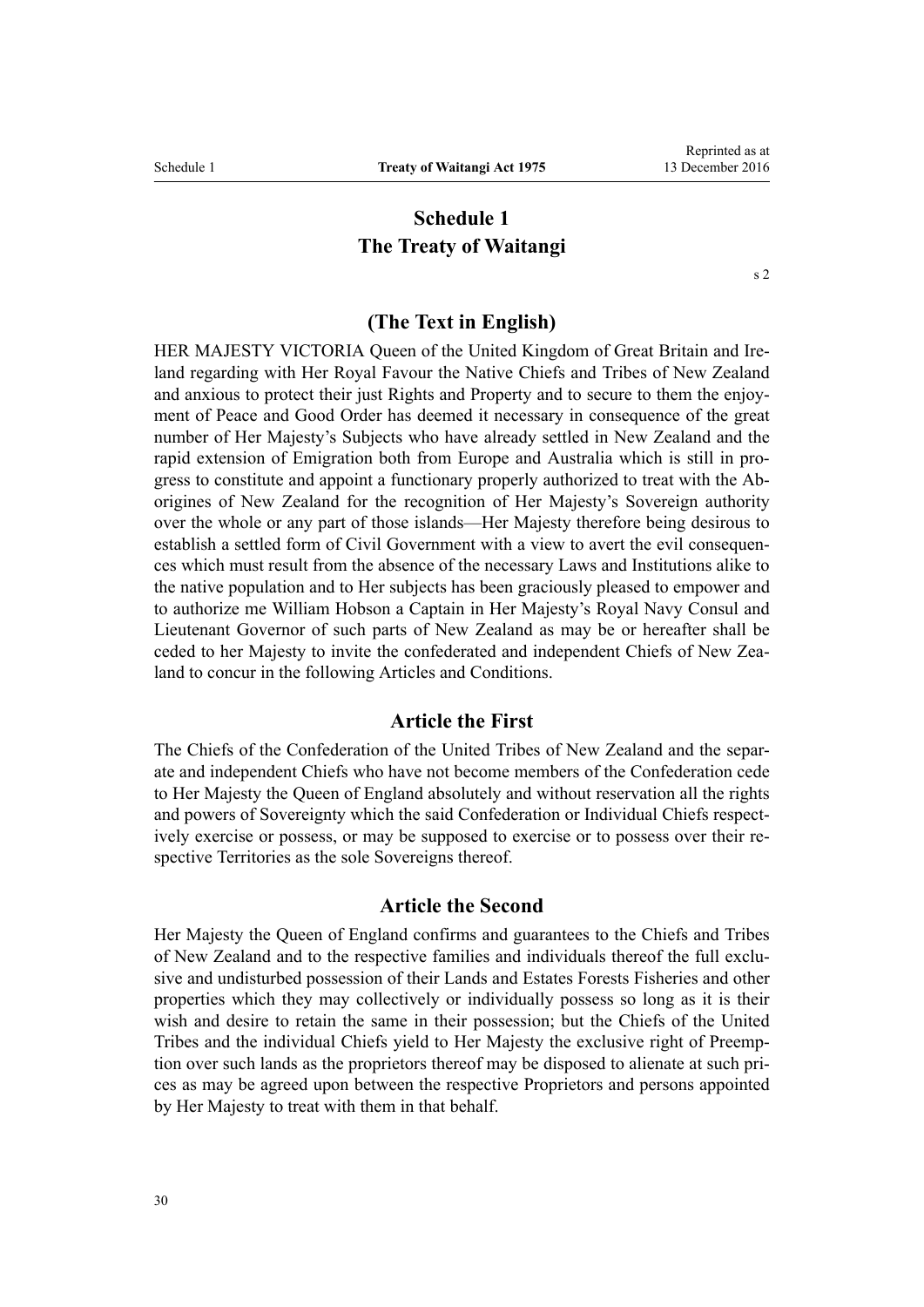# Schedule 1
# The Treaty of Waitangi

s 2

## (The Text in English)

HER MAJESTY VICTORIA Queen of the United Kingdom of Great Britain and Ireland regarding with Her Royal Favour the Native Chiefs and Tribes of New Zealand and anxious to protect their just Rights and Property and to secure to them the enjoyment of Peace and Good Order has deemed it necessary in consequence of the great number of Her Majesty's Subjects who have already settled in New Zealand and the rapid extension of Emigration both from Europe and Australia which is still in progress to constitute and appoint a functionary properly authorized to treat with the Aborigines of New Zealand for the recognition of Her Majesty's Sovereign authority over the whole or any part of those islands—Her Majesty therefore being desirous to establish a settled form of Civil Government with a view to avert the evil consequences which must result from the absence of the necessary Laws and Institutions alike to the native population and to Her subjects has been graciously pleased to empower and to authorize me William Hobson a Captain in Her Majesty's Royal Navy Consul and Lieutenant Governor of such parts of New Zealand as may be or hereafter shall be ceded to her Majesty to invite the confederated and independent Chiefs of New Zealand to concur in the following Articles and Conditions.

## Article the First

The Chiefs of the Confederation of the United Tribes of New Zealand and the separate and independent Chiefs who have not become members of the Confederation cede to Her Majesty the Queen of England absolutely and without reservation all the rights and powers of Sovereignty which the said Confederation or Individual Chiefs respectively exercise or possess, or may be supposed to exercise or to possess over their respective Territories as the sole Sovereigns thereof.

## Article the Second

Her Majesty the Queen of England confirms and guarantees to the Chiefs and Tribes of New Zealand and to the respective families and individuals thereof the full exclusive and undisturbed possession of their Lands and Estates Forests Fisheries and other properties which they may collectively or individually possess so long as it is their wish and desire to retain the same in their possession; but the Chiefs of the United Tribes and the individual Chiefs yield to Her Majesty the exclusive right of Preemption over such lands as the proprietors thereof may be disposed to alienate at such prices as may be agreed upon between the respective Proprietors and persons appointed by Her Majesty to treat with them in that behalf.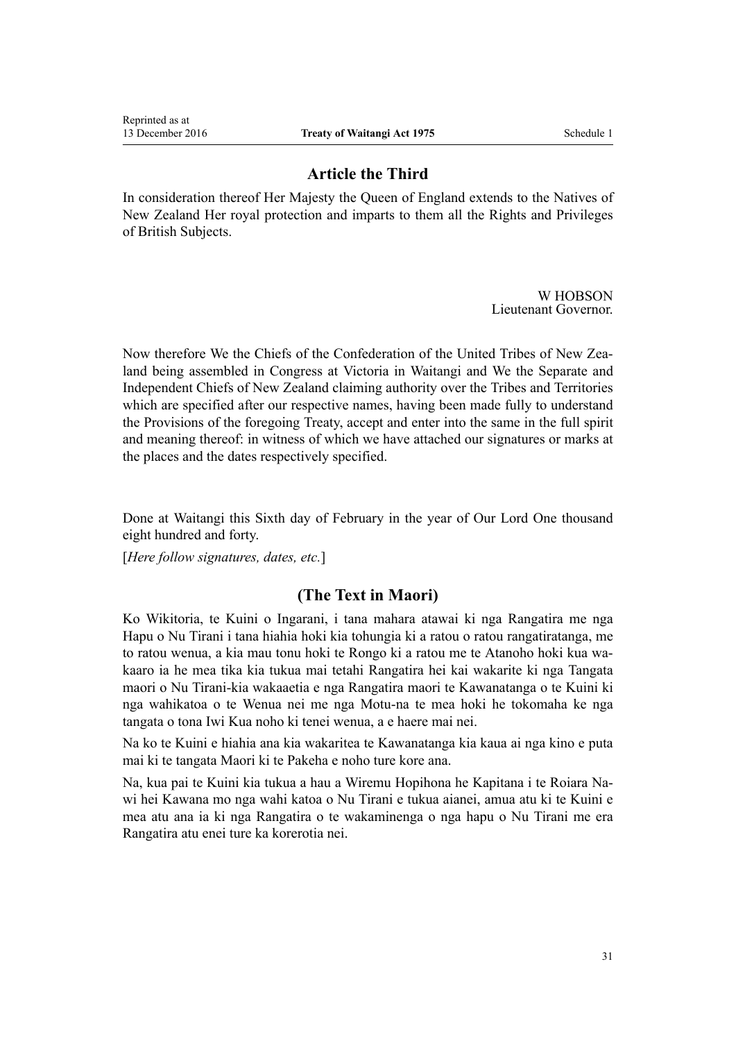## Article the Third

In consideration thereof Her Majesty the Queen of England extends to the Natives of New Zealand Her royal protection and imparts to them all the Rights and Privileges of British Subjects.

W HOBSON
Lieutenant Governor.

Now therefore We the Chiefs of the Confederation of the United Tribes of New Zealand being assembled in Congress at Victoria in Waitangi and We the Separate and Independent Chiefs of New Zealand claiming authority over the Tribes and Territories which are specified after our respective names, having been made fully to understand the Provisions of the foregoing Treaty, accept and enter into the same in the full spirit and meaning thereof: in witness of which we have attached our signatures or marks at the places and the dates respectively specified.

Done at Waitangi this Sixth day of February in the year of Our Lord One thousand eight hundred and forty.

[*Here follow signatures, dates, etc.*]

## (The Text in Maori)

Ko Wikitoria, te Kuini o Ingarani, i tana mahara atawai ki nga Rangatira me nga Hapu o Nu Tirani i tana hiahia hoki kia tohungia ki a ratou o ratou rangatiratanga, me to ratou wenua, a kia mau tonu hoki te Rongo ki a ratou me te Atanoho hoki kua wakaaro ia he mea tika kia tukua mai tetahi Rangatira hei kai wakarite ki nga Tangata maori o Nu Tirani-kia wakaaetia e nga Rangatira maori te Kawanatanga o te Kuini ki nga wahikatoa o te Wenua nei me nga Motu-na te mea hoki he tokomaha ke nga tangata o tona Iwi Kua noho ki tenei wenua, a e haere mai nei.

Na ko te Kuini e hiahia ana kia wakaritea te Kawanatanga kia kaua ai nga kino e puta mai ki te tangata Maori ki te Pakeha e noho ture kore ana.

Na, kua pai te Kuini kia tukua a hau a Wiremu Hopihona he Kapitana i te Roiara Nawi hei Kawana mo nga wahi katoa o Nu Tirani e tukua aianei, amua atu ki te Kuini e mea atu ana ia ki nga Rangatira o te wakaminenga o nga hapu o Nu Tirani me era Rangatira atu enei ture ka korerotia nei.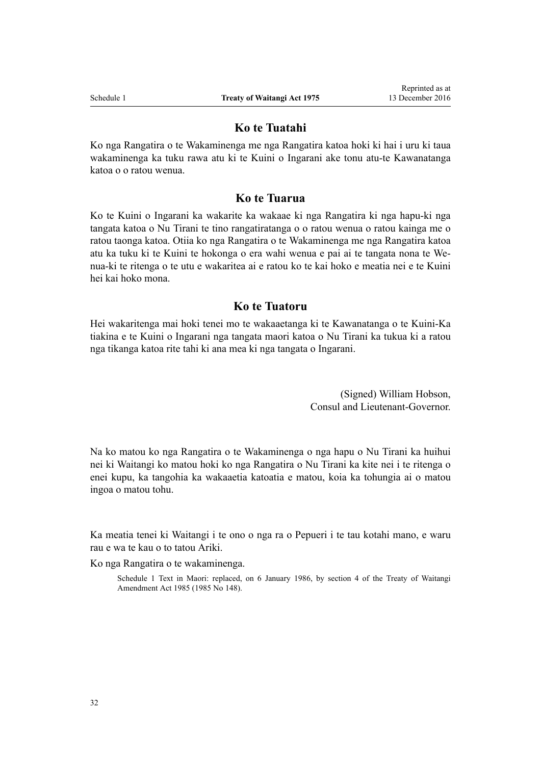## Ko te Tuatahi

Ko nga Rangatira o te Wakaminenga me nga Rangatira katoa hoki ki hai i uru ki taua wakaminenga ka tuku rawa atu ki te Kuini o Ingarani ake tonu atu-te Kawanatanga katoa o o ratou wenua.

## Ko te Tuarua

Ko te Kuini o Ingarani ka wakarite ka wakaae ki nga Rangatira ki nga hapu-ki nga tangata katoa o Nu Tirani te tino rangatiratanga o o ratou wenua o ratou kainga me o ratou taonga katoa. Otiia ko nga Rangatira o te Wakaminenga me nga Rangatira katoa atu ka tuku ki te Kuini te hokonga o era wahi wenua e pai ai te tangata nona te Wenua-ki te ritenga o te utu e wakaritea ai e ratou ko te kai hoko e meatia nei e te Kuini hei kai hoko mona.

## Ko te Tuatoru

Hei wakaritenga mai hoki tenei mo te wakaaetanga ki te Kawanatanga o te Kuini-Ka tiakina e te Kuini o Ingarani nga tangata maori katoa o Nu Tirani ka tukua ki a ratou nga tikanga katoa rite tahi ki ana mea ki nga tangata o Ingarani.

(Signed) William Hobson,
Consul and Lieutenant-Governor.

Na ko matou ko nga Rangatira o te Wakaminenga o nga hapu o Nu Tirani ka huihui nei ki Waitangi ko matou hoki ko nga Rangatira o Nu Tirani ka kite nei i te ritenga o enei kupu, ka tangohia ka wakaaetia katoatia e matou, koia ka tohungia ai o matou ingoa o matou tohu.

Ka meatia tenei ki Waitangi i te ono o nga ra o Pepueri i te tau kotahi mano, e waru rau e wa te kau o to tatou Ariki.

Ko nga Rangatira o te wakaminenga.

Schedule 1 Text in Maori: replaced, on 6 January 1986, by section 4 of the Treaty of Waitangi Amendment Act 1985 (1985 No 148).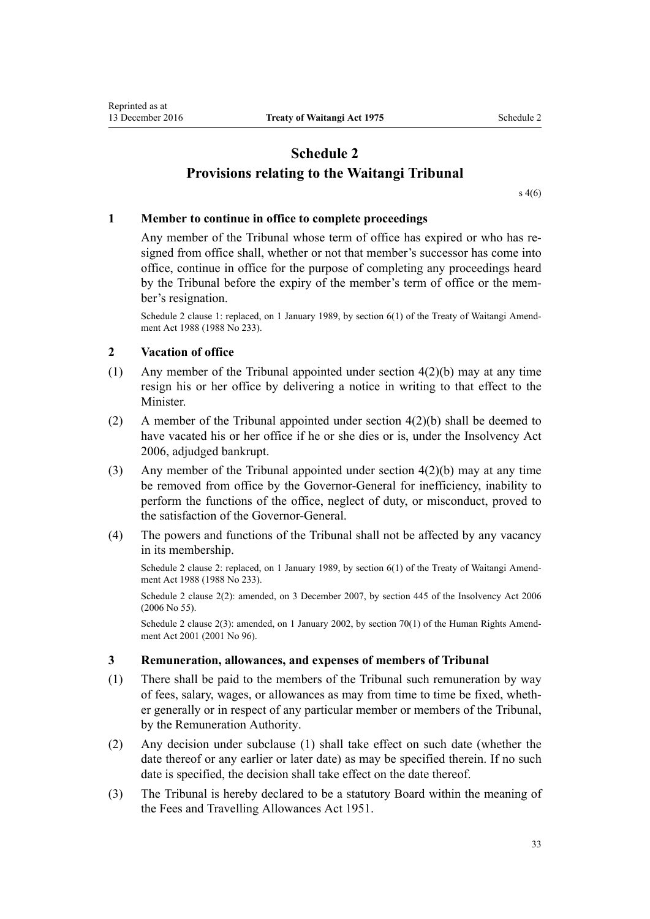# Schedule 2
## Provisions relating to the Waitangi Tribunal

s 4(6)

### 1 Member to continue in office to complete proceedings

Any member of the Tribunal whose term of office has expired or who has resigned from office shall, whether or not that member's successor has come into office, continue in office for the purpose of completing any proceedings heard by the Tribunal before the expiry of the member's term of office or the member's resignation.

Schedule 2 clause 1: replaced, on 1 January 1989, by section 6(1) of the Treaty of Waitangi Amendment Act 1988 (1988 No 233).

### 2 Vacation of office

(1) Any member of the Tribunal appointed under section 4(2)(b) may at any time resign his or her office by delivering a notice in writing to that effect to the Minister.

(2) A member of the Tribunal appointed under section 4(2)(b) shall be deemed to have vacated his or her office if he or she dies or is, under the Insolvency Act 2006, adjudged bankrupt.

(3) Any member of the Tribunal appointed under section 4(2)(b) may at any time be removed from office by the Governor-General for inefficiency, inability to perform the functions of the office, neglect of duty, or misconduct, proved to the satisfaction of the Governor-General.

(4) The powers and functions of the Tribunal shall not be affected by any vacancy in its membership.

Schedule 2 clause 2: replaced, on 1 January 1989, by section 6(1) of the Treaty of Waitangi Amendment Act 1988 (1988 No 233).

Schedule 2 clause 2(2): amended, on 3 December 2007, by section 445 of the Insolvency Act 2006 (2006 No 55).

Schedule 2 clause 2(3): amended, on 1 January 2002, by section 70(1) of the Human Rights Amendment Act 2001 (2001 No 96).

### 3 Remuneration, allowances, and expenses of members of Tribunal

(1) There shall be paid to the members of the Tribunal such remuneration by way of fees, salary, wages, or allowances as may from time to time be fixed, whether generally or in respect of any particular member or members of the Tribunal, by the Remuneration Authority.

(2) Any decision under subclause (1) shall take effect on such date (whether the date thereof or any earlier or later date) as may be specified therein. If no such date is specified, the decision shall take effect on the date thereof.

(3) The Tribunal is hereby declared to be a statutory Board within the meaning of the Fees and Travelling Allowances Act 1951.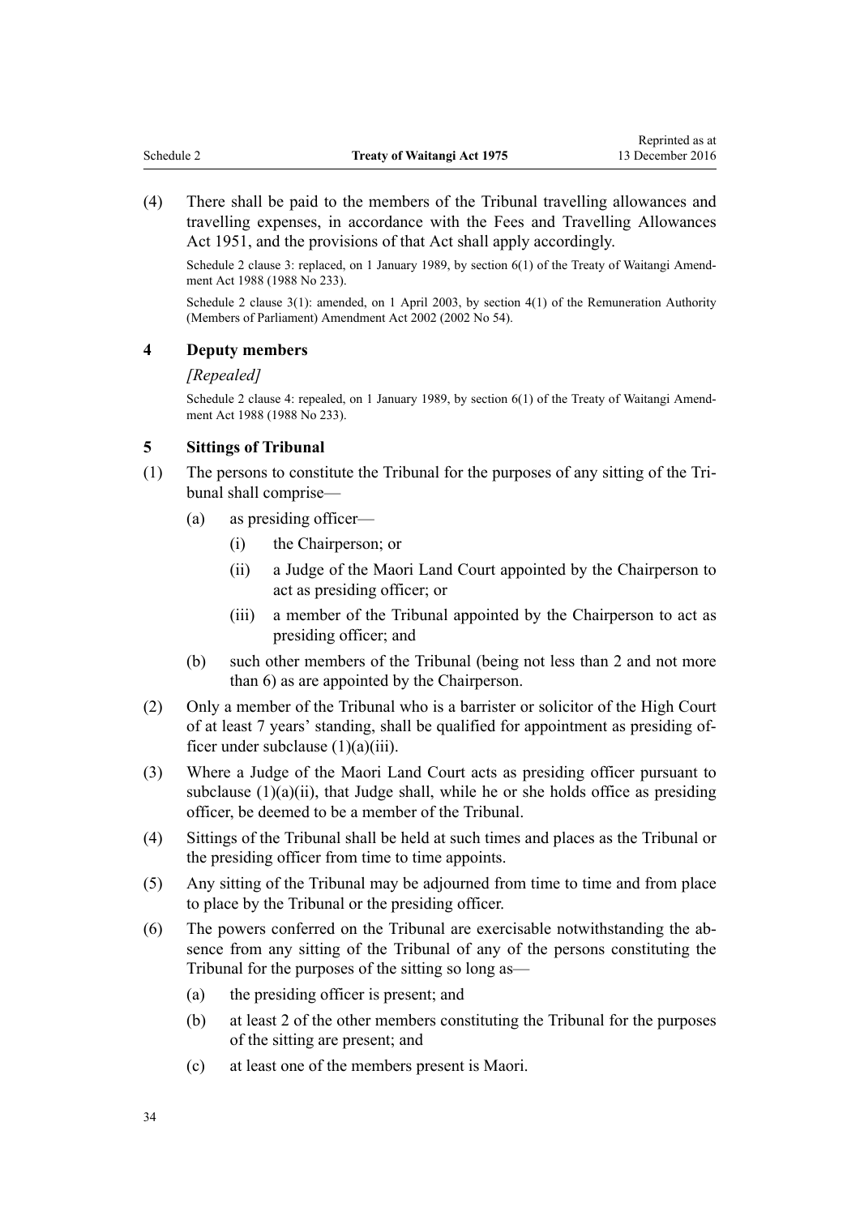(4) There shall be paid to the members of the Tribunal travelling allowances and travelling expenses, in accordance with the Fees and Travelling Allowances Act 1951, and the provisions of that Act shall apply accordingly.

Schedule 2 clause 3: replaced, on 1 January 1989, by section 6(1) of the Treaty of Waitangi Amendment Act 1988 (1988 No 233).

Schedule 2 clause 3(1): amended, on 1 April 2003, by section 4(1) of the Remuneration Authority (Members of Parliament) Amendment Act 2002 (2002 No 54).

### 4 Deputy members

*[Repealed]*

Schedule 2 clause 4: repealed, on 1 January 1989, by section 6(1) of the Treaty of Waitangi Amendment Act 1988 (1988 No 233).

### 5 Sittings of Tribunal

(1) The persons to constitute the Tribunal for the purposes of any sitting of the Tribunal shall comprise—

- (a) as presiding officer—
  - (i) the Chairperson; or
  - (ii) a Judge of the Maori Land Court appointed by the Chairperson to act as presiding officer; or
  - (iii) a member of the Tribunal appointed by the Chairperson to act as presiding officer; and
- (b) such other members of the Tribunal (being not less than 2 and not more than 6) as are appointed by the Chairperson.

(2) Only a member of the Tribunal who is a barrister or solicitor of the High Court of at least 7 years' standing, shall be qualified for appointment as presiding officer under subclause (1)(a)(iii).

(3) Where a Judge of the Maori Land Court acts as presiding officer pursuant to subclause (1)(a)(ii), that Judge shall, while he or she holds office as presiding officer, be deemed to be a member of the Tribunal.

(4) Sittings of the Tribunal shall be held at such times and places as the Tribunal or the presiding officer from time to time appoints.

(5) Any sitting of the Tribunal may be adjourned from time to time and from place to place by the Tribunal or the presiding officer.

(6) The powers conferred on the Tribunal are exercisable notwithstanding the absence from any sitting of the Tribunal of any of the persons constituting the Tribunal for the purposes of the sitting so long as—

- (a) the presiding officer is present; and
- (b) at least 2 of the other members constituting the Tribunal for the purposes of the sitting are present; and
- (c) at least one of the members present is Maori.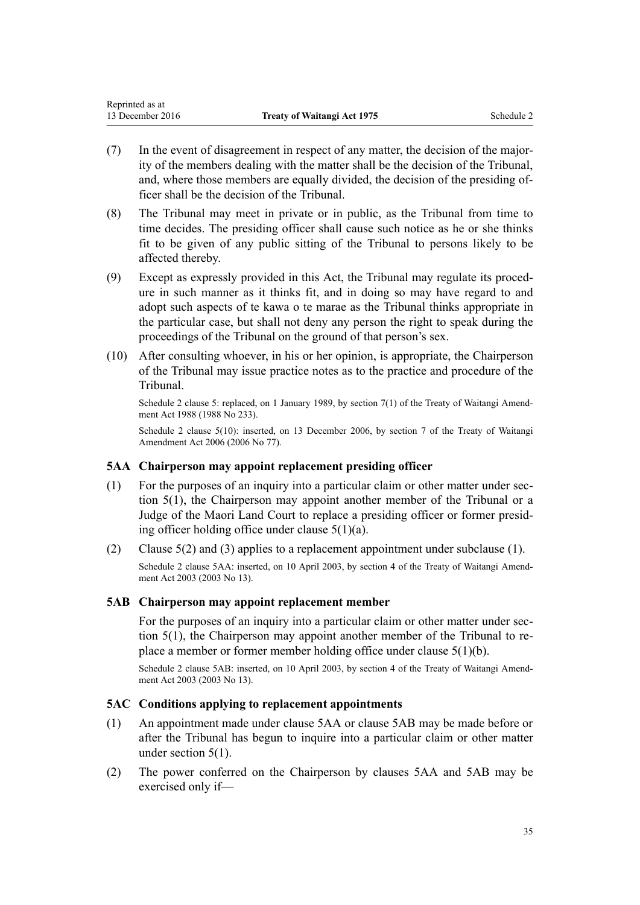(7) In the event of disagreement in respect of any matter, the decision of the majority of the members dealing with the matter shall be the decision of the Tribunal, and, where those members are equally divided, the decision of the presiding officer shall be the decision of the Tribunal.

(8) The Tribunal may meet in private or in public, as the Tribunal from time to time decides. The presiding officer shall cause such notice as he or she thinks fit to be given of any public sitting of the Tribunal to persons likely to be affected thereby.

(9) Except as expressly provided in this Act, the Tribunal may regulate its procedure in such manner as it thinks fit, and in doing so may have regard to and adopt such aspects of te kawa o te marae as the Tribunal thinks appropriate in the particular case, but shall not deny any person the right to speak during the proceedings of the Tribunal on the ground of that person's sex.

(10) After consulting whoever, in his or her opinion, is appropriate, the Chairperson of the Tribunal may issue practice notes as to the practice and procedure of the Tribunal.

Schedule 2 clause 5: replaced, on 1 January 1989, by section 7(1) of the Treaty of Waitangi Amendment Act 1988 (1988 No 233).

Schedule 2 clause 5(10): inserted, on 13 December 2006, by section 7 of the Treaty of Waitangi Amendment Act 2006 (2006 No 77).

### 5AA Chairperson may appoint replacement presiding officer

(1) For the purposes of an inquiry into a particular claim or other matter under section 5(1), the Chairperson may appoint another member of the Tribunal or a Judge of the Maori Land Court to replace a presiding officer or former presiding officer holding office under clause 5(1)(a).

(2) Clause 5(2) and (3) applies to a replacement appointment under subclause (1).

Schedule 2 clause 5AA: inserted, on 10 April 2003, by section 4 of the Treaty of Waitangi Amendment Act 2003 (2003 No 13).

### 5AB Chairperson may appoint replacement member

For the purposes of an inquiry into a particular claim or other matter under section 5(1), the Chairperson may appoint another member of the Tribunal to replace a member or former member holding office under clause 5(1)(b).

Schedule 2 clause 5AB: inserted, on 10 April 2003, by section 4 of the Treaty of Waitangi Amendment Act 2003 (2003 No 13).

### 5AC Conditions applying to replacement appointments

(1) An appointment made under clause 5AA or clause 5AB may be made before or after the Tribunal has begun to inquire into a particular claim or other matter under section 5(1).

(2) The power conferred on the Chairperson by clauses 5AA and 5AB may be exercised only if—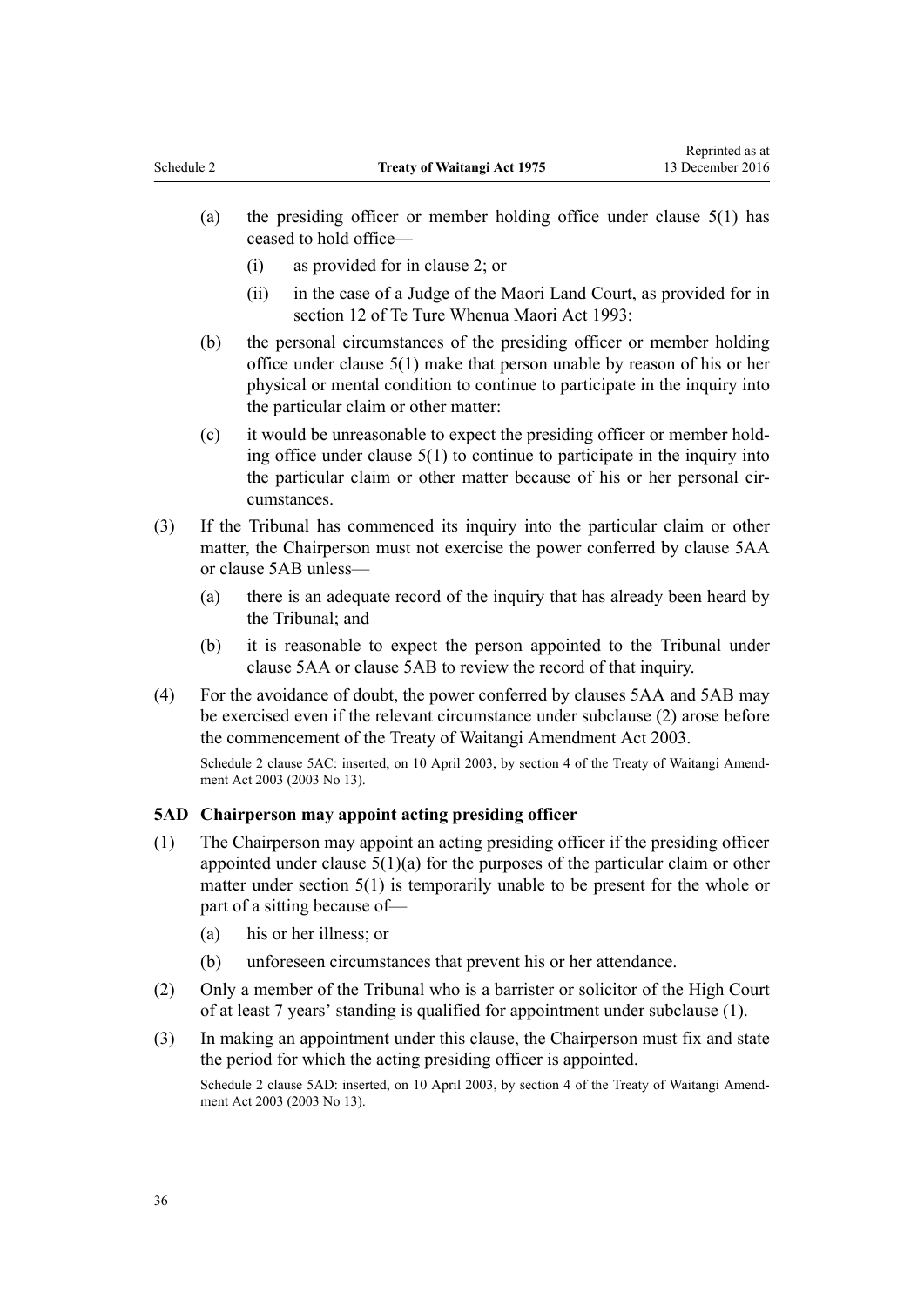(a) the presiding officer or member holding office under clause 5(1) has ceased to hold office—

  (i) as provided for in clause 2; or

  (ii) in the case of a Judge of the Maori Land Court, as provided for in section 12 of Te Ture Whenua Maori Act 1993:

(b) the personal circumstances of the presiding officer or member holding office under clause 5(1) make that person unable by reason of his or her physical or mental condition to continue to participate in the inquiry into the particular claim or other matter:

(c) it would be unreasonable to expect the presiding officer or member holding office under clause 5(1) to continue to participate in the inquiry into the particular claim or other matter because of his or her personal circumstances.

(3) If the Tribunal has commenced its inquiry into the particular claim or other matter, the Chairperson must not exercise the power conferred by clause 5AA or clause 5AB unless—

  (a) there is an adequate record of the inquiry that has already been heard by the Tribunal; and

  (b) it is reasonable to expect the person appointed to the Tribunal under clause 5AA or clause 5AB to review the record of that inquiry.

(4) For the avoidance of doubt, the power conferred by clauses 5AA and 5AB may be exercised even if the relevant circumstance under subclause (2) arose before the commencement of the Treaty of Waitangi Amendment Act 2003.

Schedule 2 clause 5AC: inserted, on 10 April 2003, by section 4 of the Treaty of Waitangi Amendment Act 2003 (2003 No 13).

### 5AD Chairperson may appoint acting presiding officer

(1) The Chairperson may appoint an acting presiding officer if the presiding officer appointed under clause 5(1)(a) for the purposes of the particular claim or other matter under section 5(1) is temporarily unable to be present for the whole or part of a sitting because of—

  (a) his or her illness; or

  (b) unforeseen circumstances that prevent his or her attendance.

(2) Only a member of the Tribunal who is a barrister or solicitor of the High Court of at least 7 years' standing is qualified for appointment under subclause (1).

(3) In making an appointment under this clause, the Chairperson must fix and state the period for which the acting presiding officer is appointed.

Schedule 2 clause 5AD: inserted, on 10 April 2003, by section 4 of the Treaty of Waitangi Amendment Act 2003 (2003 No 13).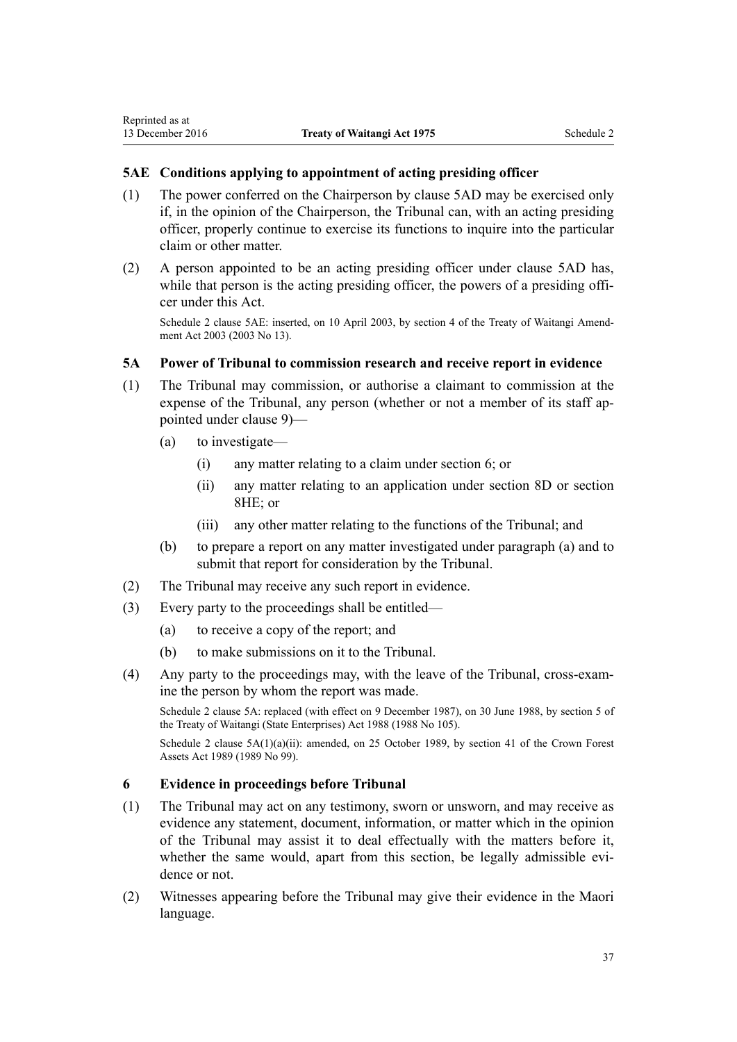### 5AE Conditions applying to appointment of acting presiding officer

(1) The power conferred on the Chairperson by clause 5AD may be exercised only if, in the opinion of the Chairperson, the Tribunal can, with an acting presiding officer, properly continue to exercise its functions to inquire into the particular claim or other matter.

(2) A person appointed to be an acting presiding officer under clause 5AD has, while that person is the acting presiding officer, the powers of a presiding officer under this Act.

Schedule 2 clause 5AE: inserted, on 10 April 2003, by section 4 of the Treaty of Waitangi Amendment Act 2003 (2003 No 13).

### 5A Power of Tribunal to commission research and receive report in evidence

(1) The Tribunal may commission, or authorise a claimant to commission at the expense of the Tribunal, any person (whether or not a member of its staff appointed under clause 9)—

  (a) to investigate—

    (i) any matter relating to a claim under section 6; or

    (ii) any matter relating to an application under section 8D or section 8HE; or

    (iii) any other matter relating to the functions of the Tribunal; and

  (b) to prepare a report on any matter investigated under paragraph (a) and to submit that report for consideration by the Tribunal.

(2) The Tribunal may receive any such report in evidence.

(3) Every party to the proceedings shall be entitled—

  (a) to receive a copy of the report; and

  (b) to make submissions on it to the Tribunal.

(4) Any party to the proceedings may, with the leave of the Tribunal, cross-examine the person by whom the report was made.

Schedule 2 clause 5A: replaced (with effect on 9 December 1987), on 30 June 1988, by section 5 of the Treaty of Waitangi (State Enterprises) Act 1988 (1988 No 105).

Schedule 2 clause 5A(1)(a)(ii): amended, on 25 October 1989, by section 41 of the Crown Forest Assets Act 1989 (1989 No 99).

### 6 Evidence in proceedings before Tribunal

(1) The Tribunal may act on any testimony, sworn or unsworn, and may receive as evidence any statement, document, information, or matter which in the opinion of the Tribunal may assist it to deal effectually with the matters before it, whether the same would, apart from this section, be legally admissible evidence or not.

(2) Witnesses appearing before the Tribunal may give their evidence in the Maori language.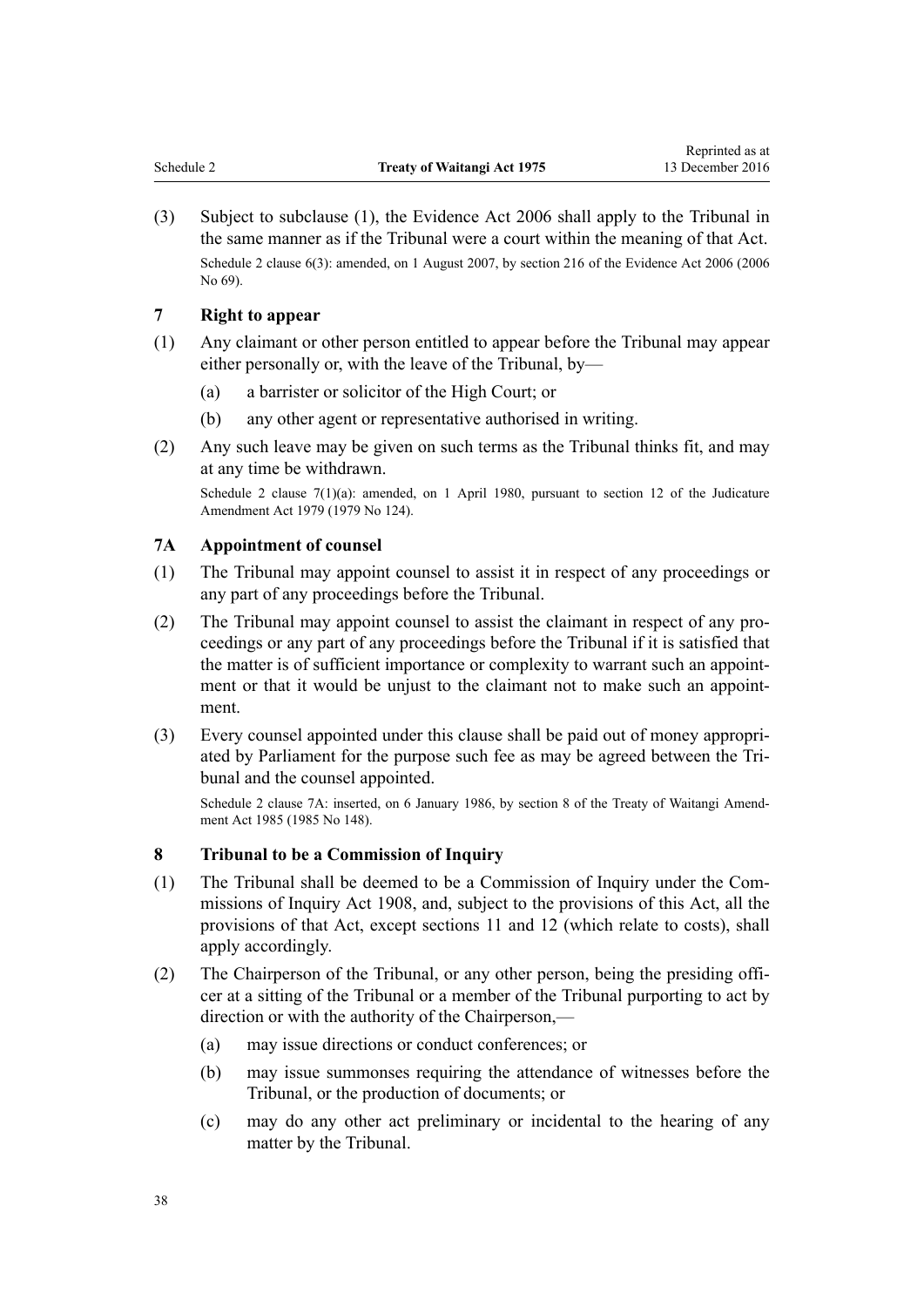(3) Subject to subclause (1), the Evidence Act 2006 shall apply to the Tribunal in the same manner as if the Tribunal were a court within the meaning of that Act.

Schedule 2 clause 6(3): amended, on 1 August 2007, by section 216 of the Evidence Act 2006 (2006 No 69).

### 7 Right to appear

(1) Any claimant or other person entitled to appear before the Tribunal may appear either personally or, with the leave of the Tribunal, by—

(a) a barrister or solicitor of the High Court; or

(b) any other agent or representative authorised in writing.

(2) Any such leave may be given on such terms as the Tribunal thinks fit, and may at any time be withdrawn.

Schedule 2 clause 7(1)(a): amended, on 1 April 1980, pursuant to section 12 of the Judicature Amendment Act 1979 (1979 No 124).

### 7A Appointment of counsel

(1) The Tribunal may appoint counsel to assist it in respect of any proceedings or any part of any proceedings before the Tribunal.

(2) The Tribunal may appoint counsel to assist the claimant in respect of any proceedings or any part of any proceedings before the Tribunal if it is satisfied that the matter is of sufficient importance or complexity to warrant such an appointment or that it would be unjust to the claimant not to make such an appointment.

(3) Every counsel appointed under this clause shall be paid out of money appropriated by Parliament for the purpose such fee as may be agreed between the Tribunal and the counsel appointed.

Schedule 2 clause 7A: inserted, on 6 January 1986, by section 8 of the Treaty of Waitangi Amendment Act 1985 (1985 No 148).

### 8 Tribunal to be a Commission of Inquiry

(1) The Tribunal shall be deemed to be a Commission of Inquiry under the Commissions of Inquiry Act 1908, and, subject to the provisions of this Act, all the provisions of that Act, except sections 11 and 12 (which relate to costs), shall apply accordingly.

(2) The Chairperson of the Tribunal, or any other person, being the presiding officer at a sitting of the Tribunal or a member of the Tribunal purporting to act by direction or with the authority of the Chairperson,—

(a) may issue directions or conduct conferences; or

(b) may issue summonses requiring the attendance of witnesses before the Tribunal, or the production of documents; or

(c) may do any other act preliminary or incidental to the hearing of any matter by the Tribunal.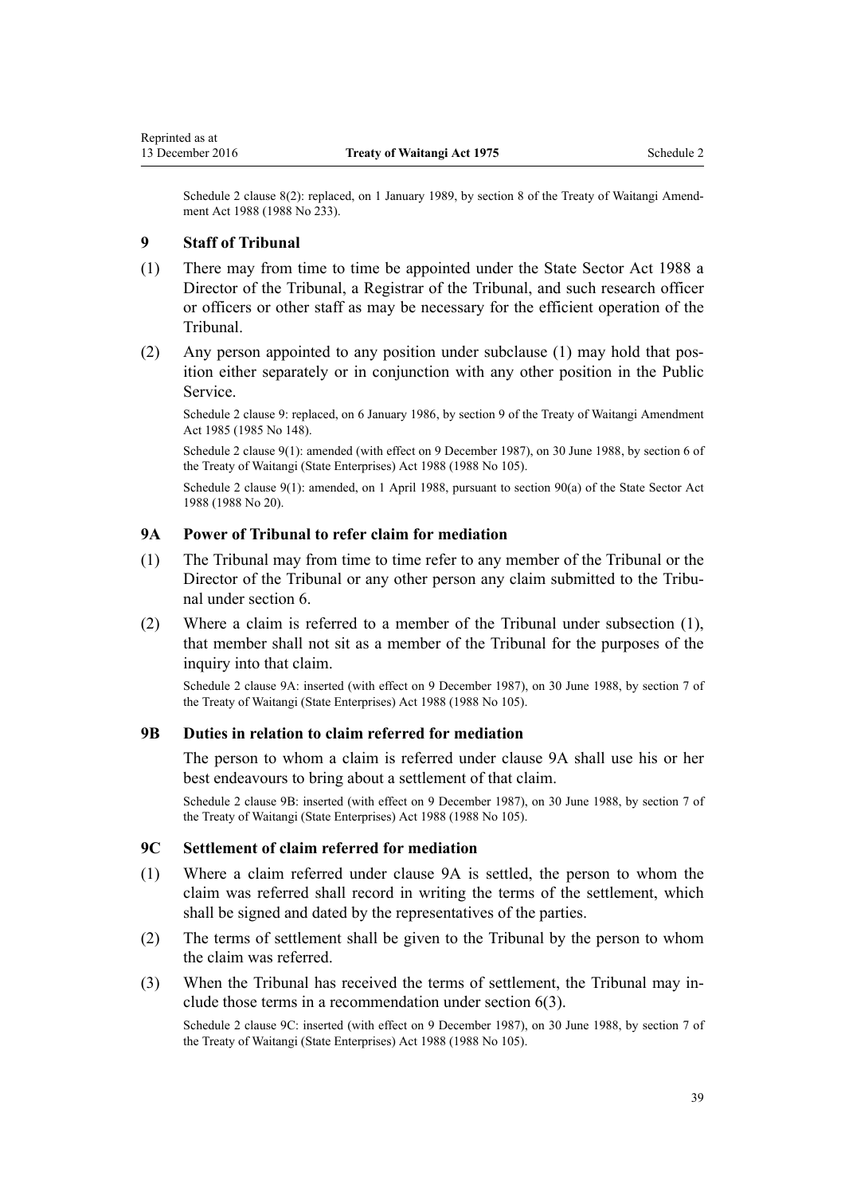Schedule 2 clause 8(2): replaced, on 1 January 1989, by section 8 of the Treaty of Waitangi Amendment Act 1988 (1988 No 233).

### 9 Staff of Tribunal

(1) There may from time to time be appointed under the State Sector Act 1988 a Director of the Tribunal, a Registrar of the Tribunal, and such research officer or officers or other staff as may be necessary for the efficient operation of the Tribunal.

(2) Any person appointed to any position under subclause (1) may hold that position either separately or in conjunction with any other position in the Public Service.

Schedule 2 clause 9: replaced, on 6 January 1986, by section 9 of the Treaty of Waitangi Amendment Act 1985 (1985 No 148).

Schedule 2 clause 9(1): amended (with effect on 9 December 1987), on 30 June 1988, by section 6 of the Treaty of Waitangi (State Enterprises) Act 1988 (1988 No 105).

Schedule 2 clause 9(1): amended, on 1 April 1988, pursuant to section 90(a) of the State Sector Act 1988 (1988 No 20).

### 9A Power of Tribunal to refer claim for mediation

(1) The Tribunal may from time to time refer to any member of the Tribunal or the Director of the Tribunal or any other person any claim submitted to the Tribunal under section 6.

(2) Where a claim is referred to a member of the Tribunal under subsection (1), that member shall not sit as a member of the Tribunal for the purposes of the inquiry into that claim.

Schedule 2 clause 9A: inserted (with effect on 9 December 1987), on 30 June 1988, by section 7 of the Treaty of Waitangi (State Enterprises) Act 1988 (1988 No 105).

### 9B Duties in relation to claim referred for mediation

The person to whom a claim is referred under clause 9A shall use his or her best endeavours to bring about a settlement of that claim.

Schedule 2 clause 9B: inserted (with effect on 9 December 1987), on 30 June 1988, by section 7 of the Treaty of Waitangi (State Enterprises) Act 1988 (1988 No 105).

### 9C Settlement of claim referred for mediation

(1) Where a claim referred under clause 9A is settled, the person to whom the claim was referred shall record in writing the terms of the settlement, which shall be signed and dated by the representatives of the parties.

(2) The terms of settlement shall be given to the Tribunal by the person to whom the claim was referred.

(3) When the Tribunal has received the terms of settlement, the Tribunal may include those terms in a recommendation under section 6(3).

Schedule 2 clause 9C: inserted (with effect on 9 December 1987), on 30 June 1988, by section 7 of the Treaty of Waitangi (State Enterprises) Act 1988 (1988 No 105).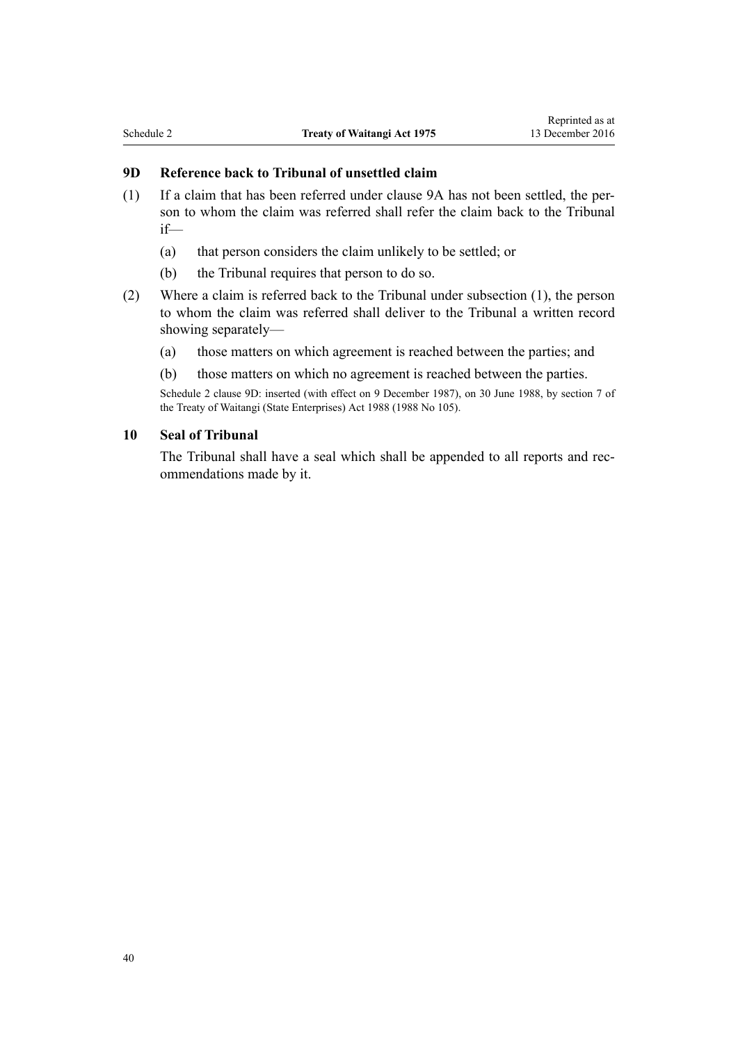### 9D Reference back to Tribunal of unsettled claim

(1) If a claim that has been referred under clause 9A has not been settled, the person to whom the claim was referred shall refer the claim back to the Tribunal if—

(a) that person considers the claim unlikely to be settled; or

(b) the Tribunal requires that person to do so.

(2) Where a claim is referred back to the Tribunal under subsection (1), the person to whom the claim was referred shall deliver to the Tribunal a written record showing separately—

(a) those matters on which agreement is reached between the parties; and

(b) those matters on which no agreement is reached between the parties.

Schedule 2 clause 9D: inserted (with effect on 9 December 1987), on 30 June 1988, by section 7 of the Treaty of Waitangi (State Enterprises) Act 1988 (1988 No 105).

### 10 Seal of Tribunal

The Tribunal shall have a seal which shall be appended to all reports and recommendations made by it.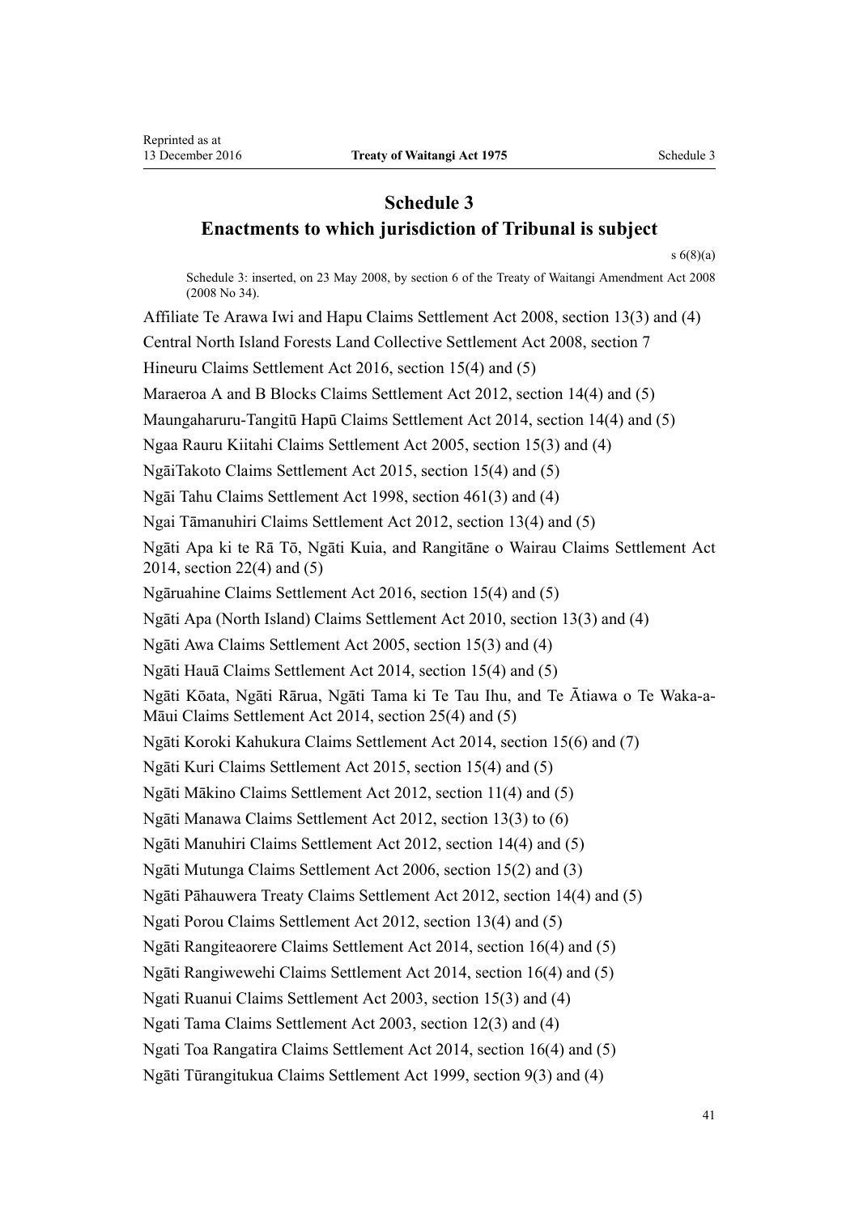# Schedule 3
## Enactments to which jurisdiction of Tribunal is subject

s 6(8)(a)

Schedule 3: inserted, on 23 May 2008, by section 6 of the Treaty of Waitangi Amendment Act 2008 (2008 No 34).

Affiliate Te Arawa Iwi and Hapu Claims Settlement Act 2008, section 13(3) and (4)

Central North Island Forests Land Collective Settlement Act 2008, section 7

Hineuru Claims Settlement Act 2016, section 15(4) and (5)

Maraeroa A and B Blocks Claims Settlement Act 2012, section 14(4) and (5)

Maungaharuru-Tangitū Hapū Claims Settlement Act 2014, section 14(4) and (5)

Ngaa Rauru Kiitahi Claims Settlement Act 2005, section 15(3) and (4)

NgāiTakoto Claims Settlement Act 2015, section 15(4) and (5)

Ngāi Tahu Claims Settlement Act 1998, section 461(3) and (4)

Ngai Tāmanuhiri Claims Settlement Act 2012, section 13(4) and (5)

Ngāti Apa ki te Rā Tō, Ngāti Kuia, and Rangitāne o Wairau Claims Settlement Act 2014, section 22(4) and (5)

Ngāruahine Claims Settlement Act 2016, section 15(4) and (5)

Ngāti Apa (North Island) Claims Settlement Act 2010, section 13(3) and (4)

Ngāti Awa Claims Settlement Act 2005, section 15(3) and (4)

Ngāti Hauā Claims Settlement Act 2014, section 15(4) and (5)

Ngāti Kōata, Ngāti Rārua, Ngāti Tama ki Te Tau Ihu, and Te Ātiawa o Te Waka-a-Māui Claims Settlement Act 2014, section 25(4) and (5)

Ngāti Koroki Kahukura Claims Settlement Act 2014, section 15(6) and (7)

Ngāti Kuri Claims Settlement Act 2015, section 15(4) and (5)

Ngāti Mākino Claims Settlement Act 2012, section 11(4) and (5)

Ngāti Manawa Claims Settlement Act 2012, section 13(3) to (6)

Ngāti Manuhiri Claims Settlement Act 2012, section 14(4) and (5)

Ngāti Mutunga Claims Settlement Act 2006, section 15(2) and (3)

Ngāti Pāhauwera Treaty Claims Settlement Act 2012, section 14(4) and (5)

Ngati Porou Claims Settlement Act 2012, section 13(4) and (5)

Ngāti Rangiteaorere Claims Settlement Act 2014, section 16(4) and (5)

Ngāti Rangiwewehi Claims Settlement Act 2014, section 16(4) and (5)

Ngati Ruanui Claims Settlement Act 2003, section 15(3) and (4)

Ngati Tama Claims Settlement Act 2003, section 12(3) and (4)

Ngati Toa Rangatira Claims Settlement Act 2014, section 16(4) and (5)

Ngāti Tūrangitukua Claims Settlement Act 1999, section 9(3) and (4)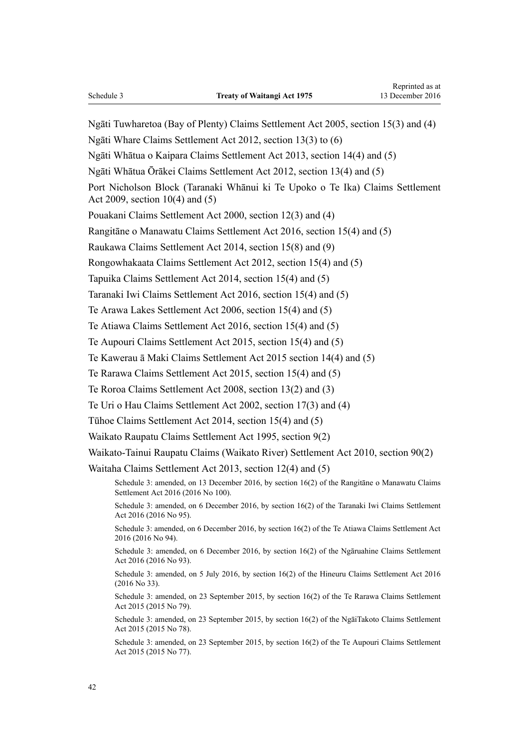Ngāti Tuwharetoa (Bay of Plenty) Claims Settlement Act 2005, section 15(3) and (4)

Ngāti Whare Claims Settlement Act 2012, section 13(3) to (6)

Ngāti Whātua o Kaipara Claims Settlement Act 2013, section 14(4) and (5)

Ngāti Whātua Ōrākei Claims Settlement Act 2012, section 13(4) and (5)

Port Nicholson Block (Taranaki Whānui ki Te Upoko o Te Ika) Claims Settlement Act 2009, section 10(4) and (5)

Pouakani Claims Settlement Act 2000, section 12(3) and (4)

Rangitāne o Manawatu Claims Settlement Act 2016, section 15(4) and (5)

Raukawa Claims Settlement Act 2014, section 15(8) and (9)

Rongowhakaata Claims Settlement Act 2012, section 15(4) and (5)

Tapuika Claims Settlement Act 2014, section 15(4) and (5)

Taranaki Iwi Claims Settlement Act 2016, section 15(4) and (5)

Te Arawa Lakes Settlement Act 2006, section 15(4) and (5)

Te Atiawa Claims Settlement Act 2016, section 15(4) and (5)

Te Aupouri Claims Settlement Act 2015, section 15(4) and (5)

Te Kawerau ā Maki Claims Settlement Act 2015 section 14(4) and (5)

Te Rarawa Claims Settlement Act 2015, section 15(4) and (5)

Te Roroa Claims Settlement Act 2008, section 13(2) and (3)

Te Uri o Hau Claims Settlement Act 2002, section 17(3) and (4)

Tūhoe Claims Settlement Act 2014, section 15(4) and (5)

Waikato Raupatu Claims Settlement Act 1995, section 9(2)

Waikato-Tainui Raupatu Claims (Waikato River) Settlement Act 2010, section 90(2)

Waitaha Claims Settlement Act 2013, section 12(4) and (5)

Schedule 3: amended, on 13 December 2016, by section 16(2) of the Rangitāne o Manawatu Claims Settlement Act 2016 (2016 No 100).

Schedule 3: amended, on 6 December 2016, by section 16(2) of the Taranaki Iwi Claims Settlement Act 2016 (2016 No 95).

Schedule 3: amended, on 6 December 2016, by section 16(2) of the Te Atiawa Claims Settlement Act 2016 (2016 No 94).

Schedule 3: amended, on 6 December 2016, by section 16(2) of the Ngāruahine Claims Settlement Act 2016 (2016 No 93).

Schedule 3: amended, on 5 July 2016, by section 16(2) of the Hineuru Claims Settlement Act 2016 (2016 No 33).

Schedule 3: amended, on 23 September 2015, by section 16(2) of the Te Rarawa Claims Settlement Act 2015 (2015 No 79).

Schedule 3: amended, on 23 September 2015, by section 16(2) of the NgāiTakoto Claims Settlement Act 2015 (2015 No 78).

Schedule 3: amended, on 23 September 2015, by section 16(2) of the Te Aupouri Claims Settlement Act 2015 (2015 No 77).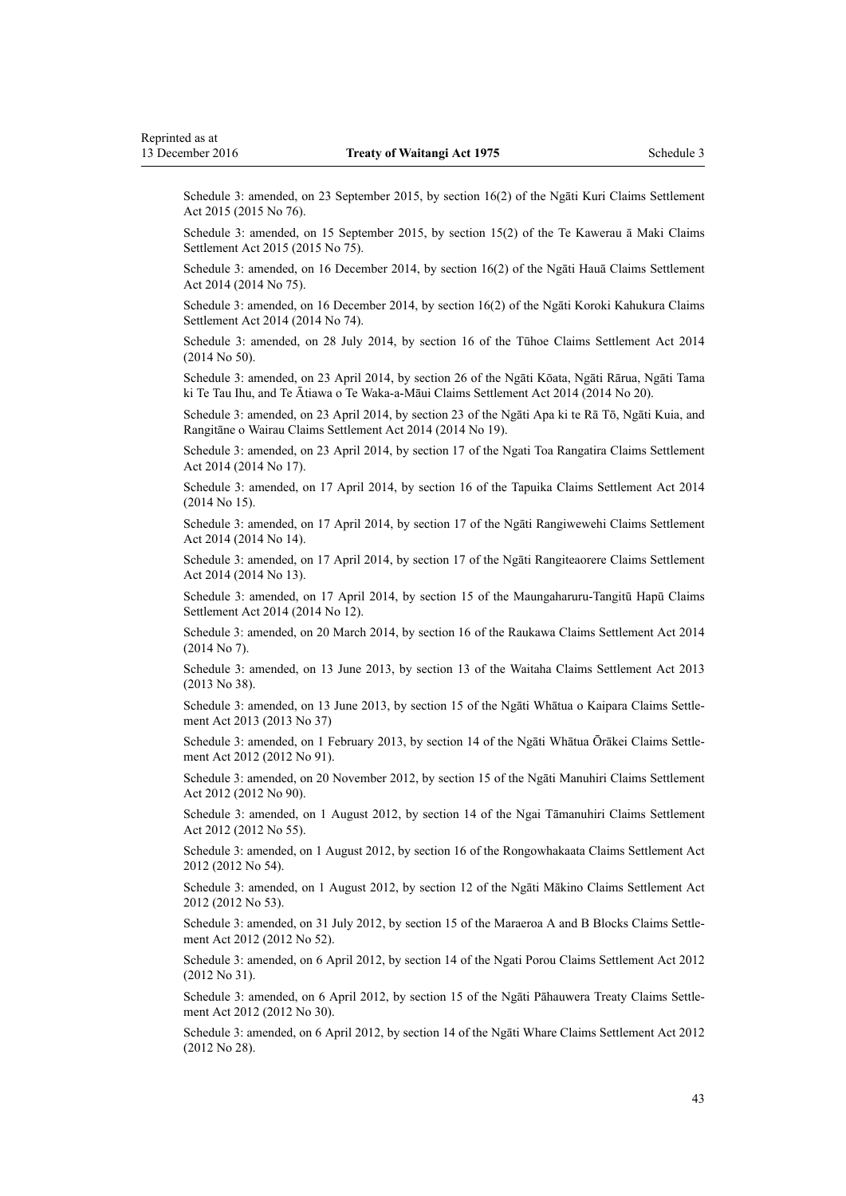Schedule 3: amended, on 23 September 2015, by section 16(2) of the Ngāti Kuri Claims Settlement Act 2015 (2015 No 76).

Schedule 3: amended, on 15 September 2015, by section 15(2) of the Te Kawerau ā Maki Claims Settlement Act 2015 (2015 No 75).

Schedule 3: amended, on 16 December 2014, by section 16(2) of the Ngāti Hauā Claims Settlement Act 2014 (2014 No 75).

Schedule 3: amended, on 16 December 2014, by section 16(2) of the Ngāti Koroki Kahukura Claims Settlement Act 2014 (2014 No 74).

Schedule 3: amended, on 28 July 2014, by section 16 of the Tūhoe Claims Settlement Act 2014 (2014 No 50).

Schedule 3: amended, on 23 April 2014, by section 26 of the Ngāti Kōata, Ngāti Rārua, Ngāti Tama ki Te Tau Ihu, and Te Ātiawa o Te Waka-a-Māui Claims Settlement Act 2014 (2014 No 20).

Schedule 3: amended, on 23 April 2014, by section 23 of the Ngāti Apa ki te Rā Tō, Ngāti Kuia, and Rangitāne o Wairau Claims Settlement Act 2014 (2014 No 19).

Schedule 3: amended, on 23 April 2014, by section 17 of the Ngati Toa Rangatira Claims Settlement Act 2014 (2014 No 17).

Schedule 3: amended, on 17 April 2014, by section 16 of the Tapuika Claims Settlement Act 2014 (2014 No 15).

Schedule 3: amended, on 17 April 2014, by section 17 of the Ngāti Rangiwewehi Claims Settlement Act 2014 (2014 No 14).

Schedule 3: amended, on 17 April 2014, by section 17 of the Ngāti Rangiteaorere Claims Settlement Act 2014 (2014 No 13).

Schedule 3: amended, on 17 April 2014, by section 15 of the Maungaharuru-Tangitū Hapū Claims Settlement Act 2014 (2014 No 12).

Schedule 3: amended, on 20 March 2014, by section 16 of the Raukawa Claims Settlement Act 2014 (2014 No 7).

Schedule 3: amended, on 13 June 2013, by section 13 of the Waitaha Claims Settlement Act 2013 (2013 No 38).

Schedule 3: amended, on 13 June 2013, by section 15 of the Ngāti Whātua o Kaipara Claims Settlement Act 2013 (2013 No 37)

Schedule 3: amended, on 1 February 2013, by section 14 of the Ngāti Whātua Ōrākei Claims Settlement Act 2012 (2012 No 91).

Schedule 3: amended, on 20 November 2012, by section 15 of the Ngāti Manuhiri Claims Settlement Act 2012 (2012 No 90).

Schedule 3: amended, on 1 August 2012, by section 14 of the Ngai Tāmanuhiri Claims Settlement Act 2012 (2012 No 55).

Schedule 3: amended, on 1 August 2012, by section 16 of the Rongowhakaata Claims Settlement Act 2012 (2012 No 54).

Schedule 3: amended, on 1 August 2012, by section 12 of the Ngāti Mākino Claims Settlement Act 2012 (2012 No 53).

Schedule 3: amended, on 31 July 2012, by section 15 of the Maraeroa A and B Blocks Claims Settlement Act 2012 (2012 No 52).

Schedule 3: amended, on 6 April 2012, by section 14 of the Ngati Porou Claims Settlement Act 2012 (2012 No 31).

Schedule 3: amended, on 6 April 2012, by section 15 of the Ngāti Pāhauwera Treaty Claims Settlement Act 2012 (2012 No 30).

Schedule 3: amended, on 6 April 2012, by section 14 of the Ngāti Whare Claims Settlement Act 2012 (2012 No 28).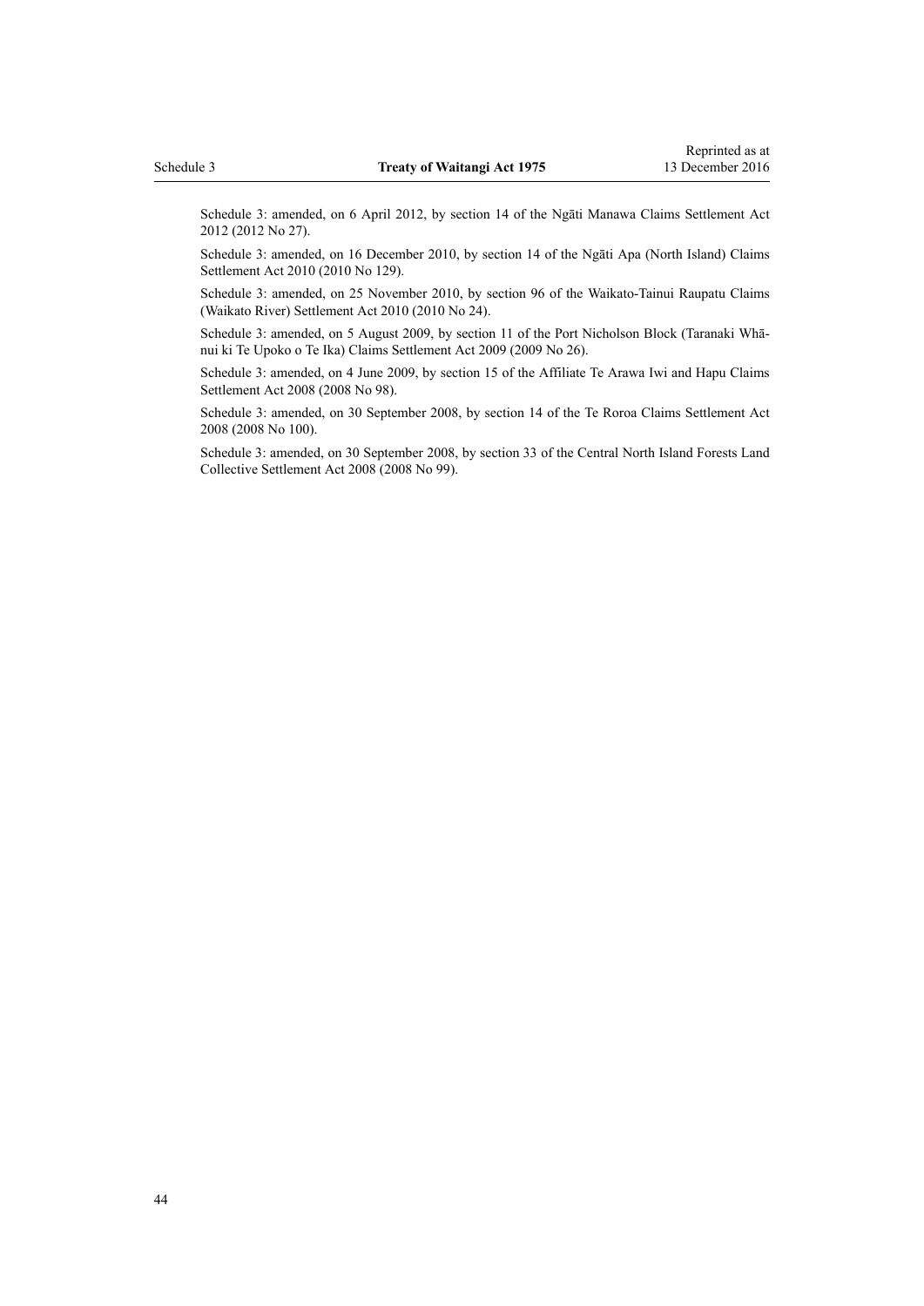Schedule 3: amended, on 6 April 2012, by section 14 of the Ngāti Manawa Claims Settlement Act 2012 (2012 No 27).

Schedule 3: amended, on 16 December 2010, by section 14 of the Ngāti Apa (North Island) Claims Settlement Act 2010 (2010 No 129).

Schedule 3: amended, on 25 November 2010, by section 96 of the Waikato-Tainui Raupatu Claims (Waikato River) Settlement Act 2010 (2010 No 24).

Schedule 3: amended, on 5 August 2009, by section 11 of the Port Nicholson Block (Taranaki Whānui ki Te Upoko o Te Ika) Claims Settlement Act 2009 (2009 No 26).

Schedule 3: amended, on 4 June 2009, by section 15 of the Affiliate Te Arawa Iwi and Hapu Claims Settlement Act 2008 (2008 No 98).

Schedule 3: amended, on 30 September 2008, by section 14 of the Te Roroa Claims Settlement Act 2008 (2008 No 100).

Schedule 3: amended, on 30 September 2008, by section 33 of the Central North Island Forests Land Collective Settlement Act 2008 (2008 No 99).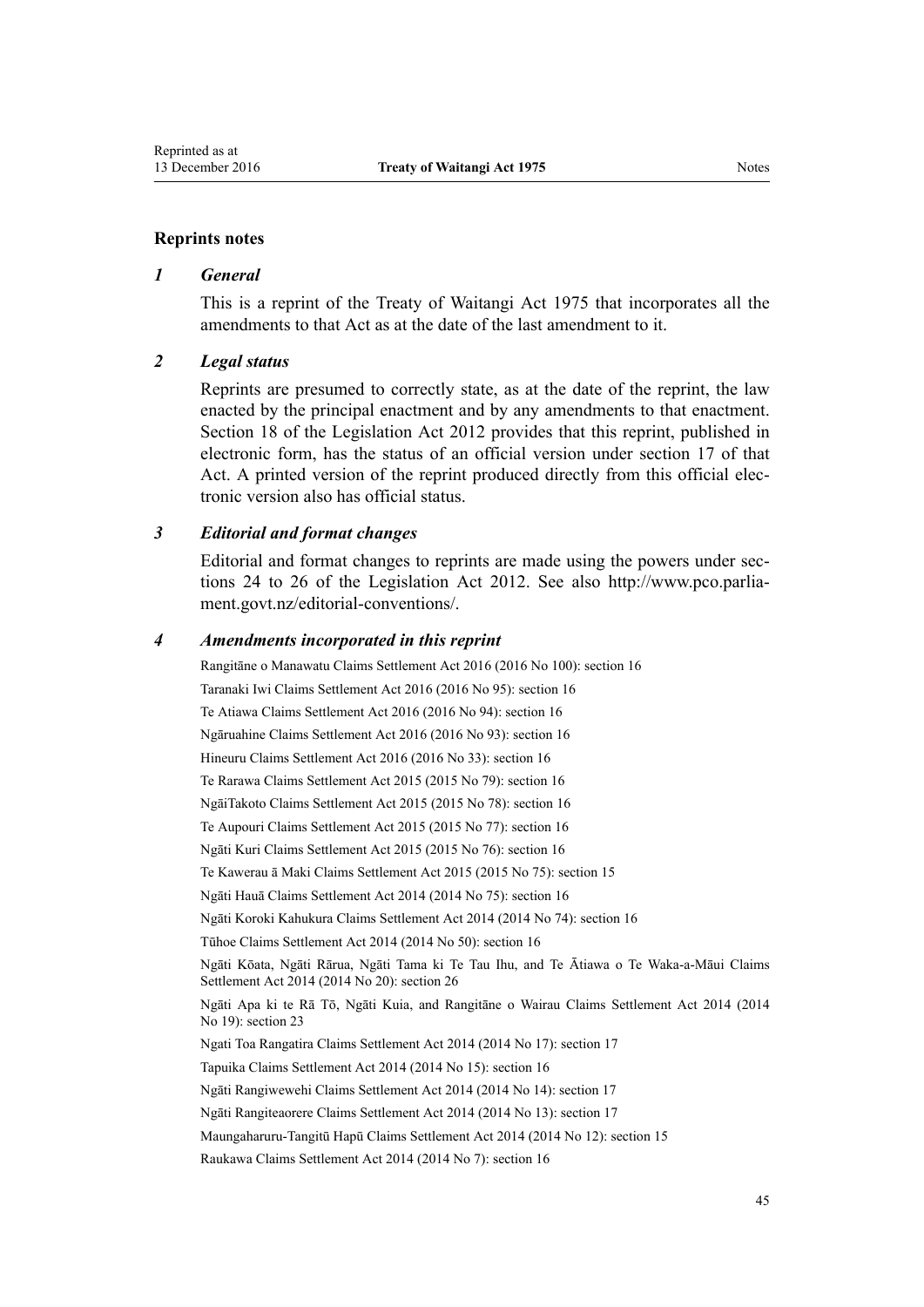## Reprints notes

### *1 General*

This is a reprint of the Treaty of Waitangi Act 1975 that incorporates all the amendments to that Act as at the date of the last amendment to it.

### *2 Legal status*

Reprints are presumed to correctly state, as at the date of the reprint, the law enacted by the principal enactment and by any amendments to that enactment. Section 18 of the Legislation Act 2012 provides that this reprint, published in electronic form, has the status of an official version under section 17 of that Act. A printed version of the reprint produced directly from this official electronic version also has official status.

### *3 Editorial and format changes*

Editorial and format changes to reprints are made using the powers under sections 24 to 26 of the Legislation Act 2012. See also http://www.pco.parliament.govt.nz/editorial-conventions/.

### *4 Amendments incorporated in this reprint*

Rangitāne o Manawatu Claims Settlement Act 2016 (2016 No 100): section 16

Taranaki Iwi Claims Settlement Act 2016 (2016 No 95): section 16

Te Atiawa Claims Settlement Act 2016 (2016 No 94): section 16

Ngāruahine Claims Settlement Act 2016 (2016 No 93): section 16

Hineuru Claims Settlement Act 2016 (2016 No 33): section 16

Te Rarawa Claims Settlement Act 2015 (2015 No 79): section 16

NgāiTakoto Claims Settlement Act 2015 (2015 No 78): section 16

Te Aupouri Claims Settlement Act 2015 (2015 No 77): section 16

Ngāti Kuri Claims Settlement Act 2015 (2015 No 76): section 16

Te Kawerau ā Maki Claims Settlement Act 2015 (2015 No 75): section 15

Ngāti Hauā Claims Settlement Act 2014 (2014 No 75): section 16

Ngāti Koroki Kahukura Claims Settlement Act 2014 (2014 No 74): section 16

Tūhoe Claims Settlement Act 2014 (2014 No 50): section 16

Ngāti Kōata, Ngāti Rārua, Ngāti Tama ki Te Tau Ihu, and Te Ātiawa o Te Waka-a-Māui Claims Settlement Act 2014 (2014 No 20): section 26

Ngāti Apa ki te Rā Tō, Ngāti Kuia, and Rangitāne o Wairau Claims Settlement Act 2014 (2014 No 19): section 23

Ngati Toa Rangatira Claims Settlement Act 2014 (2014 No 17): section 17

Tapuika Claims Settlement Act 2014 (2014 No 15): section 16

Ngāti Rangiwewehi Claims Settlement Act 2014 (2014 No 14): section 17

Ngāti Rangiteaorere Claims Settlement Act 2014 (2014 No 13): section 17

Maungaharuru-Tangitū Hapū Claims Settlement Act 2014 (2014 No 12): section 15

Raukawa Claims Settlement Act 2014 (2014 No 7): section 16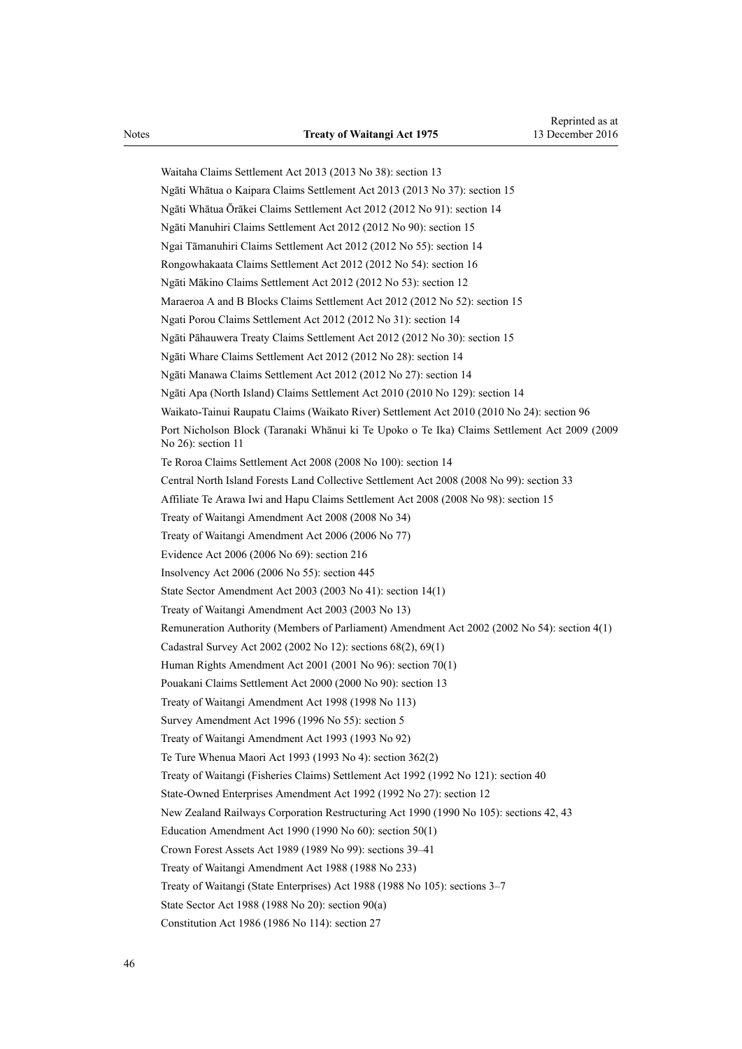Waitaha Claims Settlement Act 2013 (2013 No 38): section 13

Ngāti Whātua o Kaipara Claims Settlement Act 2013 (2013 No 37): section 15

Ngāti Whātua Ōrākei Claims Settlement Act 2012 (2012 No 91): section 14

Ngāti Manuhiri Claims Settlement Act 2012 (2012 No 90): section 15

Ngai Tāmanuhiri Claims Settlement Act 2012 (2012 No 55): section 14

Rongowhakaata Claims Settlement Act 2012 (2012 No 54): section 16

Ngāti Mākino Claims Settlement Act 2012 (2012 No 53): section 12

Maraeroa A and B Blocks Claims Settlement Act 2012 (2012 No 52): section 15

Ngati Porou Claims Settlement Act 2012 (2012 No 31): section 14

Ngāti Pāhauwera Treaty Claims Settlement Act 2012 (2012 No 30): section 15

Ngāti Whare Claims Settlement Act 2012 (2012 No 28): section 14

Ngāti Manawa Claims Settlement Act 2012 (2012 No 27): section 14

Ngāti Apa (North Island) Claims Settlement Act 2010 (2010 No 129): section 14

Waikato-Tainui Raupatu Claims (Waikato River) Settlement Act 2010 (2010 No 24): section 96

Port Nicholson Block (Taranaki Whānui ki Te Upoko o Te Ika) Claims Settlement Act 2009 (2009 No 26): section 11

Te Roroa Claims Settlement Act 2008 (2008 No 100): section 14

Central North Island Forests Land Collective Settlement Act 2008 (2008 No 99): section 33

Affiliate Te Arawa Iwi and Hapu Claims Settlement Act 2008 (2008 No 98): section 15

Treaty of Waitangi Amendment Act 2008 (2008 No 34)

Treaty of Waitangi Amendment Act 2006 (2006 No 77)

Evidence Act 2006 (2006 No 69): section 216

Insolvency Act 2006 (2006 No 55): section 445

State Sector Amendment Act 2003 (2003 No 41): section 14(1)

Treaty of Waitangi Amendment Act 2003 (2003 No 13)

Remuneration Authority (Members of Parliament) Amendment Act 2002 (2002 No 54): section 4(1)

Cadastral Survey Act 2002 (2002 No 12): sections 68(2), 69(1)

Human Rights Amendment Act 2001 (2001 No 96): section 70(1)

Pouakani Claims Settlement Act 2000 (2000 No 90): section 13

Treaty of Waitangi Amendment Act 1998 (1998 No 113)

Survey Amendment Act 1996 (1996 No 55): section 5

Treaty of Waitangi Amendment Act 1993 (1993 No 92)

Te Ture Whenua Maori Act 1993 (1993 No 4): section 362(2)

Treaty of Waitangi (Fisheries Claims) Settlement Act 1992 (1992 No 121): section 40

State-Owned Enterprises Amendment Act 1992 (1992 No 27): section 12

New Zealand Railways Corporation Restructuring Act 1990 (1990 No 105): sections 42, 43

Education Amendment Act 1990 (1990 No 60): section 50(1)

Crown Forest Assets Act 1989 (1989 No 99): sections 39–41

Treaty of Waitangi Amendment Act 1988 (1988 No 233)

Treaty of Waitangi (State Enterprises) Act 1988 (1988 No 105): sections 3–7

State Sector Act 1988 (1988 No 20): section 90(a)

Constitution Act 1986 (1986 No 114): section 27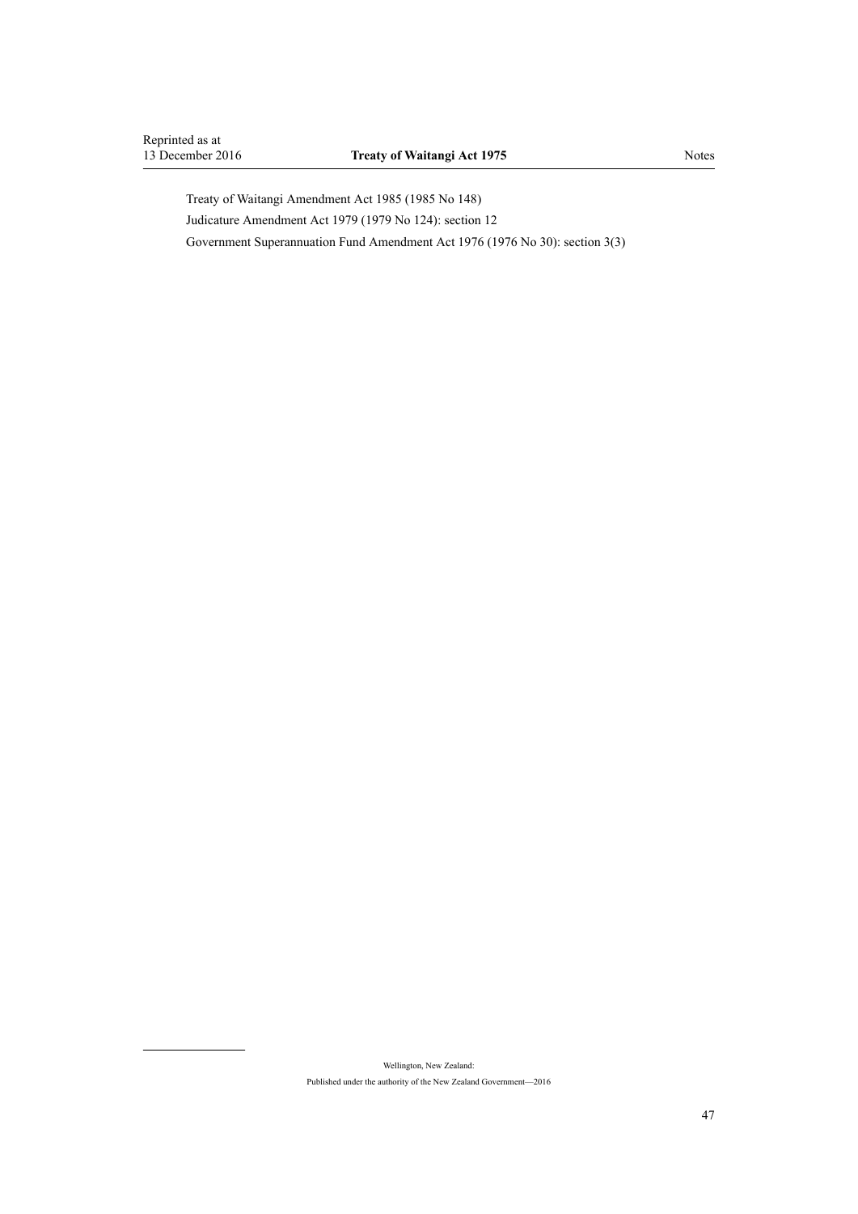Treaty of Waitangi Amendment Act 1985 (1985 No 148)

Judicature Amendment Act 1979 (1979 No 124): section 12

Government Superannuation Fund Amendment Act 1976 (1976 No 30): section 3(3)

Wellington, New Zealand:

Published under the authority of the New Zealand Government—2016